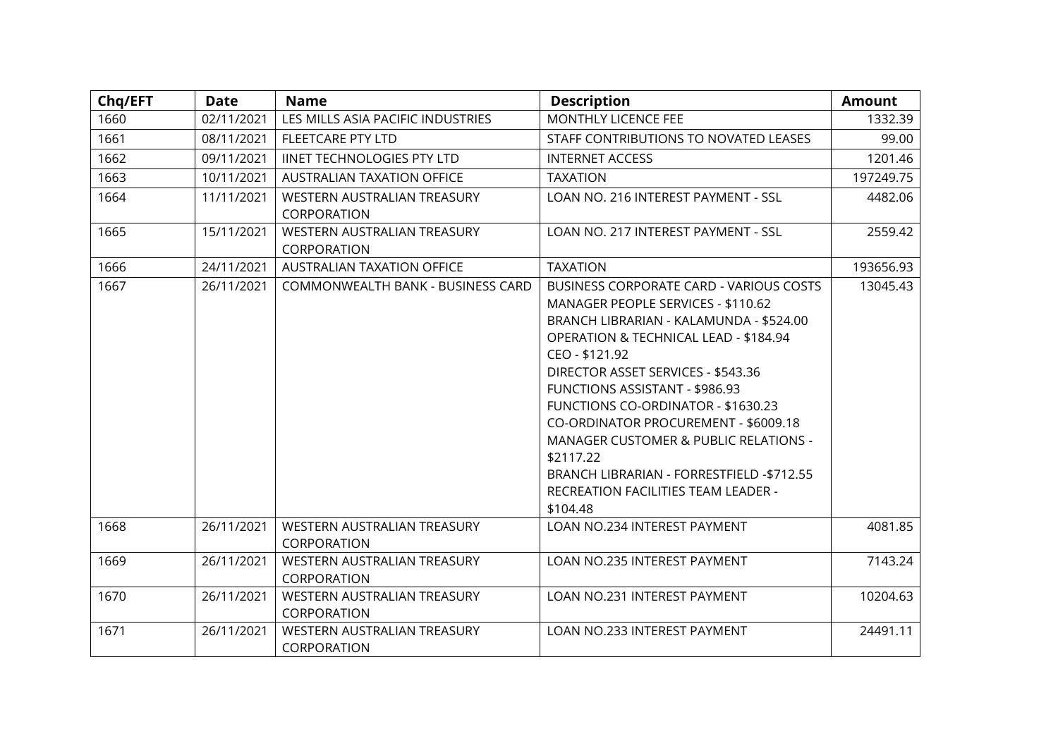| Chq/EFT | Date | Name | Description | Amount |
|---|---|---|---|---|
| 1660 | 02/11/2021 | LES MILLS ASIA PACIFIC INDUSTRIES | MONTHLY LICENCE FEE | 1332.39 |
| 1661 | 08/11/2021 | FLEETCARE PTY LTD | STAFF CONTRIBUTIONS TO NOVATED LEASES | 99.00 |
| 1662 | 09/11/2021 | IINET TECHNOLOGIES PTY LTD | INTERNET ACCESS | 1201.46 |
| 1663 | 10/11/2021 | AUSTRALIAN TAXATION OFFICE | TAXATION | 197249.75 |
| 1664 | 11/11/2021 | WESTERN AUSTRALIAN TREASURY CORPORATION | LOAN NO. 216 INTEREST PAYMENT - SSL | 4482.06 |
| 1665 | 15/11/2021 | WESTERN AUSTRALIAN TREASURY CORPORATION | LOAN NO. 217 INTEREST PAYMENT - SSL | 2559.42 |
| 1666 | 24/11/2021 | AUSTRALIAN TAXATION OFFICE | TAXATION | 193656.93 |
| 1667 | 26/11/2021 | COMMONWEALTH BANK - BUSINESS CARD | BUSINESS CORPORATE CARD - VARIOUS COSTS<br>MANAGER PEOPLE SERVICES - $110.62<br>BRANCH LIBRARIAN - KALAMUNDA - $524.00<br>OPERATION & TECHNICAL LEAD - $184.94<br>CEO - $121.92<br>DIRECTOR ASSET SERVICES - $543.36<br>FUNCTIONS ASSISTANT - $986.93<br>FUNCTIONS CO-ORDINATOR - $1630.23<br>CO-ORDINATOR PROCUREMENT - $6009.18<br>MANAGER CUSTOMER & PUBLIC RELATIONS - $2117.22<br>BRANCH LIBRARIAN - FORRESTFIELD -$712.55<br>RECREATION FACILITIES TEAM LEADER - $104.48 | 13045.43 |
| 1668 | 26/11/2021 | WESTERN AUSTRALIAN TREASURY CORPORATION | LOAN NO.234 INTEREST PAYMENT | 4081.85 |
| 1669 | 26/11/2021 | WESTERN AUSTRALIAN TREASURY CORPORATION | LOAN NO.235 INTEREST PAYMENT | 7143.24 |
| 1670 | 26/11/2021 | WESTERN AUSTRALIAN TREASURY CORPORATION | LOAN NO.231 INTEREST PAYMENT | 10204.63 |
| 1671 | 26/11/2021 | WESTERN AUSTRALIAN TREASURY CORPORATION | LOAN NO.233 INTEREST PAYMENT | 24491.11 |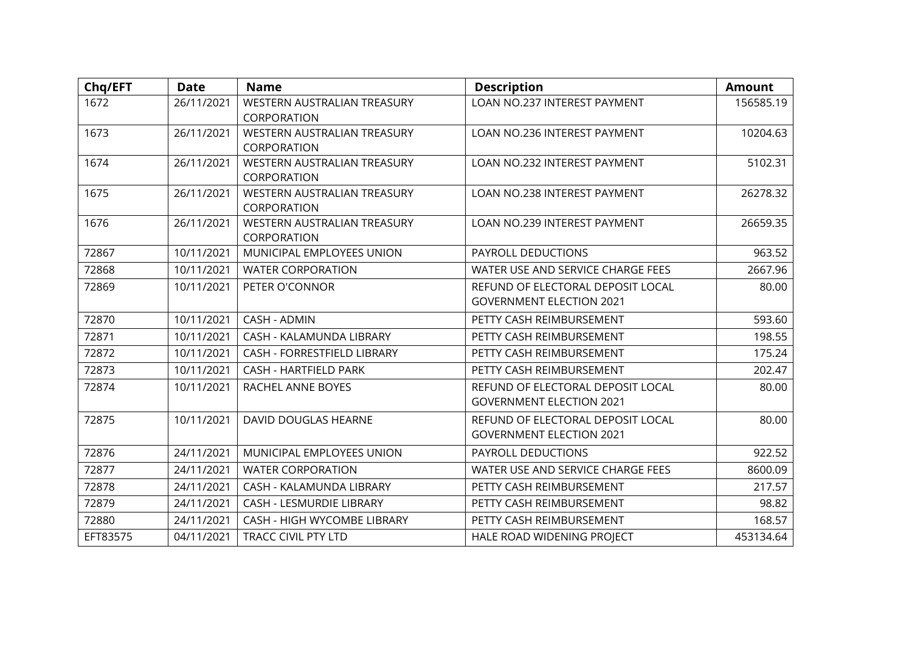| Chq/EFT | Date | Name | Description | Amount |
|---|---|---|---|---|
| 1672 | 26/11/2021 | WESTERN AUSTRALIAN TREASURY CORPORATION | LOAN NO.237 INTEREST PAYMENT | 156585.19 |
| 1673 | 26/11/2021 | WESTERN AUSTRALIAN TREASURY CORPORATION | LOAN NO.236 INTEREST PAYMENT | 10204.63 |
| 1674 | 26/11/2021 | WESTERN AUSTRALIAN TREASURY CORPORATION | LOAN NO.232 INTEREST PAYMENT | 5102.31 |
| 1675 | 26/11/2021 | WESTERN AUSTRALIAN TREASURY CORPORATION | LOAN NO.238 INTEREST PAYMENT | 26278.32 |
| 1676 | 26/11/2021 | WESTERN AUSTRALIAN TREASURY CORPORATION | LOAN NO.239 INTEREST PAYMENT | 26659.35 |
| 72867 | 10/11/2021 | MUNICIPAL EMPLOYEES UNION | PAYROLL DEDUCTIONS | 963.52 |
| 72868 | 10/11/2021 | WATER CORPORATION | WATER USE AND SERVICE CHARGE FEES | 2667.96 |
| 72869 | 10/11/2021 | PETER O'CONNOR | REFUND OF ELECTORAL DEPOSIT LOCAL GOVERNMENT ELECTION 2021 | 80.00 |
| 72870 | 10/11/2021 | CASH - ADMIN | PETTY CASH REIMBURSEMENT | 593.60 |
| 72871 | 10/11/2021 | CASH - KALAMUNDA LIBRARY | PETTY CASH REIMBURSEMENT | 198.55 |
| 72872 | 10/11/2021 | CASH - FORRESTFIELD LIBRARY | PETTY CASH REIMBURSEMENT | 175.24 |
| 72873 | 10/11/2021 | CASH - HARTFIELD PARK | PETTY CASH REIMBURSEMENT | 202.47 |
| 72874 | 10/11/2021 | RACHEL ANNE BOYES | REFUND OF ELECTORAL DEPOSIT LOCAL GOVERNMENT ELECTION 2021 | 80.00 |
| 72875 | 10/11/2021 | DAVID DOUGLAS HEARNE | REFUND OF ELECTORAL DEPOSIT LOCAL GOVERNMENT ELECTION 2021 | 80.00 |
| 72876 | 24/11/2021 | MUNICIPAL EMPLOYEES UNION | PAYROLL DEDUCTIONS | 922.52 |
| 72877 | 24/11/2021 | WATER CORPORATION | WATER USE AND SERVICE CHARGE FEES | 8600.09 |
| 72878 | 24/11/2021 | CASH - KALAMUNDA LIBRARY | PETTY CASH REIMBURSEMENT | 217.57 |
| 72879 | 24/11/2021 | CASH - LESMURDIE LIBRARY | PETTY CASH REIMBURSEMENT | 98.82 |
| 72880 | 24/11/2021 | CASH - HIGH WYCOMBE LIBRARY | PETTY CASH REIMBURSEMENT | 168.57 |
| EFT83575 | 04/11/2021 | TRACC CIVIL PTY LTD | HALE ROAD WIDENING PROJECT | 453134.64 |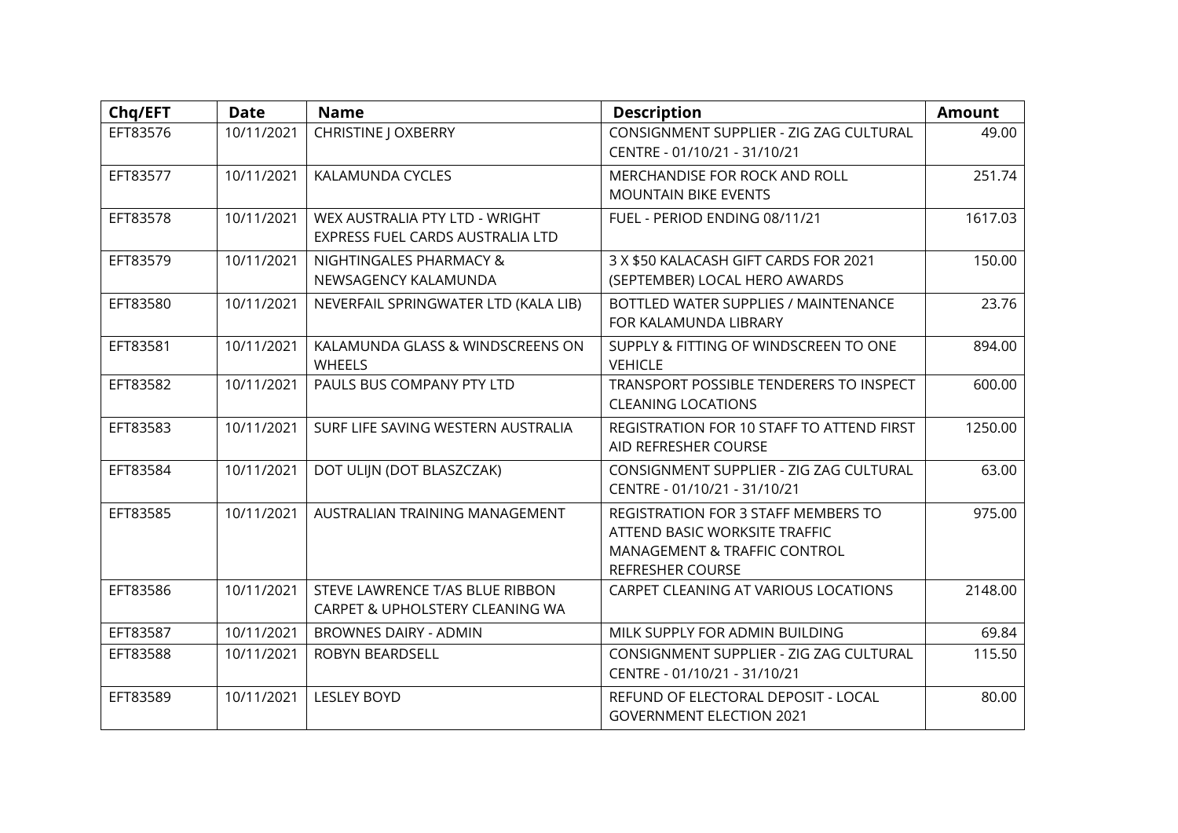| Chq/EFT | Date | Name | Description | Amount |
|---|---|---|---|---|
| EFT83576 | 10/11/2021 | CHRISTINE J OXBERRY | CONSIGNMENT SUPPLIER - ZIG ZAG CULTURAL CENTRE - 01/10/21 - 31/10/21 | 49.00 |
| EFT83577 | 10/11/2021 | KALAMUNDA CYCLES | MERCHANDISE FOR ROCK AND ROLL MOUNTAIN BIKE EVENTS | 251.74 |
| EFT83578 | 10/11/2021 | WEX AUSTRALIA PTY LTD - WRIGHT EXPRESS FUEL CARDS AUSTRALIA LTD | FUEL - PERIOD ENDING 08/11/21 | 1617.03 |
| EFT83579 | 10/11/2021 | NIGHTINGALES PHARMACY & NEWSAGENCY KALAMUNDA | 3 X $50 KALACASH GIFT CARDS FOR 2021 (SEPTEMBER) LOCAL HERO AWARDS | 150.00 |
| EFT83580 | 10/11/2021 | NEVERFAIL SPRINGWATER LTD (KALA LIB) | BOTTLED WATER SUPPLIES / MAINTENANCE FOR KALAMUNDA LIBRARY | 23.76 |
| EFT83581 | 10/11/2021 | KALAMUNDA GLASS & WINDSCREENS ON WHEELS | SUPPLY & FITTING OF WINDSCREEN TO ONE VEHICLE | 894.00 |
| EFT83582 | 10/11/2021 | PAULS BUS COMPANY PTY LTD | TRANSPORT POSSIBLE TENDERERS TO INSPECT CLEANING LOCATIONS | 600.00 |
| EFT83583 | 10/11/2021 | SURF LIFE SAVING WESTERN AUSTRALIA | REGISTRATION FOR 10 STAFF TO ATTEND FIRST AID REFRESHER COURSE | 1250.00 |
| EFT83584 | 10/11/2021 | DOT ULIJN (DOT BLASZCZAK) | CONSIGNMENT SUPPLIER - ZIG ZAG CULTURAL CENTRE - 01/10/21 - 31/10/21 | 63.00 |
| EFT83585 | 10/11/2021 | AUSTRALIAN TRAINING MANAGEMENT | REGISTRATION FOR 3 STAFF MEMBERS TO ATTEND BASIC WORKSITE TRAFFIC MANAGEMENT & TRAFFIC CONTROL REFRESHER COURSE | 975.00 |
| EFT83586 | 10/11/2021 | STEVE LAWRENCE T/AS BLUE RIBBON CARPET & UPHOLSTERY CLEANING WA | CARPET CLEANING AT VARIOUS LOCATIONS | 2148.00 |
| EFT83587 | 10/11/2021 | BROWNES DAIRY - ADMIN | MILK SUPPLY FOR ADMIN BUILDING | 69.84 |
| EFT83588 | 10/11/2021 | ROBYN BEARDSELL | CONSIGNMENT SUPPLIER - ZIG ZAG CULTURAL CENTRE - 01/10/21 - 31/10/21 | 115.50 |
| EFT83589 | 10/11/2021 | LESLEY BOYD | REFUND OF ELECTORAL DEPOSIT - LOCAL GOVERNMENT ELECTION 2021 | 80.00 |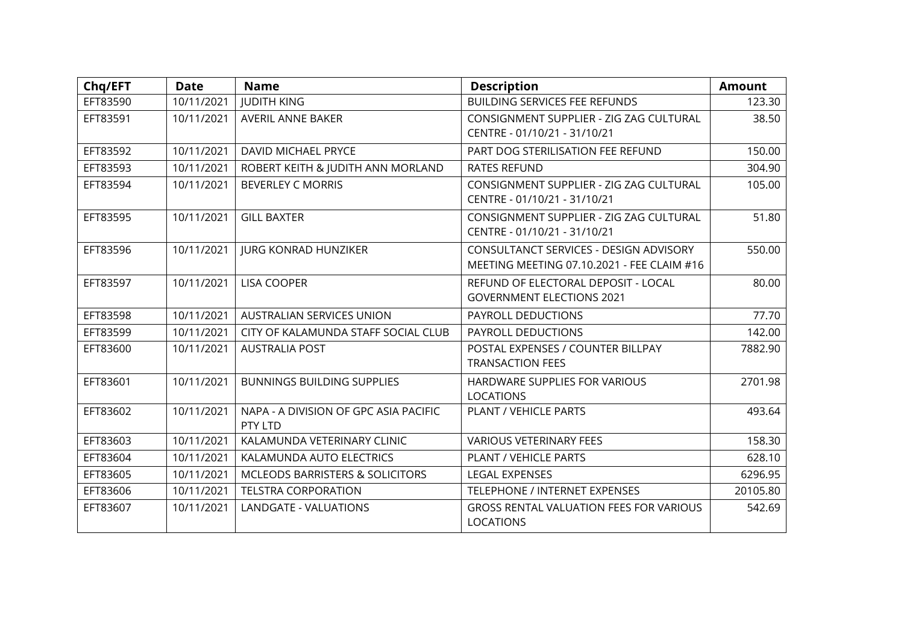| Chq/EFT | Date | Name | Description | Amount |
|---|---|---|---|---|
| EFT83590 | 10/11/2021 | JUDITH KING | BUILDING SERVICES FEE REFUNDS | 123.30 |
| EFT83591 | 10/11/2021 | AVERIL ANNE BAKER | CONSIGNMENT SUPPLIER - ZIG ZAG CULTURAL CENTRE - 01/10/21 - 31/10/21 | 38.50 |
| EFT83592 | 10/11/2021 | DAVID MICHAEL PRYCE | PART DOG STERILISATION FEE REFUND | 150.00 |
| EFT83593 | 10/11/2021 | ROBERT KEITH & JUDITH ANN MORLAND | RATES REFUND | 304.90 |
| EFT83594 | 10/11/2021 | BEVERLEY C MORRIS | CONSIGNMENT SUPPLIER - ZIG ZAG CULTURAL CENTRE - 01/10/21 - 31/10/21 | 105.00 |
| EFT83595 | 10/11/2021 | GILL BAXTER | CONSIGNMENT SUPPLIER - ZIG ZAG CULTURAL CENTRE - 01/10/21 - 31/10/21 | 51.80 |
| EFT83596 | 10/11/2021 | JURG KONRAD HUNZIKER | CONSULTANCT SERVICES - DESIGN ADVISORY MEETING MEETING 07.10.2021 - FEE CLAIM #16 | 550.00 |
| EFT83597 | 10/11/2021 | LISA COOPER | REFUND OF ELECTORAL DEPOSIT - LOCAL GOVERNMENT ELECTIONS 2021 | 80.00 |
| EFT83598 | 10/11/2021 | AUSTRALIAN SERVICES UNION | PAYROLL DEDUCTIONS | 77.70 |
| EFT83599 | 10/11/2021 | CITY OF KALAMUNDA STAFF SOCIAL CLUB | PAYROLL DEDUCTIONS | 142.00 |
| EFT83600 | 10/11/2021 | AUSTRALIA POST | POSTAL EXPENSES / COUNTER BILLPAY TRANSACTION FEES | 7882.90 |
| EFT83601 | 10/11/2021 | BUNNINGS BUILDING SUPPLIES | HARDWARE SUPPLIES FOR VARIOUS LOCATIONS | 2701.98 |
| EFT83602 | 10/11/2021 | NAPA - A DIVISION OF GPC ASIA PACIFIC PTY LTD | PLANT / VEHICLE PARTS | 493.64 |
| EFT83603 | 10/11/2021 | KALAMUNDA VETERINARY CLINIC | VARIOUS VETERINARY FEES | 158.30 |
| EFT83604 | 10/11/2021 | KALAMUNDA AUTO ELECTRICS | PLANT / VEHICLE PARTS | 628.10 |
| EFT83605 | 10/11/2021 | MCLEODS BARRISTERS & SOLICITORS | LEGAL EXPENSES | 6296.95 |
| EFT83606 | 10/11/2021 | TELSTRA CORPORATION | TELEPHONE / INTERNET EXPENSES | 20105.80 |
| EFT83607 | 10/11/2021 | LANDGATE - VALUATIONS | GROSS RENTAL VALUATION FEES FOR VARIOUS LOCATIONS | 542.69 |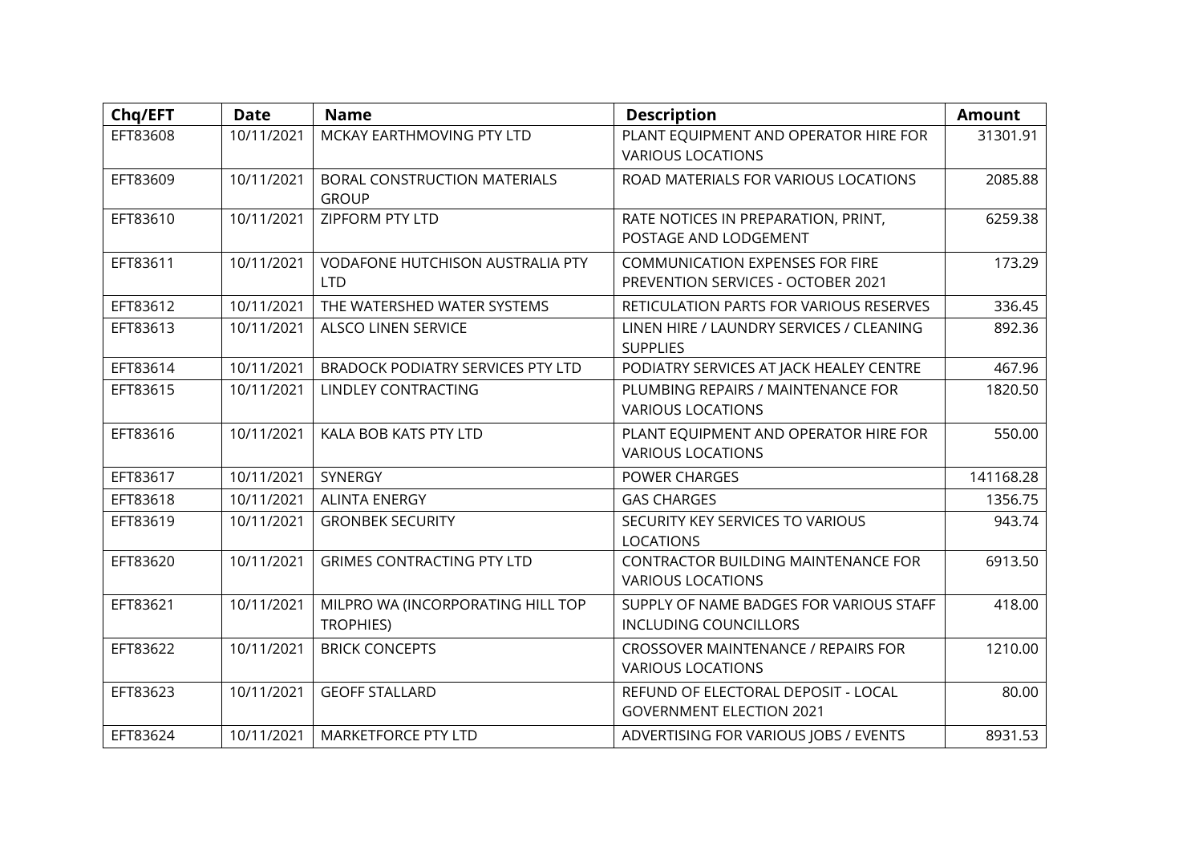| Chq/EFT | Date | Name | Description | Amount |
|---|---|---|---|---|
| EFT83608 | 10/11/2021 | MCKAY EARTHMOVING PTY LTD | PLANT EQUIPMENT AND OPERATOR HIRE FOR VARIOUS LOCATIONS | 31301.91 |
| EFT83609 | 10/11/2021 | BORAL CONSTRUCTION MATERIALS GROUP | ROAD MATERIALS FOR VARIOUS LOCATIONS | 2085.88 |
| EFT83610 | 10/11/2021 | ZIPFORM PTY LTD | RATE NOTICES IN PREPARATION, PRINT, POSTAGE AND LODGEMENT | 6259.38 |
| EFT83611 | 10/11/2021 | VODAFONE HUTCHISON AUSTRALIA PTY LTD | COMMUNICATION EXPENSES FOR FIRE PREVENTION SERVICES - OCTOBER 2021 | 173.29 |
| EFT83612 | 10/11/2021 | THE WATERSHED WATER SYSTEMS | RETICULATION PARTS FOR VARIOUS RESERVES | 336.45 |
| EFT83613 | 10/11/2021 | ALSCO LINEN SERVICE | LINEN HIRE / LAUNDRY SERVICES / CLEANING SUPPLIES | 892.36 |
| EFT83614 | 10/11/2021 | BRADOCK PODIATRY SERVICES PTY LTD | PODIATRY SERVICES AT JACK HEALEY CENTRE | 467.96 |
| EFT83615 | 10/11/2021 | LINDLEY CONTRACTING | PLUMBING REPAIRS / MAINTENANCE FOR VARIOUS LOCATIONS | 1820.50 |
| EFT83616 | 10/11/2021 | KALA BOB KATS PTY LTD | PLANT EQUIPMENT AND OPERATOR HIRE FOR VARIOUS LOCATIONS | 550.00 |
| EFT83617 | 10/11/2021 | SYNERGY | POWER CHARGES | 141168.28 |
| EFT83618 | 10/11/2021 | ALINTA ENERGY | GAS CHARGES | 1356.75 |
| EFT83619 | 10/11/2021 | GRONBEK SECURITY | SECURITY KEY SERVICES TO VARIOUS LOCATIONS | 943.74 |
| EFT83620 | 10/11/2021 | GRIMES CONTRACTING PTY LTD | CONTRACTOR BUILDING MAINTENANCE FOR VARIOUS LOCATIONS | 6913.50 |
| EFT83621 | 10/11/2021 | MILPRO WA (INCORPORATING HILL TOP TROPHIES) | SUPPLY OF NAME BADGES FOR VARIOUS STAFF INCLUDING COUNCILLORS | 418.00 |
| EFT83622 | 10/11/2021 | BRICK CONCEPTS | CROSSOVER MAINTENANCE / REPAIRS FOR VARIOUS LOCATIONS | 1210.00 |
| EFT83623 | 10/11/2021 | GEOFF STALLARD | REFUND OF ELECTORAL DEPOSIT - LOCAL GOVERNMENT ELECTION 2021 | 80.00 |
| EFT83624 | 10/11/2021 | MARKETFORCE PTY LTD | ADVERTISING FOR VARIOUS JOBS / EVENTS | 8931.53 |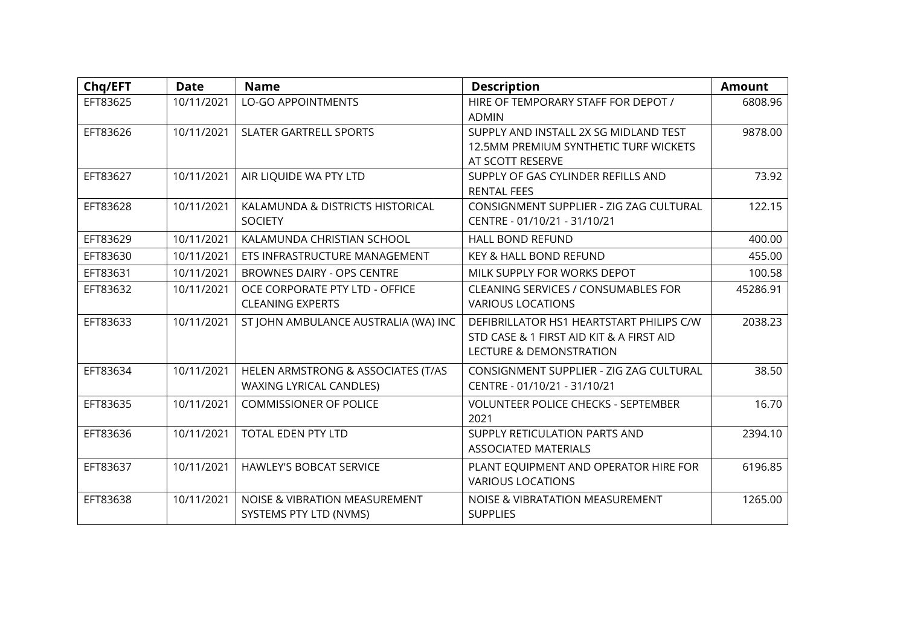| Chq/EFT | Date | Name | Description | Amount |
|---|---|---|---|---|
| EFT83625 | 10/11/2021 | LO-GO APPOINTMENTS | HIRE OF TEMPORARY STAFF FOR DEPOT / ADMIN | 6808.96 |
| EFT83626 | 10/11/2021 | SLATER GARTRELL SPORTS | SUPPLY AND INSTALL 2X SG MIDLAND TEST 12.5MM PREMIUM SYNTHETIC TURF WICKETS AT SCOTT RESERVE | 9878.00 |
| EFT83627 | 10/11/2021 | AIR LIQUIDE WA PTY LTD | SUPPLY OF GAS CYLINDER REFILLS AND RENTAL FEES | 73.92 |
| EFT83628 | 10/11/2021 | KALAMUNDA & DISTRICTS HISTORICAL SOCIETY | CONSIGNMENT SUPPLIER - ZIG ZAG CULTURAL CENTRE - 01/10/21 - 31/10/21 | 122.15 |
| EFT83629 | 10/11/2021 | KALAMUNDA CHRISTIAN SCHOOL | HALL BOND REFUND | 400.00 |
| EFT83630 | 10/11/2021 | ETS INFRASTRUCTURE MANAGEMENT | KEY & HALL BOND REFUND | 455.00 |
| EFT83631 | 10/11/2021 | BROWNES DAIRY - OPS CENTRE | MILK SUPPLY FOR WORKS DEPOT | 100.58 |
| EFT83632 | 10/11/2021 | OCE CORPORATE PTY LTD - OFFICE CLEANING EXPERTS | CLEANING SERVICES / CONSUMABLES FOR VARIOUS LOCATIONS | 45286.91 |
| EFT83633 | 10/11/2021 | ST JOHN AMBULANCE AUSTRALIA (WA) INC | DEFIBRILLATOR HS1 HEARTSTART PHILIPS C/W STD CASE & 1 FIRST AID KIT & A FIRST AID LECTURE & DEMONSTRATION | 2038.23 |
| EFT83634 | 10/11/2021 | HELEN ARMSTRONG & ASSOCIATES (T/AS WAXING LYRICAL CANDLES) | CONSIGNMENT SUPPLIER - ZIG ZAG CULTURAL CENTRE - 01/10/21 - 31/10/21 | 38.50 |
| EFT83635 | 10/11/2021 | COMMISSIONER OF POLICE | VOLUNTEER POLICE CHECKS - SEPTEMBER 2021 | 16.70 |
| EFT83636 | 10/11/2021 | TOTAL EDEN PTY LTD | SUPPLY RETICULATION PARTS AND ASSOCIATED MATERIALS | 2394.10 |
| EFT83637 | 10/11/2021 | HAWLEY'S BOBCAT SERVICE | PLANT EQUIPMENT AND OPERATOR HIRE FOR VARIOUS LOCATIONS | 6196.85 |
| EFT83638 | 10/11/2021 | NOISE & VIBRATION MEASUREMENT SYSTEMS PTY LTD (NVMS) | NOISE & VIBRATATION MEASUREMENT SUPPLIES | 1265.00 |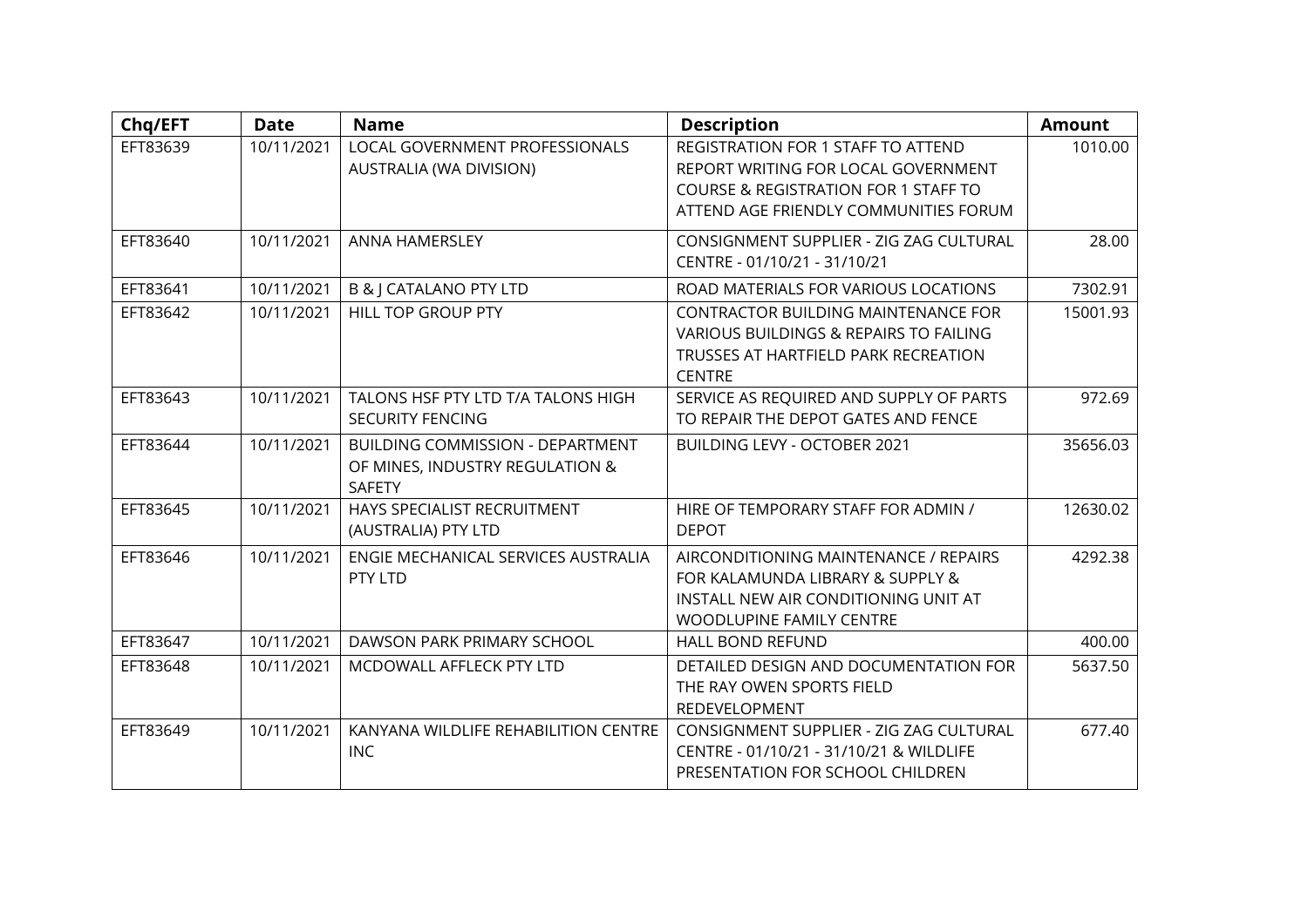| Chq/EFT | Date | Name | Description | Amount |
|---|---|---|---|---|
| EFT83639 | 10/11/2021 | LOCAL GOVERNMENT PROFESSIONALS AUSTRALIA (WA DIVISION) | REGISTRATION FOR 1 STAFF TO ATTEND REPORT WRITING FOR LOCAL GOVERNMENT COURSE & REGISTRATION FOR 1 STAFF TO ATTEND AGE FRIENDLY COMMUNITIES FORUM | 1010.00 |
| EFT83640 | 10/11/2021 | ANNA HAMERSLEY | CONSIGNMENT SUPPLIER - ZIG ZAG CULTURAL CENTRE - 01/10/21 - 31/10/21 | 28.00 |
| EFT83641 | 10/11/2021 | B & J CATALANO PTY LTD | ROAD MATERIALS FOR VARIOUS LOCATIONS | 7302.91 |
| EFT83642 | 10/11/2021 | HILL TOP GROUP PTY | CONTRACTOR BUILDING MAINTENANCE FOR VARIOUS BUILDINGS & REPAIRS TO FAILING TRUSSES AT HARTFIELD PARK RECREATION CENTRE | 15001.93 |
| EFT83643 | 10/11/2021 | TALONS HSF PTY LTD T/A TALONS HIGH SECURITY FENCING | SERVICE AS REQUIRED AND SUPPLY OF PARTS TO REPAIR THE DEPOT GATES AND FENCE | 972.69 |
| EFT83644 | 10/11/2021 | BUILDING COMMISSION - DEPARTMENT OF MINES, INDUSTRY REGULATION & SAFETY | BUILDING LEVY - OCTOBER 2021 | 35656.03 |
| EFT83645 | 10/11/2021 | HAYS SPECIALIST RECRUITMENT (AUSTRALIA) PTY LTD | HIRE OF TEMPORARY STAFF FOR ADMIN / DEPOT | 12630.02 |
| EFT83646 | 10/11/2021 | ENGIE MECHANICAL SERVICES AUSTRALIA PTY LTD | AIRCONDITIONING MAINTENANCE / REPAIRS FOR KALAMUNDA LIBRARY & SUPPLY & INSTALL NEW AIR CONDITIONING UNIT AT WOODLUPINE FAMILY CENTRE | 4292.38 |
| EFT83647 | 10/11/2021 | DAWSON PARK PRIMARY SCHOOL | HALL BOND REFUND | 400.00 |
| EFT83648 | 10/11/2021 | MCDOWALL AFFLECK PTY LTD | DETAILED DESIGN AND DOCUMENTATION FOR THE RAY OWEN SPORTS FIELD REDEVELOPMENT | 5637.50 |
| EFT83649 | 10/11/2021 | KANYANA WILDLIFE REHABILITION CENTRE INC | CONSIGNMENT SUPPLIER - ZIG ZAG CULTURAL CENTRE - 01/10/21 - 31/10/21 & WILDLIFE PRESENTATION FOR SCHOOL CHILDREN | 677.40 |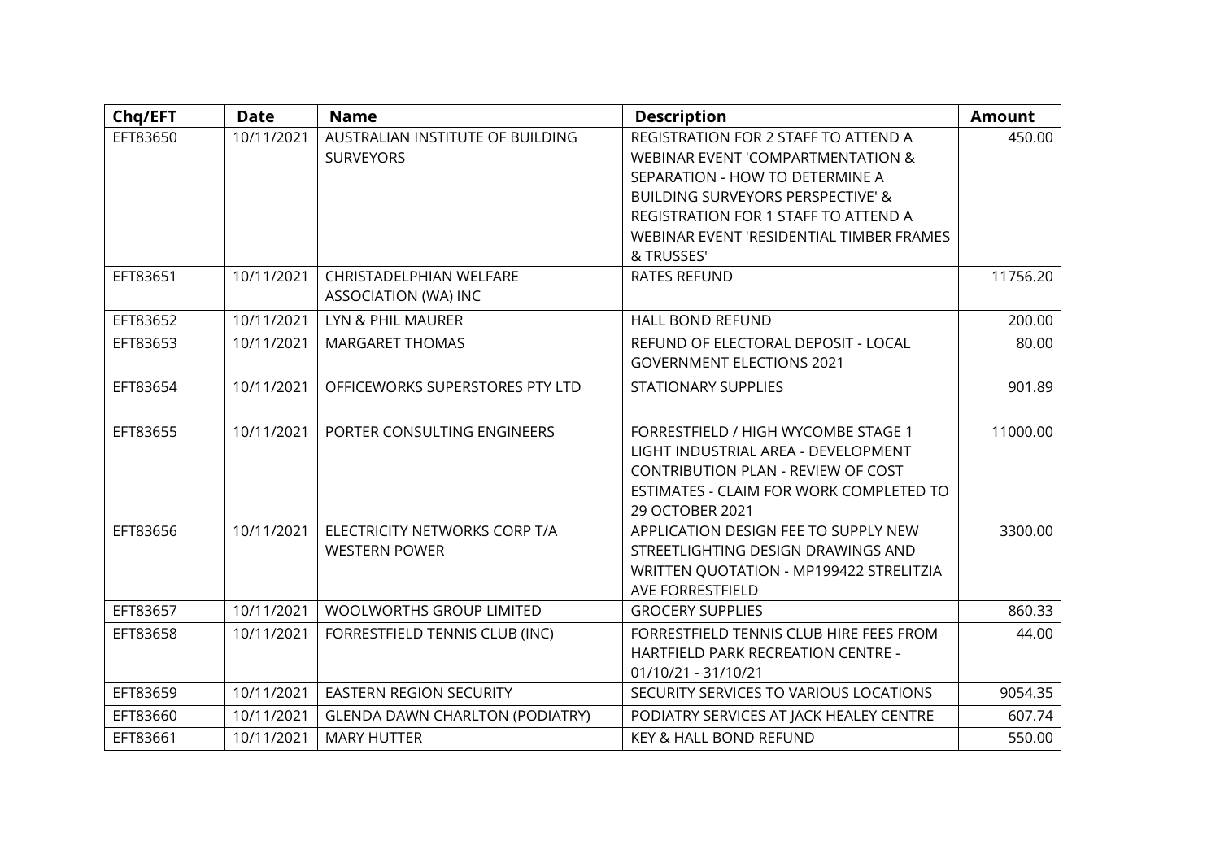| Chq/EFT | Date | Name | Description | Amount |
|---|---|---|---|---|
| EFT83650 | 10/11/2021 | AUSTRALIAN INSTITUTE OF BUILDING SURVEYORS | REGISTRATION FOR 2 STAFF TO ATTEND A WEBINAR EVENT 'COMPARTMENTATION & SEPARATION - HOW TO DETERMINE A BUILDING SURVEYORS PERSPECTIVE' & REGISTRATION FOR 1 STAFF TO ATTEND A WEBINAR EVENT 'RESIDENTIAL TIMBER FRAMES & TRUSSES' | 450.00 |
| EFT83651 | 10/11/2021 | CHRISTADELPHIAN WELFARE ASSOCIATION (WA) INC | RATES REFUND | 11756.20 |
| EFT83652 | 10/11/2021 | LYN & PHIL MAURER | HALL BOND REFUND | 200.00 |
| EFT83653 | 10/11/2021 | MARGARET THOMAS | REFUND OF ELECTORAL DEPOSIT - LOCAL GOVERNMENT ELECTIONS 2021 | 80.00 |
| EFT83654 | 10/11/2021 | OFFICEWORKS SUPERSTORES PTY LTD | STATIONARY SUPPLIES | 901.89 |
| EFT83655 | 10/11/2021 | PORTER CONSULTING ENGINEERS | FORRESTFIELD / HIGH WYCOMBE STAGE 1 LIGHT INDUSTRIAL AREA - DEVELOPMENT CONTRIBUTION PLAN - REVIEW OF COST ESTIMATES - CLAIM FOR WORK COMPLETED TO 29 OCTOBER 2021 | 11000.00 |
| EFT83656 | 10/11/2021 | ELECTRICITY NETWORKS CORP T/A WESTERN POWER | APPLICATION DESIGN FEE TO SUPPLY NEW STREETLIGHTING DESIGN DRAWINGS AND WRITTEN QUOTATION - MP199422 STRELITZIA AVE FORRESTFIELD | 3300.00 |
| EFT83657 | 10/11/2021 | WOOLWORTHS GROUP LIMITED | GROCERY SUPPLIES | 860.33 |
| EFT83658 | 10/11/2021 | FORRESTFIELD TENNIS CLUB (INC) | FORRESTFIELD TENNIS CLUB HIRE FEES FROM HARTFIELD PARK RECREATION CENTRE - 01/10/21 - 31/10/21 | 44.00 |
| EFT83659 | 10/11/2021 | EASTERN REGION SECURITY | SECURITY SERVICES TO VARIOUS LOCATIONS | 9054.35 |
| EFT83660 | 10/11/2021 | GLENDA DAWN CHARLTON (PODIATRY) | PODIATRY SERVICES AT JACK HEALEY CENTRE | 607.74 |
| EFT83661 | 10/11/2021 | MARY HUTTER | KEY & HALL BOND REFUND | 550.00 |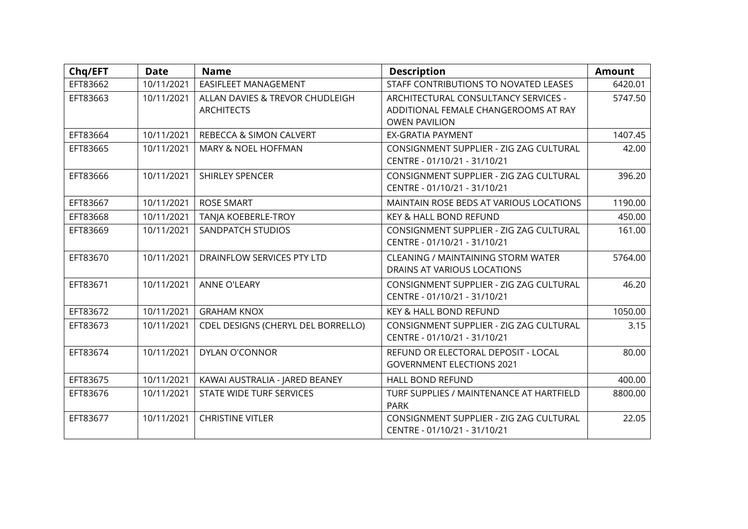| Chq/EFT | Date | Name | Description | Amount |
|---|---|---|---|---|
| EFT83662 | 10/11/2021 | EASIFLEET MANAGEMENT | STAFF CONTRIBUTIONS TO NOVATED LEASES | 6420.01 |
| EFT83663 | 10/11/2021 | ALLAN DAVIES & TREVOR CHUDLEIGH ARCHITECTS | ARCHITECTURAL CONSULTANCY SERVICES - ADDITIONAL FEMALE CHANGEROOMS AT RAY OWEN PAVILION | 5747.50 |
| EFT83664 | 10/11/2021 | REBECCA & SIMON CALVERT | EX-GRATIA PAYMENT | 1407.45 |
| EFT83665 | 10/11/2021 | MARY & NOEL HOFFMAN | CONSIGNMENT SUPPLIER - ZIG ZAG CULTURAL CENTRE - 01/10/21 - 31/10/21 | 42.00 |
| EFT83666 | 10/11/2021 | SHIRLEY SPENCER | CONSIGNMENT SUPPLIER - ZIG ZAG CULTURAL CENTRE - 01/10/21 - 31/10/21 | 396.20 |
| EFT83667 | 10/11/2021 | ROSE SMART | MAINTAIN ROSE BEDS AT VARIOUS LOCATIONS | 1190.00 |
| EFT83668 | 10/11/2021 | TANJA KOEBERLE-TROY | KEY & HALL BOND REFUND | 450.00 |
| EFT83669 | 10/11/2021 | SANDPATCH STUDIOS | CONSIGNMENT SUPPLIER - ZIG ZAG CULTURAL CENTRE - 01/10/21 - 31/10/21 | 161.00 |
| EFT83670 | 10/11/2021 | DRAINFLOW SERVICES PTY LTD | CLEANING / MAINTAINING STORM WATER DRAINS AT VARIOUS LOCATIONS | 5764.00 |
| EFT83671 | 10/11/2021 | ANNE O'LEARY | CONSIGNMENT SUPPLIER - ZIG ZAG CULTURAL CENTRE - 01/10/21 - 31/10/21 | 46.20 |
| EFT83672 | 10/11/2021 | GRAHAM KNOX | KEY & HALL BOND REFUND | 1050.00 |
| EFT83673 | 10/11/2021 | CDEL DESIGNS (CHERYL DEL BORRELLO) | CONSIGNMENT SUPPLIER - ZIG ZAG CULTURAL CENTRE - 01/10/21 - 31/10/21 | 3.15 |
| EFT83674 | 10/11/2021 | DYLAN O'CONNOR | REFUND OR ELECTORAL DEPOSIT - LOCAL GOVERNMENT ELECTIONS 2021 | 80.00 |
| EFT83675 | 10/11/2021 | KAWAI AUSTRALIA - JARED BEANEY | HALL BOND REFUND | 400.00 |
| EFT83676 | 10/11/2021 | STATE WIDE TURF SERVICES | TURF SUPPLIES / MAINTENANCE AT HARTFIELD PARK | 8800.00 |
| EFT83677 | 10/11/2021 | CHRISTINE VITLER | CONSIGNMENT SUPPLIER - ZIG ZAG CULTURAL CENTRE - 01/10/21 - 31/10/21 | 22.05 |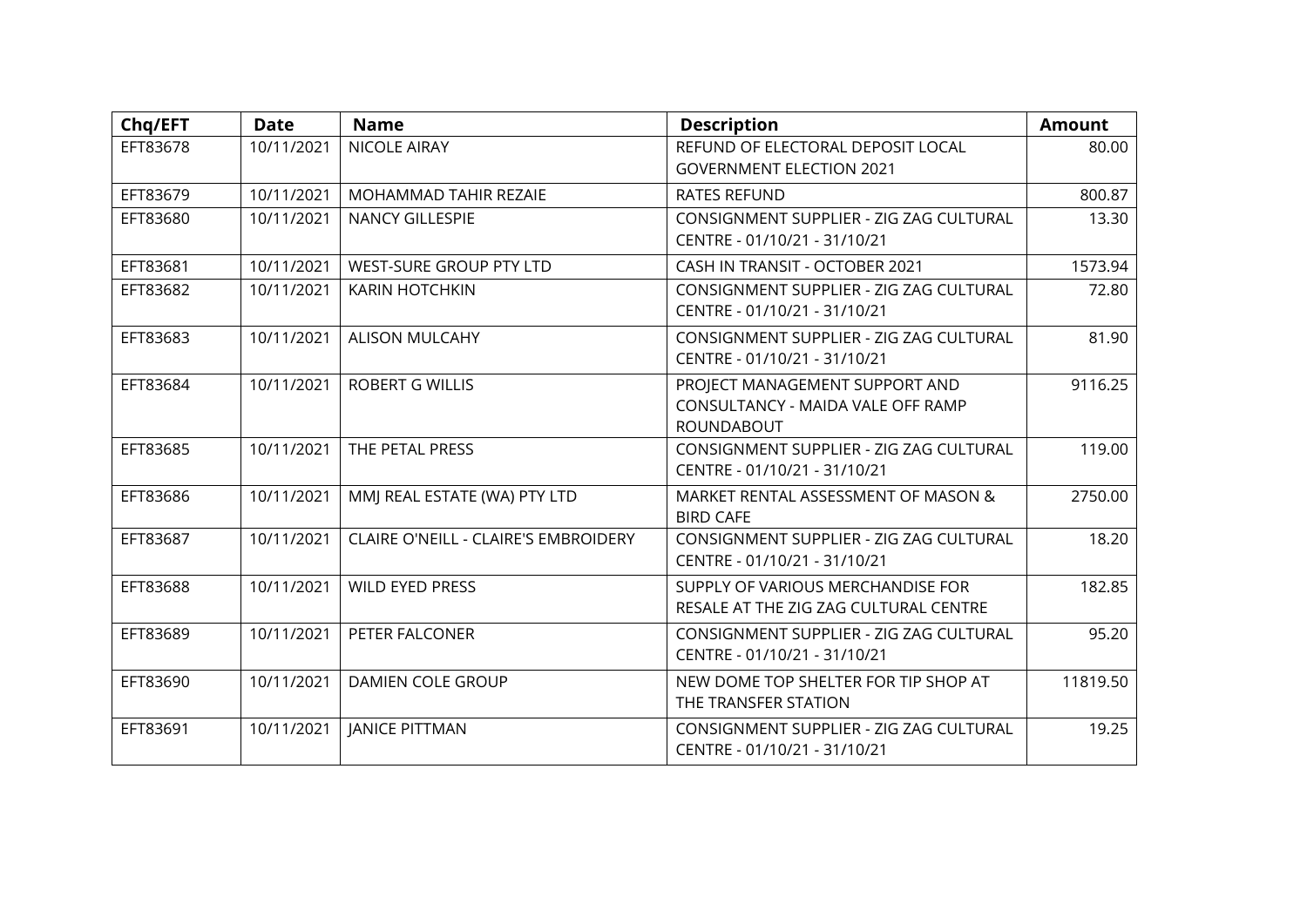| Chq/EFT | Date | Name | Description | Amount |
|---|---|---|---|---|
| EFT83678 | 10/11/2021 | NICOLE AIRAY | REFUND OF ELECTORAL DEPOSIT LOCAL GOVERNMENT ELECTION 2021 | 80.00 |
| EFT83679 | 10/11/2021 | MOHAMMAD TAHIR REZAIE | RATES REFUND | 800.87 |
| EFT83680 | 10/11/2021 | NANCY GILLESPIE | CONSIGNMENT SUPPLIER - ZIG ZAG CULTURAL CENTRE - 01/10/21 - 31/10/21 | 13.30 |
| EFT83681 | 10/11/2021 | WEST-SURE GROUP PTY LTD | CASH IN TRANSIT - OCTOBER 2021 | 1573.94 |
| EFT83682 | 10/11/2021 | KARIN HOTCHKIN | CONSIGNMENT SUPPLIER - ZIG ZAG CULTURAL CENTRE - 01/10/21 - 31/10/21 | 72.80 |
| EFT83683 | 10/11/2021 | ALISON MULCAHY | CONSIGNMENT SUPPLIER - ZIG ZAG CULTURAL CENTRE - 01/10/21 - 31/10/21 | 81.90 |
| EFT83684 | 10/11/2021 | ROBERT G WILLIS | PROJECT MANAGEMENT SUPPORT AND CONSULTANCY - MAIDA VALE OFF RAMP ROUNDABOUT | 9116.25 |
| EFT83685 | 10/11/2021 | THE PETAL PRESS | CONSIGNMENT SUPPLIER - ZIG ZAG CULTURAL CENTRE - 01/10/21 - 31/10/21 | 119.00 |
| EFT83686 | 10/11/2021 | MMJ REAL ESTATE (WA) PTY LTD | MARKET RENTAL ASSESSMENT OF MASON & BIRD CAFE | 2750.00 |
| EFT83687 | 10/11/2021 | CLAIRE O'NEILL - CLAIRE'S EMBROIDERY | CONSIGNMENT SUPPLIER - ZIG ZAG CULTURAL CENTRE - 01/10/21 - 31/10/21 | 18.20 |
| EFT83688 | 10/11/2021 | WILD EYED PRESS | SUPPLY OF VARIOUS MERCHANDISE FOR RESALE AT THE ZIG ZAG CULTURAL CENTRE | 182.85 |
| EFT83689 | 10/11/2021 | PETER FALCONER | CONSIGNMENT SUPPLIER - ZIG ZAG CULTURAL CENTRE - 01/10/21 - 31/10/21 | 95.20 |
| EFT83690 | 10/11/2021 | DAMIEN COLE GROUP | NEW DOME TOP SHELTER FOR TIP SHOP AT THE TRANSFER STATION | 11819.50 |
| EFT83691 | 10/11/2021 | JANICE PITTMAN | CONSIGNMENT SUPPLIER - ZIG ZAG CULTURAL CENTRE - 01/10/21 - 31/10/21 | 19.25 |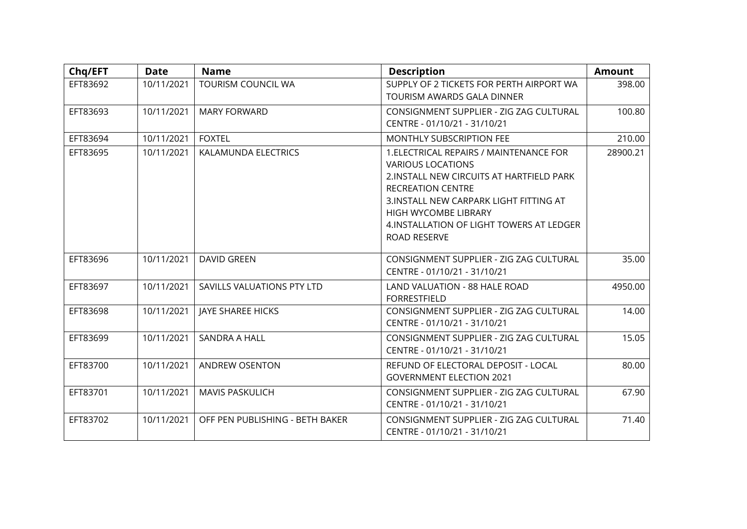| Chq/EFT | Date | Name | Description | Amount |
|---|---|---|---|---|
| EFT83692 | 10/11/2021 | TOURISM COUNCIL WA | SUPPLY OF 2 TICKETS FOR PERTH AIRPORT WA TOURISM AWARDS GALA DINNER | 398.00 |
| EFT83693 | 10/11/2021 | MARY FORWARD | CONSIGNMENT SUPPLIER - ZIG ZAG CULTURAL CENTRE - 01/10/21 - 31/10/21 | 100.80 |
| EFT83694 | 10/11/2021 | FOXTEL | MONTHLY SUBSCRIPTION FEE | 210.00 |
| EFT83695 | 10/11/2021 | KALAMUNDA ELECTRICS | 1.ELECTRICAL REPAIRS / MAINTENANCE FOR VARIOUS LOCATIONS<br>2.INSTALL NEW CIRCUITS AT HARTFIELD PARK RECREATION CENTRE<br>3.INSTALL NEW CARPARK LIGHT FITTING AT HIGH WYCOMBE LIBRARY<br>4.INSTALLATION OF LIGHT TOWERS AT LEDGER ROAD RESERVE | 28900.21 |
| EFT83696 | 10/11/2021 | DAVID GREEN | CONSIGNMENT SUPPLIER - ZIG ZAG CULTURAL CENTRE - 01/10/21 - 31/10/21 | 35.00 |
| EFT83697 | 10/11/2021 | SAVILLS VALUATIONS PTY LTD | LAND VALUATION - 88 HALE ROAD FORRESTFIELD | 4950.00 |
| EFT83698 | 10/11/2021 | JAYE SHAREE HICKS | CONSIGNMENT SUPPLIER - ZIG ZAG CULTURAL CENTRE - 01/10/21 - 31/10/21 | 14.00 |
| EFT83699 | 10/11/2021 | SANDRA A HALL | CONSIGNMENT SUPPLIER - ZIG ZAG CULTURAL CENTRE - 01/10/21 - 31/10/21 | 15.05 |
| EFT83700 | 10/11/2021 | ANDREW OSENTON | REFUND OF ELECTORAL DEPOSIT - LOCAL GOVERNMENT ELECTION 2021 | 80.00 |
| EFT83701 | 10/11/2021 | MAVIS PASKULICH | CONSIGNMENT SUPPLIER - ZIG ZAG CULTURAL CENTRE - 01/10/21 - 31/10/21 | 67.90 |
| EFT83702 | 10/11/2021 | OFF PEN PUBLISHING - BETH BAKER | CONSIGNMENT SUPPLIER - ZIG ZAG CULTURAL CENTRE - 01/10/21 - 31/10/21 | 71.40 |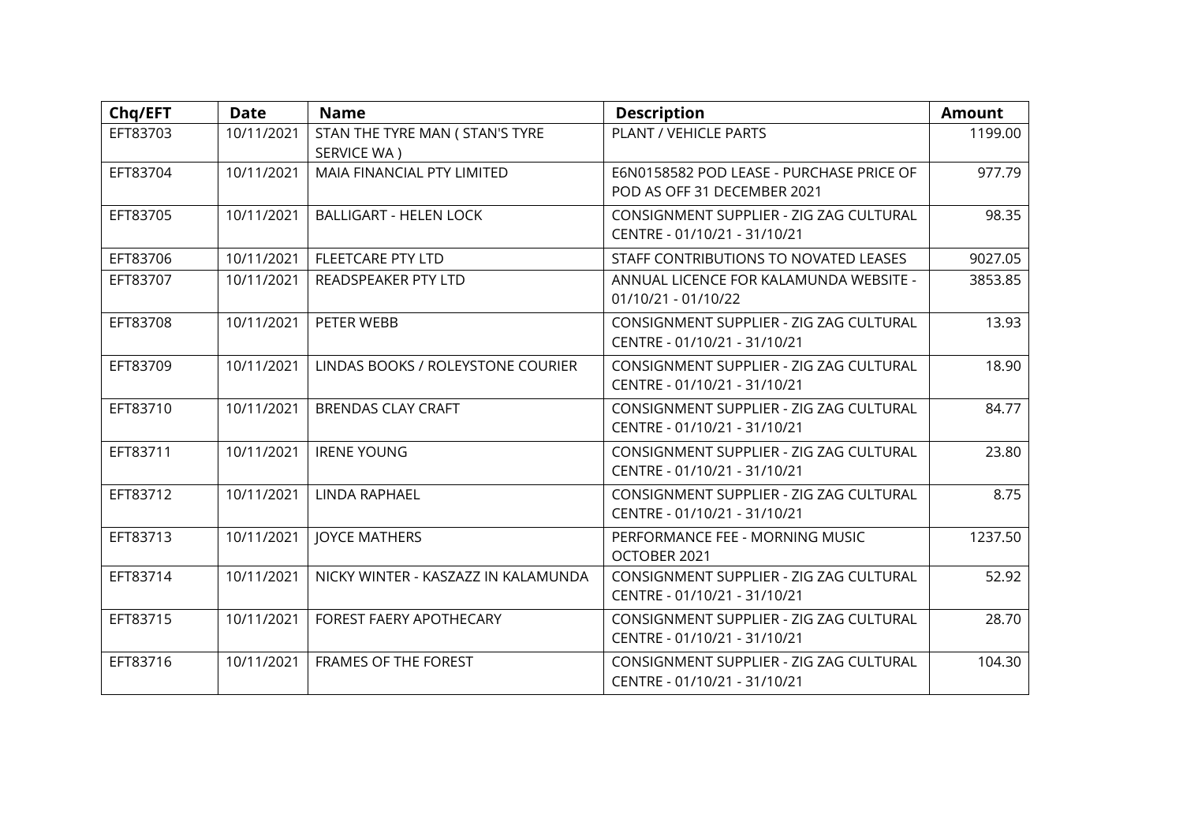| Chq/EFT | Date | Name | Description | Amount |
|---|---|---|---|---|
| EFT83703 | 10/11/2021 | STAN THE TYRE MAN ( STAN'S TYRE SERVICE WA ) | PLANT / VEHICLE PARTS | 1199.00 |
| EFT83704 | 10/11/2021 | MAIA FINANCIAL PTY LIMITED | E6N0158582 POD LEASE - PURCHASE PRICE OF POD AS OFF 31 DECEMBER 2021 | 977.79 |
| EFT83705 | 10/11/2021 | BALLIGART - HELEN LOCK | CONSIGNMENT SUPPLIER - ZIG ZAG CULTURAL CENTRE - 01/10/21 - 31/10/21 | 98.35 |
| EFT83706 | 10/11/2021 | FLEETCARE PTY LTD | STAFF CONTRIBUTIONS TO NOVATED LEASES | 9027.05 |
| EFT83707 | 10/11/2021 | READSPEAKER PTY LTD | ANNUAL LICENCE FOR KALAMUNDA WEBSITE - 01/10/21 - 01/10/22 | 3853.85 |
| EFT83708 | 10/11/2021 | PETER WEBB | CONSIGNMENT SUPPLIER - ZIG ZAG CULTURAL CENTRE - 01/10/21 - 31/10/21 | 13.93 |
| EFT83709 | 10/11/2021 | LINDAS BOOKS / ROLEYSTONE COURIER | CONSIGNMENT SUPPLIER - ZIG ZAG CULTURAL CENTRE - 01/10/21 - 31/10/21 | 18.90 |
| EFT83710 | 10/11/2021 | BRENDAS CLAY CRAFT | CONSIGNMENT SUPPLIER - ZIG ZAG CULTURAL CENTRE - 01/10/21 - 31/10/21 | 84.77 |
| EFT83711 | 10/11/2021 | IRENE YOUNG | CONSIGNMENT SUPPLIER - ZIG ZAG CULTURAL CENTRE - 01/10/21 - 31/10/21 | 23.80 |
| EFT83712 | 10/11/2021 | LINDA RAPHAEL | CONSIGNMENT SUPPLIER - ZIG ZAG CULTURAL CENTRE - 01/10/21 - 31/10/21 | 8.75 |
| EFT83713 | 10/11/2021 | JOYCE MATHERS | PERFORMANCE FEE - MORNING MUSIC OCTOBER 2021 | 1237.50 |
| EFT83714 | 10/11/2021 | NICKY WINTER - KASZAZZ IN KALAMUNDA | CONSIGNMENT SUPPLIER - ZIG ZAG CULTURAL CENTRE - 01/10/21 - 31/10/21 | 52.92 |
| EFT83715 | 10/11/2021 | FOREST FAERY APOTHECARY | CONSIGNMENT SUPPLIER - ZIG ZAG CULTURAL CENTRE - 01/10/21 - 31/10/21 | 28.70 |
| EFT83716 | 10/11/2021 | FRAMES OF THE FOREST | CONSIGNMENT SUPPLIER - ZIG ZAG CULTURAL CENTRE - 01/10/21 - 31/10/21 | 104.30 |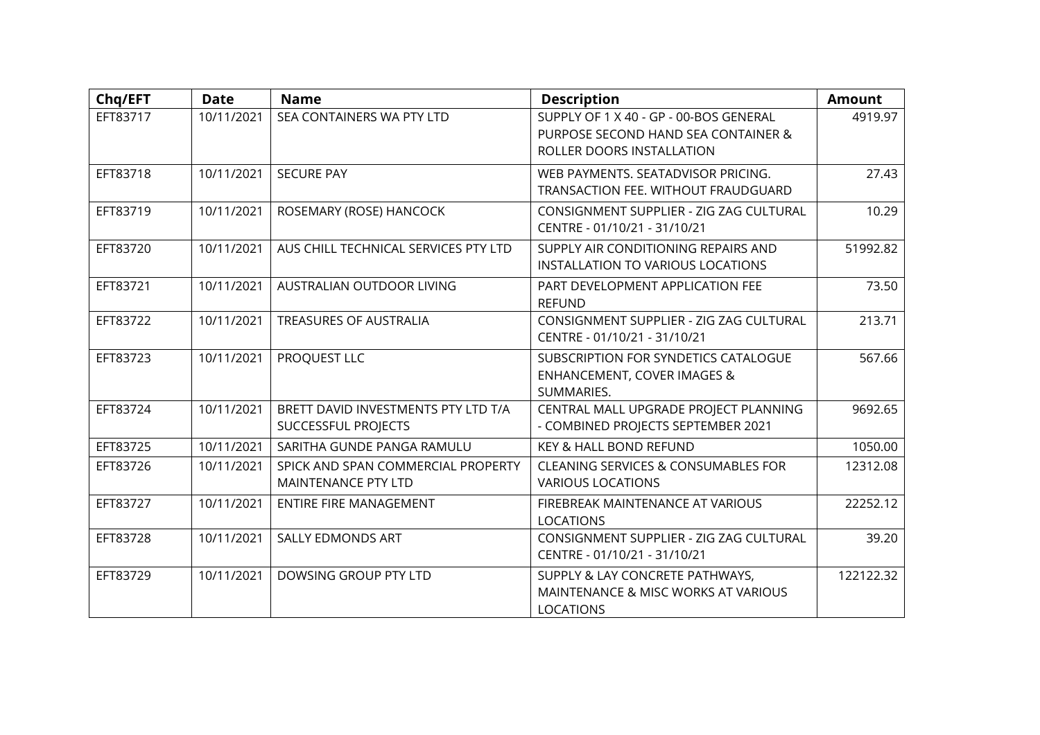| Chq/EFT | Date | Name | Description | Amount |
|---|---|---|---|---|
| EFT83717 | 10/11/2021 | SEA CONTAINERS WA PTY LTD | SUPPLY OF 1 X 40 - GP - 00-BOS GENERAL PURPOSE SECOND HAND SEA CONTAINER & ROLLER DOORS INSTALLATION | 4919.97 |
| EFT83718 | 10/11/2021 | SECURE PAY | WEB PAYMENTS. SEATADVISOR PRICING. TRANSACTION FEE. WITHOUT FRAUDGUARD | 27.43 |
| EFT83719 | 10/11/2021 | ROSEMARY (ROSE) HANCOCK | CONSIGNMENT SUPPLIER - ZIG ZAG CULTURAL CENTRE - 01/10/21 - 31/10/21 | 10.29 |
| EFT83720 | 10/11/2021 | AUS CHILL TECHNICAL SERVICES PTY LTD | SUPPLY AIR CONDITIONING REPAIRS AND INSTALLATION TO VARIOUS LOCATIONS | 51992.82 |
| EFT83721 | 10/11/2021 | AUSTRALIAN OUTDOOR LIVING | PART DEVELOPMENT APPLICATION FEE REFUND | 73.50 |
| EFT83722 | 10/11/2021 | TREASURES OF AUSTRALIA | CONSIGNMENT SUPPLIER - ZIG ZAG CULTURAL CENTRE - 01/10/21 - 31/10/21 | 213.71 |
| EFT83723 | 10/11/2021 | PROQUEST LLC | SUBSCRIPTION FOR SYNDETICS CATALOGUE ENHANCEMENT, COVER IMAGES & SUMMARIES. | 567.66 |
| EFT83724 | 10/11/2021 | BRETT DAVID INVESTMENTS PTY LTD T/A SUCCESSFUL PROJECTS | CENTRAL MALL UPGRADE PROJECT PLANNING - COMBINED PROJECTS SEPTEMBER 2021 | 9692.65 |
| EFT83725 | 10/11/2021 | SARITHA GUNDE PANGA RAMULU | KEY & HALL BOND REFUND | 1050.00 |
| EFT83726 | 10/11/2021 | SPICK AND SPAN COMMERCIAL PROPERTY MAINTENANCE PTY LTD | CLEANING SERVICES & CONSUMABLES FOR VARIOUS LOCATIONS | 12312.08 |
| EFT83727 | 10/11/2021 | ENTIRE FIRE MANAGEMENT | FIREBREAK MAINTENANCE AT VARIOUS LOCATIONS | 22252.12 |
| EFT83728 | 10/11/2021 | SALLY EDMONDS ART | CONSIGNMENT SUPPLIER - ZIG ZAG CULTURAL CENTRE - 01/10/21 - 31/10/21 | 39.20 |
| EFT83729 | 10/11/2021 | DOWSING GROUP PTY LTD | SUPPLY & LAY CONCRETE PATHWAYS, MAINTENANCE & MISC WORKS AT VARIOUS LOCATIONS | 122122.32 |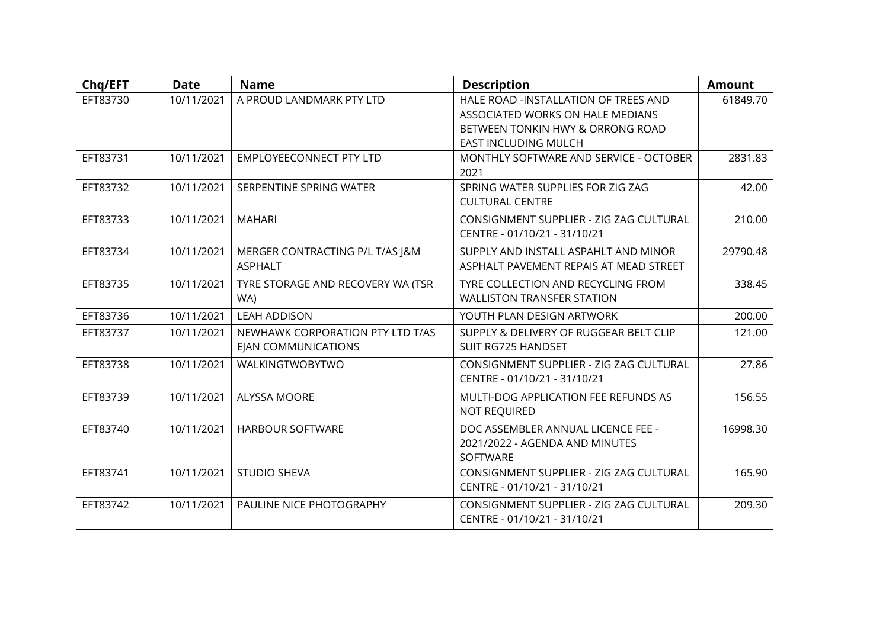| Chq/EFT | Date | Name | Description | Amount |
|---|---|---|---|---|
| EFT83730 | 10/11/2021 | A PROUD LANDMARK PTY LTD | HALE ROAD -INSTALLATION OF TREES AND ASSOCIATED WORKS ON HALE MEDIANS BETWEEN TONKIN HWY & ORRONG ROAD EAST INCLUDING MULCH | 61849.70 |
| EFT83731 | 10/11/2021 | EMPLOYEECONNECT PTY LTD | MONTHLY SOFTWARE AND SERVICE - OCTOBER 2021 | 2831.83 |
| EFT83732 | 10/11/2021 | SERPENTINE SPRING WATER | SPRING WATER SUPPLIES FOR ZIG ZAG CULTURAL CENTRE | 42.00 |
| EFT83733 | 10/11/2021 | MAHARI | CONSIGNMENT SUPPLIER - ZIG ZAG CULTURAL CENTRE - 01/10/21 - 31/10/21 | 210.00 |
| EFT83734 | 10/11/2021 | MERGER CONTRACTING P/L T/AS J&M ASPHALT | SUPPLY AND INSTALL ASPAHLT AND MINOR ASPHALT PAVEMENT REPAIS AT MEAD STREET | 29790.48 |
| EFT83735 | 10/11/2021 | TYRE STORAGE AND RECOVERY WA (TSR WA) | TYRE COLLECTION AND RECYCLING FROM WALLISTON TRANSFER STATION | 338.45 |
| EFT83736 | 10/11/2021 | LEAH ADDISON | YOUTH PLAN DESIGN ARTWORK | 200.00 |
| EFT83737 | 10/11/2021 | NEWHAWK CORPORATION PTY LTD T/AS EJAN COMMUNICATIONS | SUPPLY & DELIVERY OF RUGGEAR BELT CLIP SUIT RG725 HANDSET | 121.00 |
| EFT83738 | 10/11/2021 | WALKINGTWOBYTWO | CONSIGNMENT SUPPLIER - ZIG ZAG CULTURAL CENTRE - 01/10/21 - 31/10/21 | 27.86 |
| EFT83739 | 10/11/2021 | ALYSSA MOORE | MULTI-DOG APPLICATION FEE REFUNDS AS NOT REQUIRED | 156.55 |
| EFT83740 | 10/11/2021 | HARBOUR SOFTWARE | DOC ASSEMBLER ANNUAL LICENCE FEE - 2021/2022 - AGENDA AND MINUTES SOFTWARE | 16998.30 |
| EFT83741 | 10/11/2021 | STUDIO SHEVA | CONSIGNMENT SUPPLIER - ZIG ZAG CULTURAL CENTRE - 01/10/21 - 31/10/21 | 165.90 |
| EFT83742 | 10/11/2021 | PAULINE NICE PHOTOGRAPHY | CONSIGNMENT SUPPLIER - ZIG ZAG CULTURAL CENTRE - 01/10/21 - 31/10/21 | 209.30 |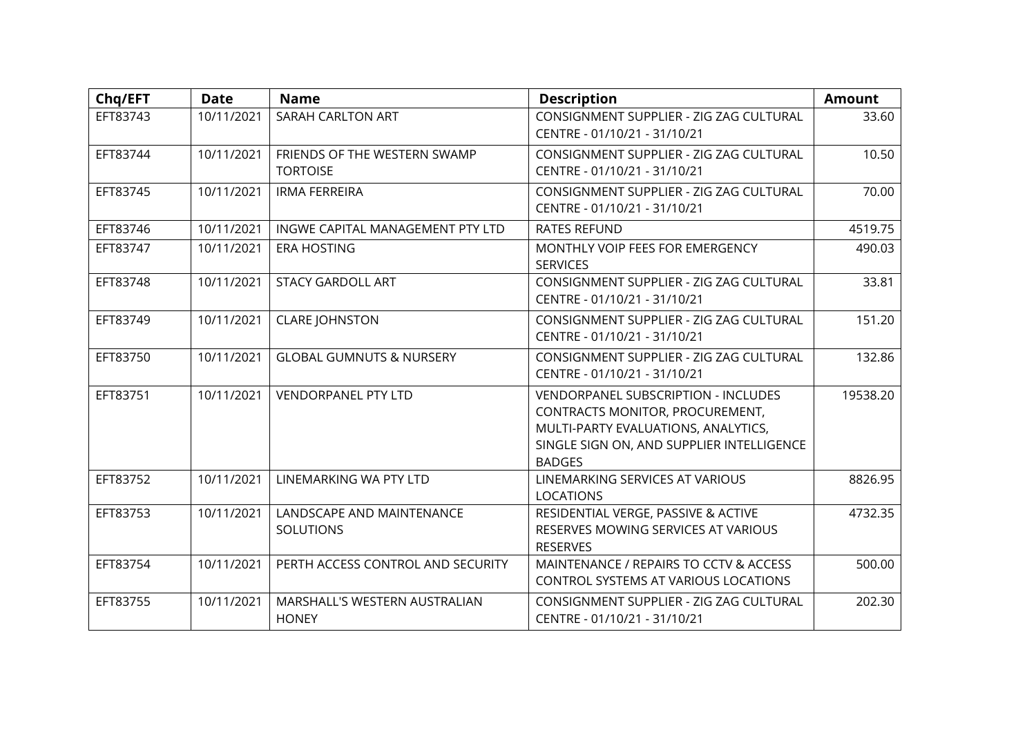| Chq/EFT | Date | Name | Description | Amount |
|---|---|---|---|---|
| EFT83743 | 10/11/2021 | SARAH CARLTON ART | CONSIGNMENT SUPPLIER - ZIG ZAG CULTURAL CENTRE - 01/10/21 - 31/10/21 | 33.60 |
| EFT83744 | 10/11/2021 | FRIENDS OF THE WESTERN SWAMP TORTOISE | CONSIGNMENT SUPPLIER - ZIG ZAG CULTURAL CENTRE - 01/10/21 - 31/10/21 | 10.50 |
| EFT83745 | 10/11/2021 | IRMA FERREIRA | CONSIGNMENT SUPPLIER - ZIG ZAG CULTURAL CENTRE - 01/10/21 - 31/10/21 | 70.00 |
| EFT83746 | 10/11/2021 | INGWE CAPITAL MANAGEMENT PTY LTD | RATES REFUND | 4519.75 |
| EFT83747 | 10/11/2021 | ERA HOSTING | MONTHLY VOIP FEES FOR EMERGENCY SERVICES | 490.03 |
| EFT83748 | 10/11/2021 | STACY GARDOLL ART | CONSIGNMENT SUPPLIER - ZIG ZAG CULTURAL CENTRE - 01/10/21 - 31/10/21 | 33.81 |
| EFT83749 | 10/11/2021 | CLARE JOHNSTON | CONSIGNMENT SUPPLIER - ZIG ZAG CULTURAL CENTRE - 01/10/21 - 31/10/21 | 151.20 |
| EFT83750 | 10/11/2021 | GLOBAL GUMNUTS & NURSERY | CONSIGNMENT SUPPLIER - ZIG ZAG CULTURAL CENTRE - 01/10/21 - 31/10/21 | 132.86 |
| EFT83751 | 10/11/2021 | VENDORPANEL PTY LTD | VENDORPANEL SUBSCRIPTION - INCLUDES CONTRACTS MONITOR, PROCUREMENT, MULTI-PARTY EVALUATIONS, ANALYTICS, SINGLE SIGN ON, AND SUPPLIER INTELLIGENCE BADGES | 19538.20 |
| EFT83752 | 10/11/2021 | LINEMARKING WA PTY LTD | LINEMARKING SERVICES AT VARIOUS LOCATIONS | 8826.95 |
| EFT83753 | 10/11/2021 | LANDSCAPE AND MAINTENANCE SOLUTIONS | RESIDENTIAL VERGE, PASSIVE & ACTIVE RESERVES MOWING SERVICES AT VARIOUS RESERVES | 4732.35 |
| EFT83754 | 10/11/2021 | PERTH ACCESS CONTROL AND SECURITY | MAINTENANCE / REPAIRS TO CCTV & ACCESS CONTROL SYSTEMS AT VARIOUS LOCATIONS | 500.00 |
| EFT83755 | 10/11/2021 | MARSHALL'S WESTERN AUSTRALIAN HONEY | CONSIGNMENT SUPPLIER - ZIG ZAG CULTURAL CENTRE - 01/10/21 - 31/10/21 | 202.30 |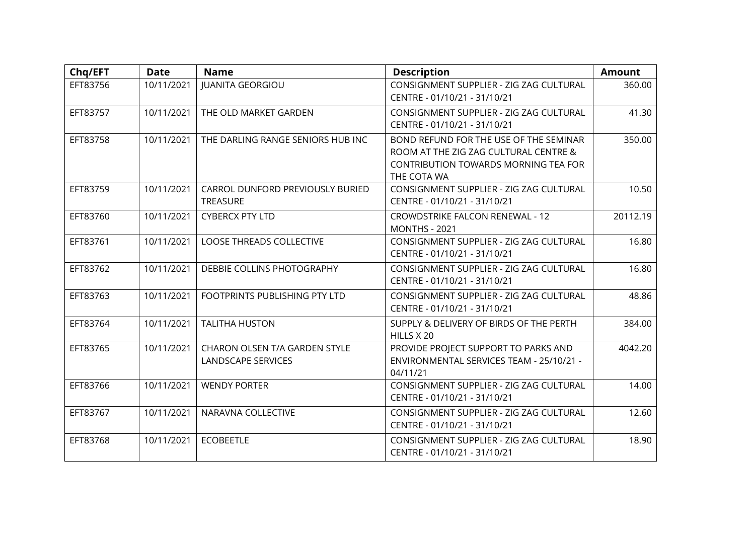| Chq/EFT | Date | Name | Description | Amount |
|---|---|---|---|---|
| EFT83756 | 10/11/2021 | JUANITA GEORGIOU | CONSIGNMENT SUPPLIER - ZIG ZAG CULTURAL CENTRE - 01/10/21 - 31/10/21 | 360.00 |
| EFT83757 | 10/11/2021 | THE OLD MARKET GARDEN | CONSIGNMENT SUPPLIER - ZIG ZAG CULTURAL CENTRE - 01/10/21 - 31/10/21 | 41.30 |
| EFT83758 | 10/11/2021 | THE DARLING RANGE SENIORS HUB INC | BOND REFUND FOR THE USE OF THE SEMINAR ROOM AT THE ZIG ZAG CULTURAL CENTRE & CONTRIBUTION TOWARDS MORNING TEA FOR THE COTA WA | 350.00 |
| EFT83759 | 10/11/2021 | CARROL DUNFORD PREVIOUSLY BURIED TREASURE | CONSIGNMENT SUPPLIER - ZIG ZAG CULTURAL CENTRE - 01/10/21 - 31/10/21 | 10.50 |
| EFT83760 | 10/11/2021 | CYBERCX PTY LTD | CROWDSTRIKE FALCON RENEWAL - 12 MONTHS - 2021 | 20112.19 |
| EFT83761 | 10/11/2021 | LOOSE THREADS COLLECTIVE | CONSIGNMENT SUPPLIER - ZIG ZAG CULTURAL CENTRE - 01/10/21 - 31/10/21 | 16.80 |
| EFT83762 | 10/11/2021 | DEBBIE COLLINS PHOTOGRAPHY | CONSIGNMENT SUPPLIER - ZIG ZAG CULTURAL CENTRE - 01/10/21 - 31/10/21 | 16.80 |
| EFT83763 | 10/11/2021 | FOOTPRINTS PUBLISHING PTY LTD | CONSIGNMENT SUPPLIER - ZIG ZAG CULTURAL CENTRE - 01/10/21 - 31/10/21 | 48.86 |
| EFT83764 | 10/11/2021 | TALITHA HUSTON | SUPPLY & DELIVERY OF BIRDS OF THE PERTH HILLS X 20 | 384.00 |
| EFT83765 | 10/11/2021 | CHARON OLSEN T/A GARDEN STYLE LANDSCAPE SERVICES | PROVIDE PROJECT SUPPORT TO PARKS AND ENVIRONMENTAL SERVICES TEAM - 25/10/21 - 04/11/21 | 4042.20 |
| EFT83766 | 10/11/2021 | WENDY PORTER | CONSIGNMENT SUPPLIER - ZIG ZAG CULTURAL CENTRE - 01/10/21 - 31/10/21 | 14.00 |
| EFT83767 | 10/11/2021 | NARAVNA COLLECTIVE | CONSIGNMENT SUPPLIER - ZIG ZAG CULTURAL CENTRE - 01/10/21 - 31/10/21 | 12.60 |
| EFT83768 | 10/11/2021 | ECOBEETLE | CONSIGNMENT SUPPLIER - ZIG ZAG CULTURAL CENTRE - 01/10/21 - 31/10/21 | 18.90 |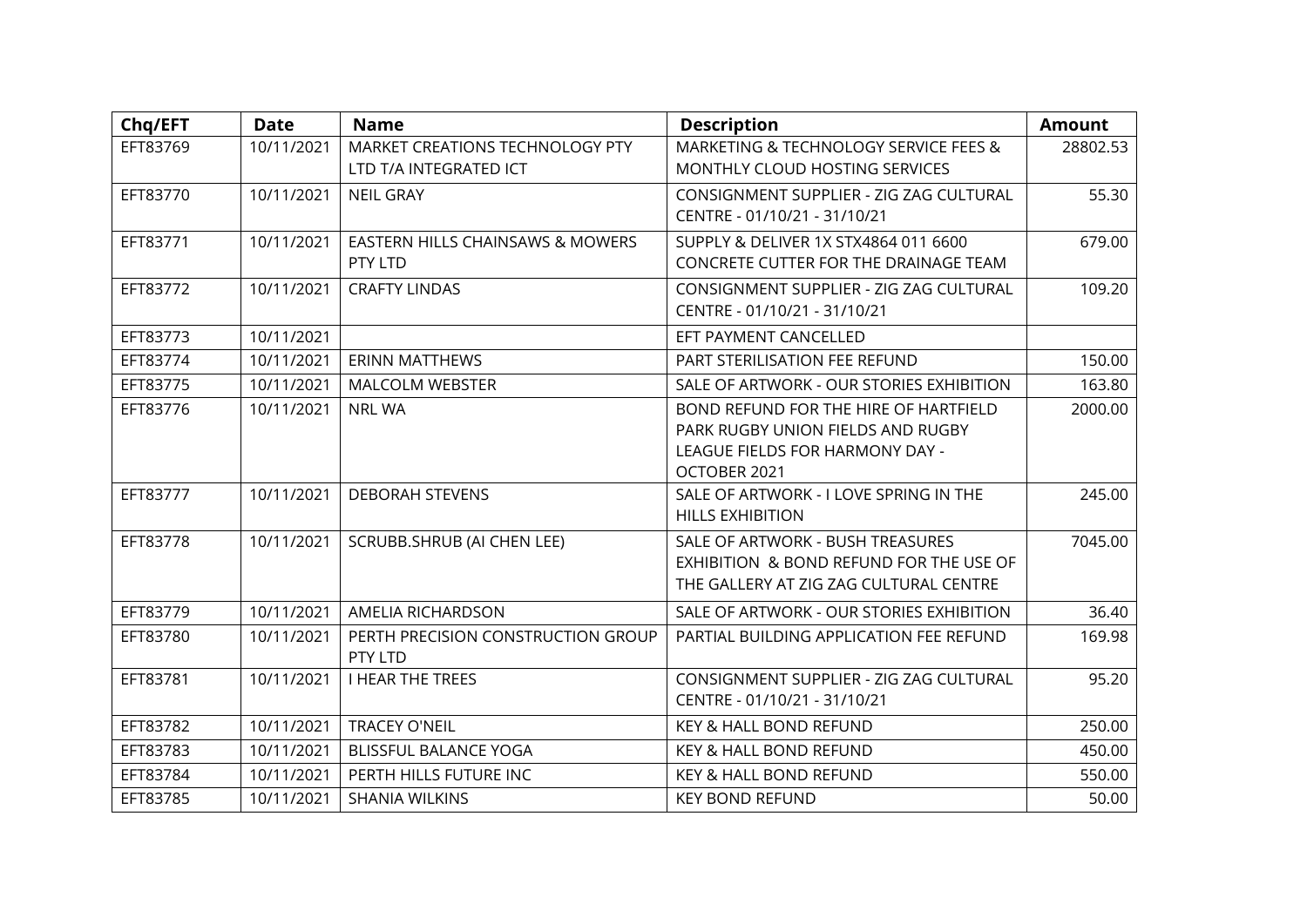| Chq/EFT | Date | Name | Description | Amount |
|---|---|---|---|---|
| EFT83769 | 10/11/2021 | MARKET CREATIONS TECHNOLOGY PTY LTD T/A INTEGRATED ICT | MARKETING & TECHNOLOGY SERVICE FEES & MONTHLY CLOUD HOSTING SERVICES | 28802.53 |
| EFT83770 | 10/11/2021 | NEIL GRAY | CONSIGNMENT SUPPLIER - ZIG ZAG CULTURAL CENTRE - 01/10/21 - 31/10/21 | 55.30 |
| EFT83771 | 10/11/2021 | EASTERN HILLS CHAINSAWS & MOWERS PTY LTD | SUPPLY & DELIVER 1X STX4864 011 6600 CONCRETE CUTTER FOR THE DRAINAGE TEAM | 679.00 |
| EFT83772 | 10/11/2021 | CRAFTY LINDAS | CONSIGNMENT SUPPLIER - ZIG ZAG CULTURAL CENTRE - 01/10/21 - 31/10/21 | 109.20 |
| EFT83773 | 10/11/2021 | | EFT PAYMENT CANCELLED | |
| EFT83774 | 10/11/2021 | ERINN MATTHEWS | PART STERILISATION FEE REFUND | 150.00 |
| EFT83775 | 10/11/2021 | MALCOLM WEBSTER | SALE OF ARTWORK - OUR STORIES EXHIBITION | 163.80 |
| EFT83776 | 10/11/2021 | NRL WA | BOND REFUND FOR THE HIRE OF HARTFIELD PARK RUGBY UNION FIELDS AND RUGBY LEAGUE FIELDS FOR HARMONY DAY - OCTOBER 2021 | 2000.00 |
| EFT83777 | 10/11/2021 | DEBORAH STEVENS | SALE OF ARTWORK - I LOVE SPRING IN THE HILLS EXHIBITION | 245.00 |
| EFT83778 | 10/11/2021 | SCRUBB.SHRUB (AI CHEN LEE) | SALE OF ARTWORK - BUSH TREASURES EXHIBITION & BOND REFUND FOR THE USE OF THE GALLERY AT ZIG ZAG CULTURAL CENTRE | 7045.00 |
| EFT83779 | 10/11/2021 | AMELIA RICHARDSON | SALE OF ARTWORK - OUR STORIES EXHIBITION | 36.40 |
| EFT83780 | 10/11/2021 | PERTH PRECISION CONSTRUCTION GROUP PTY LTD | PARTIAL BUILDING APPLICATION FEE REFUND | 169.98 |
| EFT83781 | 10/11/2021 | I HEAR THE TREES | CONSIGNMENT SUPPLIER - ZIG ZAG CULTURAL CENTRE - 01/10/21 - 31/10/21 | 95.20 |
| EFT83782 | 10/11/2021 | TRACEY O'NEIL | KEY & HALL BOND REFUND | 250.00 |
| EFT83783 | 10/11/2021 | BLISSFUL BALANCE YOGA | KEY & HALL BOND REFUND | 450.00 |
| EFT83784 | 10/11/2021 | PERTH HILLS FUTURE INC | KEY & HALL BOND REFUND | 550.00 |
| EFT83785 | 10/11/2021 | SHANIA WILKINS | KEY BOND REFUND | 50.00 |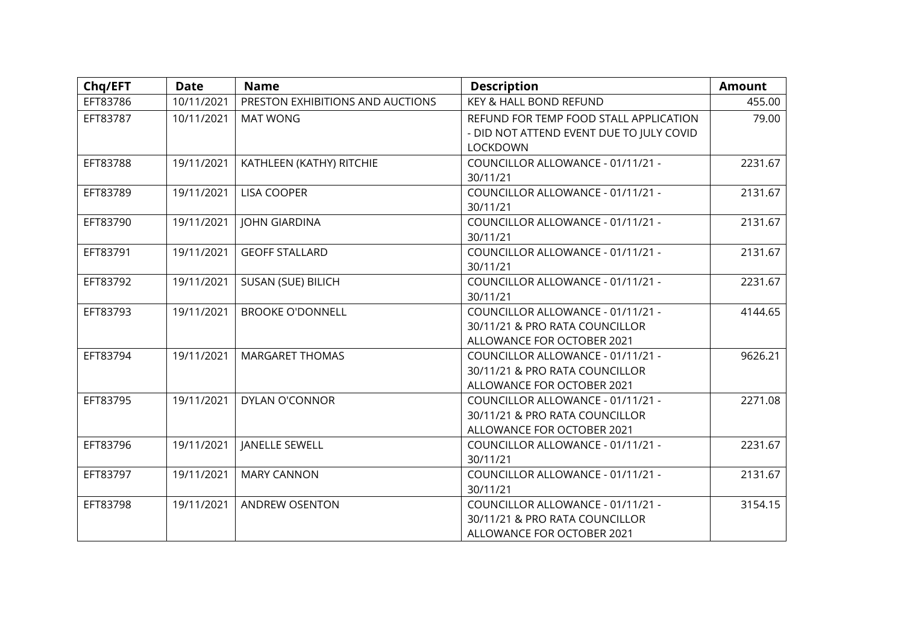| Chq/EFT | Date | Name | Description | Amount |
|---|---|---|---|---|
| EFT83786 | 10/11/2021 | PRESTON EXHIBITIONS AND AUCTIONS | KEY & HALL BOND REFUND | 455.00 |
| EFT83787 | 10/11/2021 | MAT WONG | REFUND FOR TEMP FOOD STALL APPLICATION - DID NOT ATTEND EVENT DUE TO JULY COVID LOCKDOWN | 79.00 |
| EFT83788 | 19/11/2021 | KATHLEEN (KATHY) RITCHIE | COUNCILLOR ALLOWANCE - 01/11/21 - 30/11/21 | 2231.67 |
| EFT83789 | 19/11/2021 | LISA COOPER | COUNCILLOR ALLOWANCE - 01/11/21 - 30/11/21 | 2131.67 |
| EFT83790 | 19/11/2021 | JOHN GIARDINA | COUNCILLOR ALLOWANCE - 01/11/21 - 30/11/21 | 2131.67 |
| EFT83791 | 19/11/2021 | GEOFF STALLARD | COUNCILLOR ALLOWANCE - 01/11/21 - 30/11/21 | 2131.67 |
| EFT83792 | 19/11/2021 | SUSAN (SUE) BILICH | COUNCILLOR ALLOWANCE - 01/11/21 - 30/11/21 | 2231.67 |
| EFT83793 | 19/11/2021 | BROOKE O'DONNELL | COUNCILLOR ALLOWANCE - 01/11/21 - 30/11/21 & PRO RATA COUNCILLOR ALLOWANCE FOR OCTOBER 2021 | 4144.65 |
| EFT83794 | 19/11/2021 | MARGARET THOMAS | COUNCILLOR ALLOWANCE - 01/11/21 - 30/11/21 & PRO RATA COUNCILLOR ALLOWANCE FOR OCTOBER 2021 | 9626.21 |
| EFT83795 | 19/11/2021 | DYLAN O'CONNOR | COUNCILLOR ALLOWANCE - 01/11/21 - 30/11/21 & PRO RATA COUNCILLOR ALLOWANCE FOR OCTOBER 2021 | 2271.08 |
| EFT83796 | 19/11/2021 | JANELLE SEWELL | COUNCILLOR ALLOWANCE - 01/11/21 - 30/11/21 | 2231.67 |
| EFT83797 | 19/11/2021 | MARY CANNON | COUNCILLOR ALLOWANCE - 01/11/21 - 30/11/21 | 2131.67 |
| EFT83798 | 19/11/2021 | ANDREW OSENTON | COUNCILLOR ALLOWANCE - 01/11/21 - 30/11/21 & PRO RATA COUNCILLOR ALLOWANCE FOR OCTOBER 2021 | 3154.15 |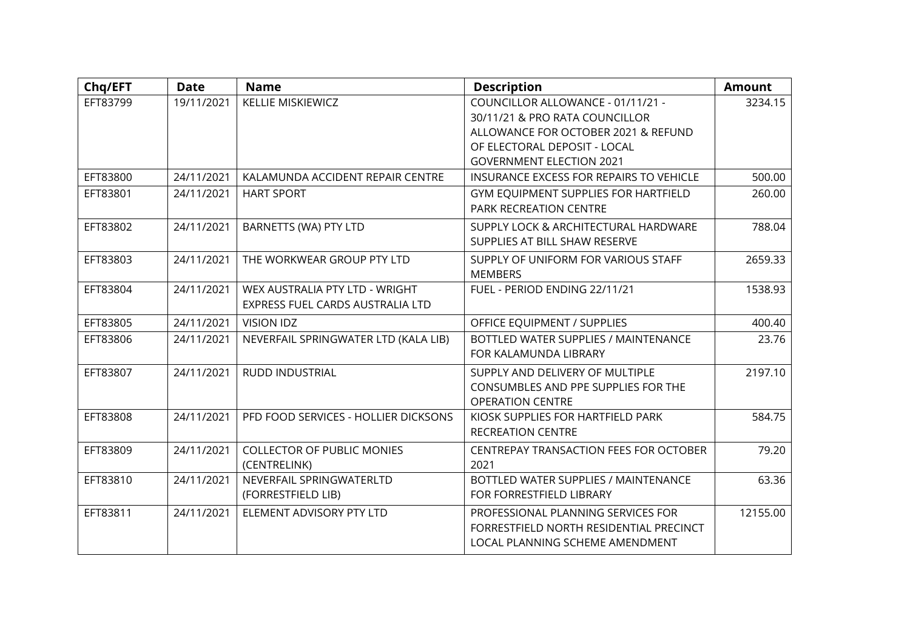| Chq/EFT | Date | Name | Description | Amount |
|---|---|---|---|---|
| EFT83799 | 19/11/2021 | KELLIE MISKIEWICZ | COUNCILLOR ALLOWANCE - 01/11/21 - 30/11/21 & PRO RATA COUNCILLOR ALLOWANCE FOR OCTOBER 2021 & REFUND OF ELECTORAL DEPOSIT - LOCAL GOVERNMENT ELECTION 2021 | 3234.15 |
| EFT83800 | 24/11/2021 | KALAMUNDA ACCIDENT REPAIR CENTRE | INSURANCE EXCESS FOR REPAIRS TO VEHICLE | 500.00 |
| EFT83801 | 24/11/2021 | HART SPORT | GYM EQUIPMENT SUPPLIES FOR HARTFIELD PARK RECREATION CENTRE | 260.00 |
| EFT83802 | 24/11/2021 | BARNETTS (WA) PTY LTD | SUPPLY LOCK & ARCHITECTURAL HARDWARE SUPPLIES AT BILL SHAW RESERVE | 788.04 |
| EFT83803 | 24/11/2021 | THE WORKWEAR GROUP PTY LTD | SUPPLY OF UNIFORM FOR VARIOUS STAFF MEMBERS | 2659.33 |
| EFT83804 | 24/11/2021 | WEX AUSTRALIA PTY LTD - WRIGHT EXPRESS FUEL CARDS AUSTRALIA LTD | FUEL - PERIOD ENDING 22/11/21 | 1538.93 |
| EFT83805 | 24/11/2021 | VISION IDZ | OFFICE EQUIPMENT / SUPPLIES | 400.40 |
| EFT83806 | 24/11/2021 | NEVERFAIL SPRINGWATER LTD (KALA LIB) | BOTTLED WATER SUPPLIES / MAINTENANCE FOR KALAMUNDA LIBRARY | 23.76 |
| EFT83807 | 24/11/2021 | RUDD INDUSTRIAL | SUPPLY AND DELIVERY OF MULTIPLE CONSUMBLES AND PPE SUPPLIES FOR THE OPERATION CENTRE | 2197.10 |
| EFT83808 | 24/11/2021 | PFD FOOD SERVICES - HOLLIER DICKSONS | KIOSK SUPPLIES FOR HARTFIELD PARK RECREATION CENTRE | 584.75 |
| EFT83809 | 24/11/2021 | COLLECTOR OF PUBLIC MONIES (CENTRELINK) | CENTREPAY TRANSACTION FEES FOR OCTOBER 2021 | 79.20 |
| EFT83810 | 24/11/2021 | NEVERFAIL SPRINGWATERLTD (FORRESTFIELD LIB) | BOTTLED WATER SUPPLIES / MAINTENANCE FOR FORRESTFIELD LIBRARY | 63.36 |
| EFT83811 | 24/11/2021 | ELEMENT ADVISORY PTY LTD | PROFESSIONAL PLANNING SERVICES FOR FORRESTFIELD NORTH RESIDENTIAL PRECINCT LOCAL PLANNING SCHEME AMENDMENT | 12155.00 |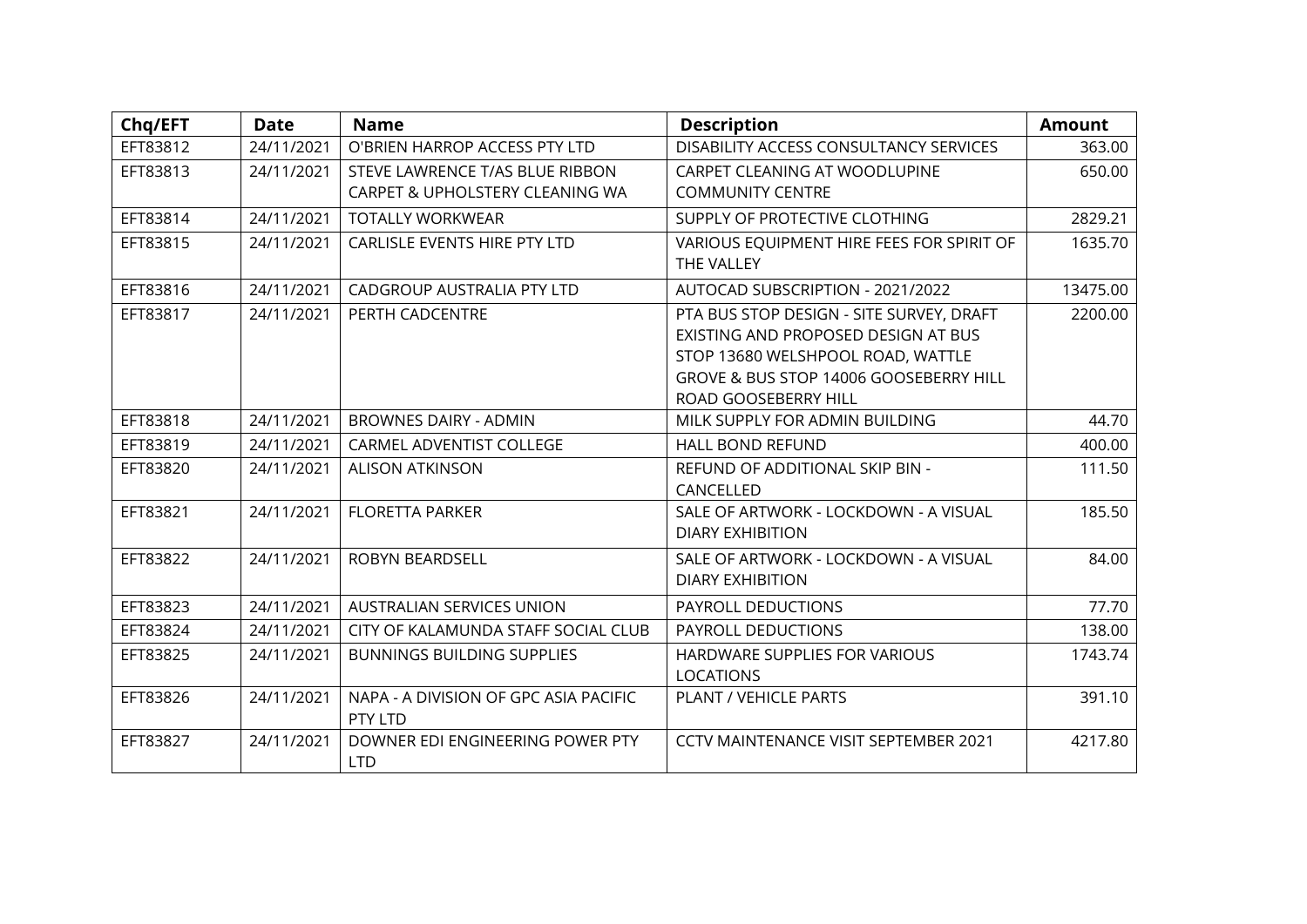| Chq/EFT | Date | Name | Description | Amount |
|---|---|---|---|---|
| EFT83812 | 24/11/2021 | O'BRIEN HARROP ACCESS PTY LTD | DISABILITY ACCESS CONSULTANCY SERVICES | 363.00 |
| EFT83813 | 24/11/2021 | STEVE LAWRENCE T/AS BLUE RIBBON CARPET & UPHOLSTERY CLEANING WA | CARPET CLEANING AT WOODLUPINE COMMUNITY CENTRE | 650.00 |
| EFT83814 | 24/11/2021 | TOTALLY WORKWEAR | SUPPLY OF PROTECTIVE CLOTHING | 2829.21 |
| EFT83815 | 24/11/2021 | CARLISLE EVENTS HIRE PTY LTD | VARIOUS EQUIPMENT HIRE FEES FOR SPIRIT OF THE VALLEY | 1635.70 |
| EFT83816 | 24/11/2021 | CADGROUP AUSTRALIA PTY LTD | AUTOCAD SUBSCRIPTION - 2021/2022 | 13475.00 |
| EFT83817 | 24/11/2021 | PERTH CADCENTRE | PTA BUS STOP DESIGN - SITE SURVEY, DRAFT EXISTING AND PROPOSED DESIGN AT BUS STOP 13680 WELSHPOOL ROAD, WATTLE GROVE & BUS STOP 14006 GOOSEBERRY HILL ROAD GOOSEBERRY HILL | 2200.00 |
| EFT83818 | 24/11/2021 | BROWNES DAIRY - ADMIN | MILK SUPPLY FOR ADMIN BUILDING | 44.70 |
| EFT83819 | 24/11/2021 | CARMEL ADVENTIST COLLEGE | HALL BOND REFUND | 400.00 |
| EFT83820 | 24/11/2021 | ALISON ATKINSON | REFUND OF ADDITIONAL SKIP BIN - CANCELLED | 111.50 |
| EFT83821 | 24/11/2021 | FLORETTA PARKER | SALE OF ARTWORK - LOCKDOWN - A VISUAL DIARY EXHIBITION | 185.50 |
| EFT83822 | 24/11/2021 | ROBYN BEARDSELL | SALE OF ARTWORK - LOCKDOWN - A VISUAL DIARY EXHIBITION | 84.00 |
| EFT83823 | 24/11/2021 | AUSTRALIAN SERVICES UNION | PAYROLL DEDUCTIONS | 77.70 |
| EFT83824 | 24/11/2021 | CITY OF KALAMUNDA STAFF SOCIAL CLUB | PAYROLL DEDUCTIONS | 138.00 |
| EFT83825 | 24/11/2021 | BUNNINGS BUILDING SUPPLIES | HARDWARE SUPPLIES FOR VARIOUS LOCATIONS | 1743.74 |
| EFT83826 | 24/11/2021 | NAPA - A DIVISION OF GPC ASIA PACIFIC PTY LTD | PLANT / VEHICLE PARTS | 391.10 |
| EFT83827 | 24/11/2021 | DOWNER EDI ENGINEERING POWER PTY LTD | CCTV MAINTENANCE VISIT SEPTEMBER 2021 | 4217.80 |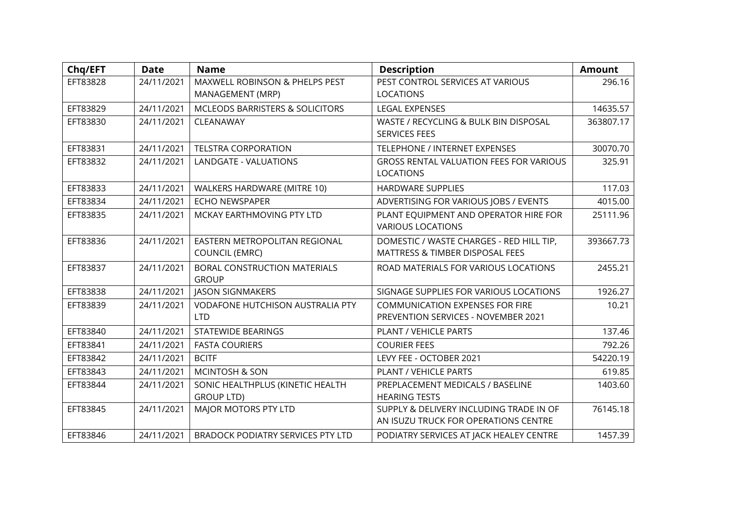| Chq/EFT | Date | Name | Description | Amount |
|---|---|---|---|---|
| EFT83828 | 24/11/2021 | MAXWELL ROBINSON & PHELPS PEST MANAGEMENT (MRP) | PEST CONTROL SERVICES AT VARIOUS LOCATIONS | 296.16 |
| EFT83829 | 24/11/2021 | MCLEODS BARRISTERS & SOLICITORS | LEGAL EXPENSES | 14635.57 |
| EFT83830 | 24/11/2021 | CLEANAWAY | WASTE / RECYCLING & BULK BIN DISPOSAL SERVICES FEES | 363807.17 |
| EFT83831 | 24/11/2021 | TELSTRA CORPORATION | TELEPHONE / INTERNET EXPENSES | 30070.70 |
| EFT83832 | 24/11/2021 | LANDGATE - VALUATIONS | GROSS RENTAL VALUATION FEES FOR VARIOUS LOCATIONS | 325.91 |
| EFT83833 | 24/11/2021 | WALKERS HARDWARE (MITRE 10) | HARDWARE SUPPLIES | 117.03 |
| EFT83834 | 24/11/2021 | ECHO NEWSPAPER | ADVERTISING FOR VARIOUS JOBS / EVENTS | 4015.00 |
| EFT83835 | 24/11/2021 | MCKAY EARTHMOVING PTY LTD | PLANT EQUIPMENT AND OPERATOR HIRE FOR VARIOUS LOCATIONS | 25111.96 |
| EFT83836 | 24/11/2021 | EASTERN METROPOLITAN REGIONAL COUNCIL (EMRC) | DOMESTIC / WASTE CHARGES - RED HILL TIP, MATTRESS & TIMBER DISPOSAL FEES | 393667.73 |
| EFT83837 | 24/11/2021 | BORAL CONSTRUCTION MATERIALS GROUP | ROAD MATERIALS FOR VARIOUS LOCATIONS | 2455.21 |
| EFT83838 | 24/11/2021 | JASON SIGNMAKERS | SIGNAGE SUPPLIES FOR VARIOUS LOCATIONS | 1926.27 |
| EFT83839 | 24/11/2021 | VODAFONE HUTCHISON AUSTRALIA PTY LTD | COMMUNICATION EXPENSES FOR FIRE PREVENTION SERVICES - NOVEMBER 2021 | 10.21 |
| EFT83840 | 24/11/2021 | STATEWIDE BEARINGS | PLANT / VEHICLE PARTS | 137.46 |
| EFT83841 | 24/11/2021 | FASTA COURIERS | COURIER FEES | 792.26 |
| EFT83842 | 24/11/2021 | BCITF | LEVY FEE - OCTOBER 2021 | 54220.19 |
| EFT83843 | 24/11/2021 | MCINTOSH & SON | PLANT / VEHICLE PARTS | 619.85 |
| EFT83844 | 24/11/2021 | SONIC HEALTHPLUS (KINETIC HEALTH GROUP LTD) | PREPLACEMENT MEDICALS / BASELINE HEARING TESTS | 1403.60 |
| EFT83845 | 24/11/2021 | MAJOR MOTORS PTY LTD | SUPPLY & DELIVERY INCLUDING TRADE IN OF AN ISUZU TRUCK FOR OPERATIONS CENTRE | 76145.18 |
| EFT83846 | 24/11/2021 | BRADOCK PODIATRY SERVICES PTY LTD | PODIATRY SERVICES AT JACK HEALEY CENTRE | 1457.39 |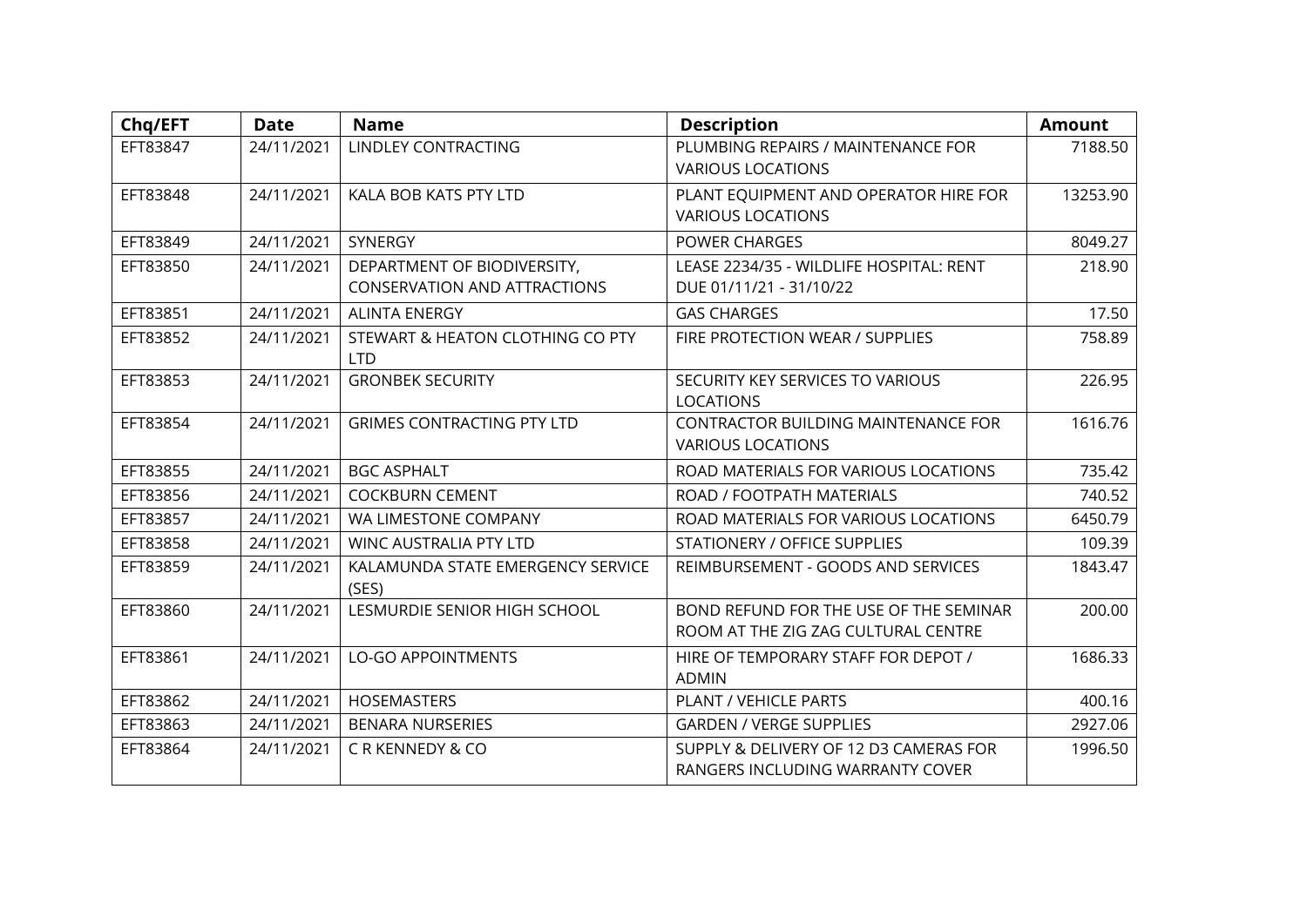| Chq/EFT | Date | Name | Description | Amount |
|---|---|---|---|---|
| EFT83847 | 24/11/2021 | LINDLEY CONTRACTING | PLUMBING REPAIRS / MAINTENANCE FOR VARIOUS LOCATIONS | 7188.50 |
| EFT83848 | 24/11/2021 | KALA BOB KATS PTY LTD | PLANT EQUIPMENT AND OPERATOR HIRE FOR VARIOUS LOCATIONS | 13253.90 |
| EFT83849 | 24/11/2021 | SYNERGY | POWER CHARGES | 8049.27 |
| EFT83850 | 24/11/2021 | DEPARTMENT OF BIODIVERSITY, CONSERVATION AND ATTRACTIONS | LEASE 2234/35 - WILDLIFE HOSPITAL: RENT DUE 01/11/21 - 31/10/22 | 218.90 |
| EFT83851 | 24/11/2021 | ALINTA ENERGY | GAS CHARGES | 17.50 |
| EFT83852 | 24/11/2021 | STEWART & HEATON CLOTHING CO PTY LTD | FIRE PROTECTION WEAR / SUPPLIES | 758.89 |
| EFT83853 | 24/11/2021 | GRONBEK SECURITY | SECURITY KEY SERVICES TO VARIOUS LOCATIONS | 226.95 |
| EFT83854 | 24/11/2021 | GRIMES CONTRACTING PTY LTD | CONTRACTOR BUILDING MAINTENANCE FOR VARIOUS LOCATIONS | 1616.76 |
| EFT83855 | 24/11/2021 | BGC ASPHALT | ROAD MATERIALS FOR VARIOUS LOCATIONS | 735.42 |
| EFT83856 | 24/11/2021 | COCKBURN CEMENT | ROAD / FOOTPATH MATERIALS | 740.52 |
| EFT83857 | 24/11/2021 | WA LIMESTONE COMPANY | ROAD MATERIALS FOR VARIOUS LOCATIONS | 6450.79 |
| EFT83858 | 24/11/2021 | WINC AUSTRALIA PTY LTD | STATIONERY / OFFICE SUPPLIES | 109.39 |
| EFT83859 | 24/11/2021 | KALAMUNDA STATE EMERGENCY SERVICE (SES) | REIMBURSEMENT - GOODS AND SERVICES | 1843.47 |
| EFT83860 | 24/11/2021 | LESMURDIE SENIOR HIGH SCHOOL | BOND REFUND FOR THE USE OF THE SEMINAR ROOM AT THE ZIG ZAG CULTURAL CENTRE | 200.00 |
| EFT83861 | 24/11/2021 | LO-GO APPOINTMENTS | HIRE OF TEMPORARY STAFF FOR DEPOT / ADMIN | 1686.33 |
| EFT83862 | 24/11/2021 | HOSEMASTERS | PLANT / VEHICLE PARTS | 400.16 |
| EFT83863 | 24/11/2021 | BENARA NURSERIES | GARDEN / VERGE SUPPLIES | 2927.06 |
| EFT83864 | 24/11/2021 | C R KENNEDY & CO | SUPPLY & DELIVERY OF 12 D3 CAMERAS FOR RANGERS INCLUDING WARRANTY COVER | 1996.50 |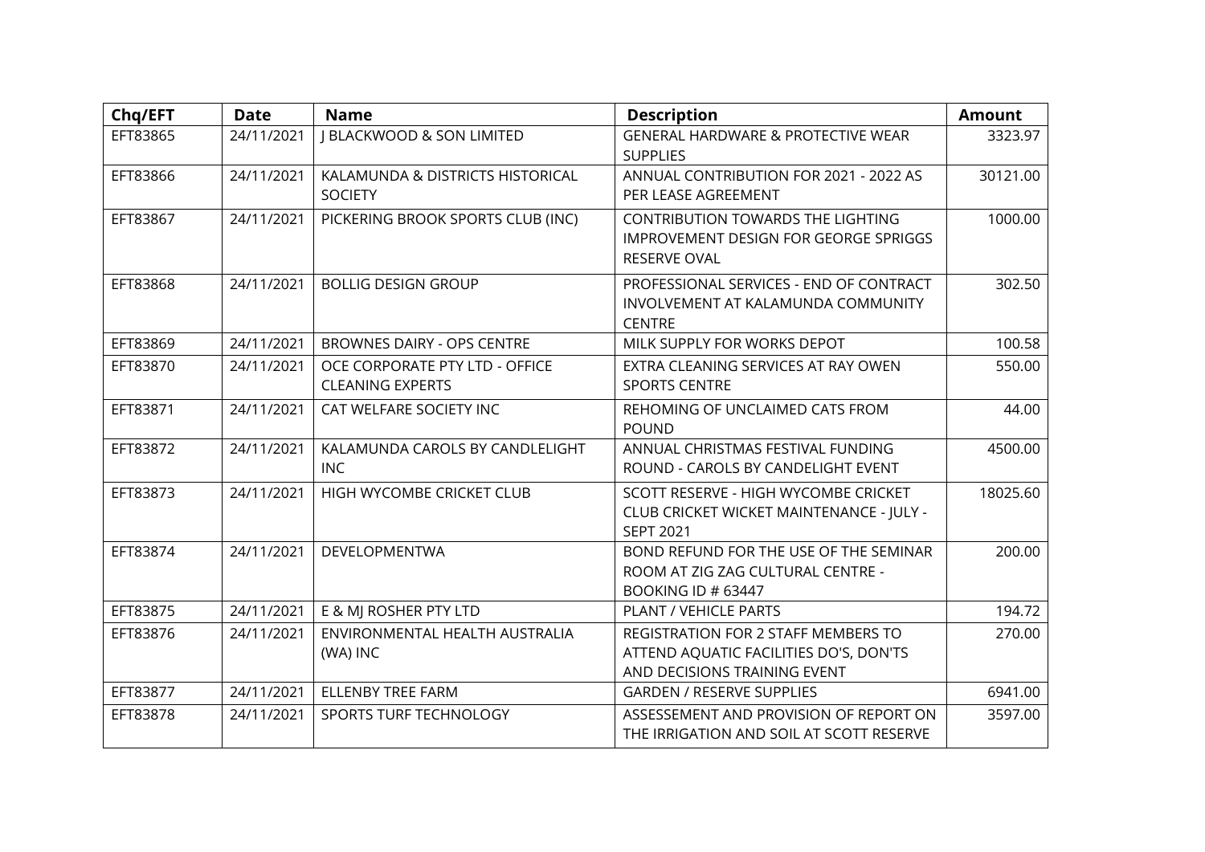| Chq/EFT | Date | Name | Description | Amount |
| --- | --- | --- | --- | --- |
| EFT83865 | 24/11/2021 | J BLACKWOOD & SON LIMITED | GENERAL HARDWARE & PROTECTIVE WEAR SUPPLIES | 3323.97 |
| EFT83866 | 24/11/2021 | KALAMUNDA & DISTRICTS HISTORICAL SOCIETY | ANNUAL CONTRIBUTION FOR 2021 - 2022 AS PER LEASE AGREEMENT | 30121.00 |
| EFT83867 | 24/11/2021 | PICKERING BROOK SPORTS CLUB (INC) | CONTRIBUTION TOWARDS THE LIGHTING IMPROVEMENT DESIGN FOR GEORGE SPRIGGS RESERVE OVAL | 1000.00 |
| EFT83868 | 24/11/2021 | BOLLIG DESIGN GROUP | PROFESSIONAL SERVICES - END OF CONTRACT INVOLVEMENT AT KALAMUNDA COMMUNITY CENTRE | 302.50 |
| EFT83869 | 24/11/2021 | BROWNES DAIRY - OPS CENTRE | MILK SUPPLY FOR WORKS DEPOT | 100.58 |
| EFT83870 | 24/11/2021 | OCE CORPORATE PTY LTD - OFFICE CLEANING EXPERTS | EXTRA CLEANING SERVICES AT RAY OWEN SPORTS CENTRE | 550.00 |
| EFT83871 | 24/11/2021 | CAT WELFARE SOCIETY INC | REHOMING OF UNCLAIMED CATS FROM POUND | 44.00 |
| EFT83872 | 24/11/2021 | KALAMUNDA CAROLS BY CANDLELIGHT INC | ANNUAL CHRISTMAS FESTIVAL FUNDING ROUND - CAROLS BY CANDELIGHT EVENT | 4500.00 |
| EFT83873 | 24/11/2021 | HIGH WYCOMBE CRICKET CLUB | SCOTT RESERVE - HIGH WYCOMBE CRICKET CLUB CRICKET WICKET MAINTENANCE - JULY - SEPT 2021 | 18025.60 |
| EFT83874 | 24/11/2021 | DEVELOPMENTWA | BOND REFUND FOR THE USE OF THE SEMINAR ROOM AT ZIG ZAG CULTURAL CENTRE - BOOKING ID # 63447 | 200.00 |
| EFT83875 | 24/11/2021 | E & MJ ROSHER PTY LTD | PLANT / VEHICLE PARTS | 194.72 |
| EFT83876 | 24/11/2021 | ENVIRONMENTAL HEALTH AUSTRALIA (WA) INC | REGISTRATION FOR 2 STAFF MEMBERS TO ATTEND AQUATIC FACILITIES DO'S, DON'TS AND DECISIONS TRAINING EVENT | 270.00 |
| EFT83877 | 24/11/2021 | ELLENBY TREE FARM | GARDEN / RESERVE SUPPLIES | 6941.00 |
| EFT83878 | 24/11/2021 | SPORTS TURF TECHNOLOGY | ASSESSEMENT AND PROVISION OF REPORT ON THE IRRIGATION AND SOIL AT SCOTT RESERVE | 3597.00 |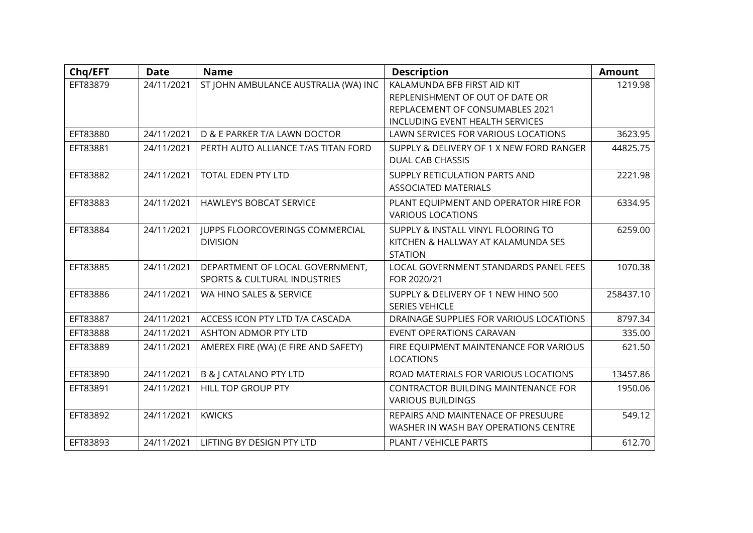| Chq/EFT | Date | Name | Description | Amount |
|---|---|---|---|---|
| EFT83879 | 24/11/2021 | ST JOHN AMBULANCE AUSTRALIA (WA) INC | KALAMUNDA BFB FIRST AID KIT REPLENISHMENT OF OUT OF DATE OR REPLACEMENT OF CONSUMABLES 2021 INCLUDING EVENT HEALTH SERVICES | 1219.98 |
| EFT83880 | 24/11/2021 | D & E PARKER T/A LAWN DOCTOR | LAWN SERVICES FOR VARIOUS LOCATIONS | 3623.95 |
| EFT83881 | 24/11/2021 | PERTH AUTO ALLIANCE T/AS TITAN FORD | SUPPLY & DELIVERY OF 1 X NEW FORD RANGER DUAL CAB CHASSIS | 44825.75 |
| EFT83882 | 24/11/2021 | TOTAL EDEN PTY LTD | SUPPLY RETICULATION PARTS AND ASSOCIATED MATERIALS | 2221.98 |
| EFT83883 | 24/11/2021 | HAWLEY'S BOBCAT SERVICE | PLANT EQUIPMENT AND OPERATOR HIRE FOR VARIOUS LOCATIONS | 6334.95 |
| EFT83884 | 24/11/2021 | JUPPS FLOORCOVERINGS COMMERCIAL DIVISION | SUPPLY & INSTALL VINYL FLOORING TO KITCHEN & HALLWAY AT KALAMUNDA SES STATION | 6259.00 |
| EFT83885 | 24/11/2021 | DEPARTMENT OF LOCAL GOVERNMENT, SPORTS & CULTURAL INDUSTRIES | LOCAL GOVERNMENT STANDARDS PANEL FEES FOR 2020/21 | 1070.38 |
| EFT83886 | 24/11/2021 | WA HINO SALES & SERVICE | SUPPLY & DELIVERY OF 1 NEW HINO 500 SERIES VEHICLE | 258437.10 |
| EFT83887 | 24/11/2021 | ACCESS ICON PTY LTD T/A CASCADA | DRAINAGE SUPPLIES FOR VARIOUS LOCATIONS | 8797.34 |
| EFT83888 | 24/11/2021 | ASHTON ADMOR PTY LTD | EVENT OPERATIONS CARAVAN | 335.00 |
| EFT83889 | 24/11/2021 | AMEREX FIRE (WA) (E FIRE AND SAFETY) | FIRE EQUIPMENT MAINTENANCE FOR VARIOUS LOCATIONS | 621.50 |
| EFT83890 | 24/11/2021 | B & J CATALANO PTY LTD | ROAD MATERIALS FOR VARIOUS LOCATIONS | 13457.86 |
| EFT83891 | 24/11/2021 | HILL TOP GROUP PTY | CONTRACTOR BUILDING MAINTENANCE FOR VARIOUS BUILDINGS | 1950.06 |
| EFT83892 | 24/11/2021 | KWICKS | REPAIRS AND MAINTENACE OF PRESUURE WASHER IN WASH BAY OPERATIONS CENTRE | 549.12 |
| EFT83893 | 24/11/2021 | LIFTING BY DESIGN PTY LTD | PLANT / VEHICLE PARTS | 612.70 |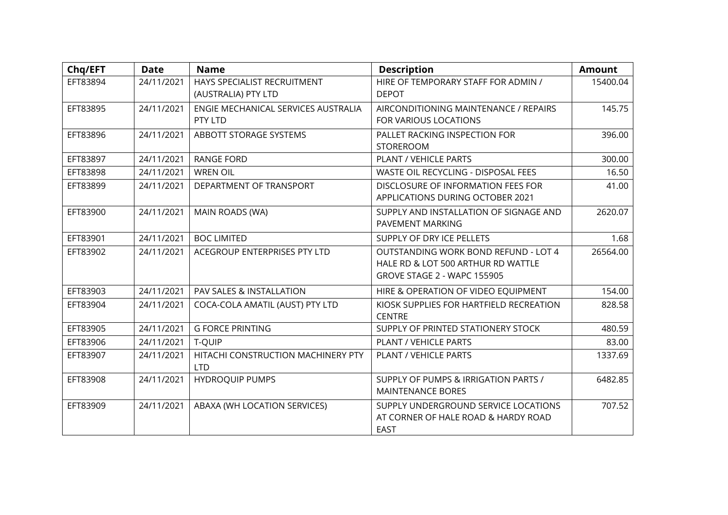| Chq/EFT | Date | Name | Description | Amount |
|---|---|---|---|---|
| EFT83894 | 24/11/2021 | HAYS SPECIALIST RECRUITMENT (AUSTRALIA) PTY LTD | HIRE OF TEMPORARY STAFF FOR ADMIN / DEPOT | 15400.04 |
| EFT83895 | 24/11/2021 | ENGIE MECHANICAL SERVICES AUSTRALIA PTY LTD | AIRCONDITIONING MAINTENANCE / REPAIRS FOR VARIOUS LOCATIONS | 145.75 |
| EFT83896 | 24/11/2021 | ABBOTT STORAGE SYSTEMS | PALLET RACKING INSPECTION FOR STOREROOM | 396.00 |
| EFT83897 | 24/11/2021 | RANGE FORD | PLANT / VEHICLE PARTS | 300.00 |
| EFT83898 | 24/11/2021 | WREN OIL | WASTE OIL RECYCLING - DISPOSAL FEES | 16.50 |
| EFT83899 | 24/11/2021 | DEPARTMENT OF TRANSPORT | DISCLOSURE OF INFORMATION FEES FOR APPLICATIONS DURING OCTOBER 2021 | 41.00 |
| EFT83900 | 24/11/2021 | MAIN ROADS (WA) | SUPPLY AND INSTALLATION OF SIGNAGE AND PAVEMENT MARKING | 2620.07 |
| EFT83901 | 24/11/2021 | BOC LIMITED | SUPPLY OF DRY ICE PELLETS | 1.68 |
| EFT83902 | 24/11/2021 | ACEGROUP ENTERPRISES PTY LTD | OUTSTANDING WORK BOND REFUND - LOT 4 HALE RD & LOT 500 ARTHUR RD WATTLE GROVE STAGE 2 - WAPC 155905 | 26564.00 |
| EFT83903 | 24/11/2021 | PAV SALES & INSTALLATION | HIRE & OPERATION OF VIDEO EQUIPMENT | 154.00 |
| EFT83904 | 24/11/2021 | COCA-COLA AMATIL (AUST) PTY LTD | KIOSK SUPPLIES FOR HARTFIELD RECREATION CENTRE | 828.58 |
| EFT83905 | 24/11/2021 | G FORCE PRINTING | SUPPLY OF PRINTED STATIONERY STOCK | 480.59 |
| EFT83906 | 24/11/2021 | T-QUIP | PLANT / VEHICLE PARTS | 83.00 |
| EFT83907 | 24/11/2021 | HITACHI CONSTRUCTION MACHINERY PTY LTD | PLANT / VEHICLE PARTS | 1337.69 |
| EFT83908 | 24/11/2021 | HYDROQUIP PUMPS | SUPPLY OF PUMPS & IRRIGATION PARTS / MAINTENANCE BORES | 6482.85 |
| EFT83909 | 24/11/2021 | ABAXA (WH LOCATION SERVICES) | SUPPLY UNDERGROUND SERVICE LOCATIONS AT CORNER OF HALE ROAD & HARDY ROAD EAST | 707.52 |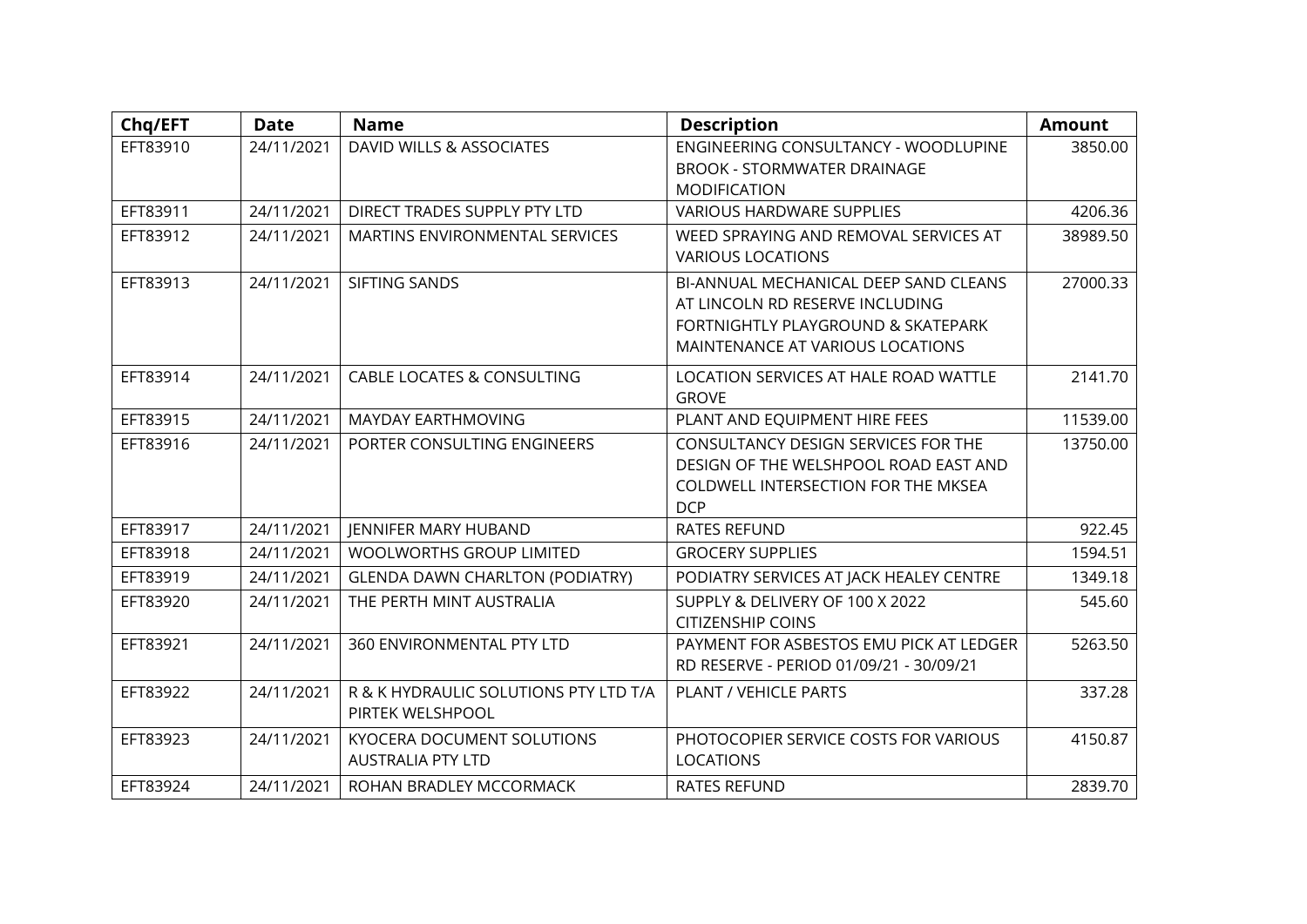| Chq/EFT | Date | Name | Description | Amount |
|---|---|---|---|---|
| EFT83910 | 24/11/2021 | DAVID WILLS & ASSOCIATES | ENGINEERING CONSULTANCY - WOODLUPINE BROOK - STORMWATER DRAINAGE MODIFICATION | 3850.00 |
| EFT83911 | 24/11/2021 | DIRECT TRADES SUPPLY PTY LTD | VARIOUS HARDWARE SUPPLIES | 4206.36 |
| EFT83912 | 24/11/2021 | MARTINS ENVIRONMENTAL SERVICES | WEED SPRAYING AND REMOVAL SERVICES AT VARIOUS LOCATIONS | 38989.50 |
| EFT83913 | 24/11/2021 | SIFTING SANDS | BI-ANNUAL MECHANICAL DEEP SAND CLEANS AT LINCOLN RD RESERVE INCLUDING FORTNIGHTLY PLAYGROUND & SKATEPARK MAINTENANCE AT VARIOUS LOCATIONS | 27000.33 |
| EFT83914 | 24/11/2021 | CABLE LOCATES & CONSULTING | LOCATION SERVICES AT HALE ROAD WATTLE GROVE | 2141.70 |
| EFT83915 | 24/11/2021 | MAYDAY EARTHMOVING | PLANT AND EQUIPMENT HIRE FEES | 11539.00 |
| EFT83916 | 24/11/2021 | PORTER CONSULTING ENGINEERS | CONSULTANCY DESIGN SERVICES FOR THE DESIGN OF THE WELSHPOOL ROAD EAST AND COLDWELL INTERSECTION FOR THE MKSEA DCP | 13750.00 |
| EFT83917 | 24/11/2021 | JENNIFER MARY HUBAND | RATES REFUND | 922.45 |
| EFT83918 | 24/11/2021 | WOOLWORTHS GROUP LIMITED | GROCERY SUPPLIES | 1594.51 |
| EFT83919 | 24/11/2021 | GLENDA DAWN CHARLTON (PODIATRY) | PODIATRY SERVICES AT JACK HEALEY CENTRE | 1349.18 |
| EFT83920 | 24/11/2021 | THE PERTH MINT AUSTRALIA | SUPPLY & DELIVERY OF 100 X 2022 CITIZENSHIP COINS | 545.60 |
| EFT83921 | 24/11/2021 | 360 ENVIRONMENTAL PTY LTD | PAYMENT FOR ASBESTOS EMU PICK AT LEDGER RD RESERVE - PERIOD 01/09/21 - 30/09/21 | 5263.50 |
| EFT83922 | 24/11/2021 | R & K HYDRAULIC SOLUTIONS PTY LTD T/A PIRTEK WELSHPOOL | PLANT / VEHICLE PARTS | 337.28 |
| EFT83923 | 24/11/2021 | KYOCERA DOCUMENT SOLUTIONS AUSTRALIA PTY LTD | PHOTOCOPIER SERVICE COSTS FOR VARIOUS LOCATIONS | 4150.87 |
| EFT83924 | 24/11/2021 | ROHAN BRADLEY MCCORMACK | RATES REFUND | 2839.70 |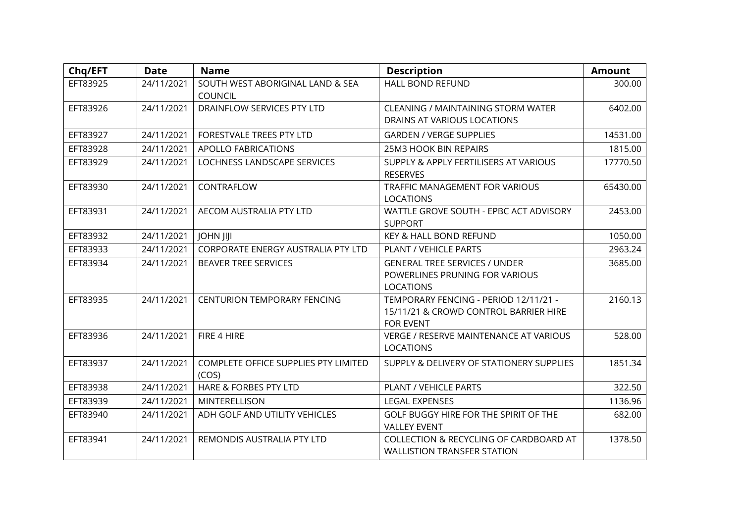| Chq/EFT | Date | Name | Description | Amount |
|---|---|---|---|---|
| EFT83925 | 24/11/2021 | SOUTH WEST ABORIGINAL LAND & SEA COUNCIL | HALL BOND REFUND | 300.00 |
| EFT83926 | 24/11/2021 | DRAINFLOW SERVICES PTY LTD | CLEANING / MAINTAINING STORM WATER DRAINS AT VARIOUS LOCATIONS | 6402.00 |
| EFT83927 | 24/11/2021 | FORESTVALE TREES PTY LTD | GARDEN / VERGE SUPPLIES | 14531.00 |
| EFT83928 | 24/11/2021 | APOLLO FABRICATIONS | 25M3 HOOK BIN REPAIRS | 1815.00 |
| EFT83929 | 24/11/2021 | LOCHNESS LANDSCAPE SERVICES | SUPPLY & APPLY FERTILISERS AT VARIOUS RESERVES | 17770.50 |
| EFT83930 | 24/11/2021 | CONTRAFLOW | TRAFFIC MANAGEMENT FOR VARIOUS LOCATIONS | 65430.00 |
| EFT83931 | 24/11/2021 | AECOM AUSTRALIA PTY LTD | WATTLE GROVE SOUTH - EPBC ACT ADVISORY SUPPORT | 2453.00 |
| EFT83932 | 24/11/2021 | JOHN JIJI | KEY & HALL BOND REFUND | 1050.00 |
| EFT83933 | 24/11/2021 | CORPORATE ENERGY AUSTRALIA PTY LTD | PLANT / VEHICLE PARTS | 2963.24 |
| EFT83934 | 24/11/2021 | BEAVER TREE SERVICES | GENERAL TREE SERVICES / UNDER POWERLINES PRUNING FOR VARIOUS LOCATIONS | 3685.00 |
| EFT83935 | 24/11/2021 | CENTURION TEMPORARY FENCING | TEMPORARY FENCING - PERIOD 12/11/21 - 15/11/21 & CROWD CONTROL BARRIER HIRE FOR EVENT | 2160.13 |
| EFT83936 | 24/11/2021 | FIRE 4 HIRE | VERGE / RESERVE MAINTENANCE AT VARIOUS LOCATIONS | 528.00 |
| EFT83937 | 24/11/2021 | COMPLETE OFFICE SUPPLIES PTY LIMITED (COS) | SUPPLY & DELIVERY OF STATIONERY SUPPLIES | 1851.34 |
| EFT83938 | 24/11/2021 | HARE & FORBES PTY LTD | PLANT / VEHICLE PARTS | 322.50 |
| EFT83939 | 24/11/2021 | MINTERELLISON | LEGAL EXPENSES | 1136.96 |
| EFT83940 | 24/11/2021 | ADH GOLF AND UTILITY VEHICLES | GOLF BUGGY HIRE FOR THE SPIRIT OF THE VALLEY EVENT | 682.00 |
| EFT83941 | 24/11/2021 | REMONDIS AUSTRALIA PTY LTD | COLLECTION & RECYCLING OF CARDBOARD AT WALLISTION TRANSFER STATION | 1378.50 |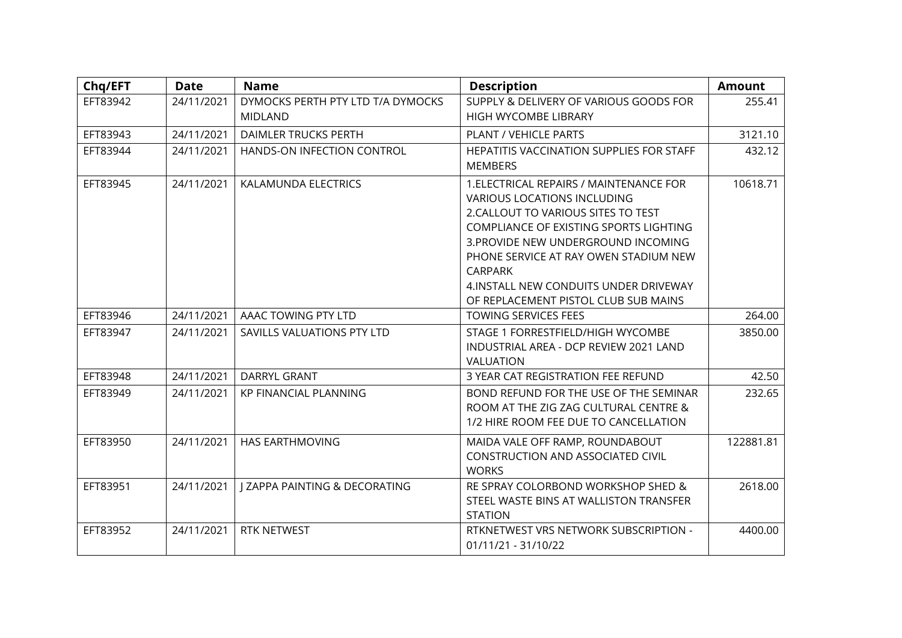| Chq/EFT | Date | Name | Description | Amount |
|---|---|---|---|---|
| EFT83942 | 24/11/2021 | DYMOCKS PERTH PTY LTD T/A DYMOCKS MIDLAND | SUPPLY & DELIVERY OF VARIOUS GOODS FOR HIGH WYCOMBE LIBRARY | 255.41 |
| EFT83943 | 24/11/2021 | DAIMLER TRUCKS PERTH | PLANT / VEHICLE PARTS | 3121.10 |
| EFT83944 | 24/11/2021 | HANDS-ON INFECTION CONTROL | HEPATITIS VACCINATION SUPPLIES FOR STAFF MEMBERS | 432.12 |
| EFT83945 | 24/11/2021 | KALAMUNDA ELECTRICS | 1.ELECTRICAL REPAIRS / MAINTENANCE FOR VARIOUS LOCATIONS INCLUDING 2.CALLOUT TO VARIOUS SITES TO TEST COMPLIANCE OF EXISTING SPORTS LIGHTING 3.PROVIDE NEW UNDERGROUND INCOMING PHONE SERVICE AT RAY OWEN STADIUM NEW CARPARK 4.INSTALL NEW CONDUITS UNDER DRIVEWAY OF REPLACEMENT PISTOL CLUB SUB MAINS | 10618.71 |
| EFT83946 | 24/11/2021 | AAAC TOWING PTY LTD | TOWING SERVICES FEES | 264.00 |
| EFT83947 | 24/11/2021 | SAVILLS VALUATIONS PTY LTD | STAGE 1 FORRESTFIELD/HIGH WYCOMBE INDUSTRIAL AREA - DCP REVIEW 2021 LAND VALUATION | 3850.00 |
| EFT83948 | 24/11/2021 | DARRYL GRANT | 3 YEAR CAT REGISTRATION FEE REFUND | 42.50 |
| EFT83949 | 24/11/2021 | KP FINANCIAL PLANNING | BOND REFUND FOR THE USE OF THE SEMINAR ROOM AT THE ZIG ZAG CULTURAL CENTRE & 1/2 HIRE ROOM FEE DUE TO CANCELLATION | 232.65 |
| EFT83950 | 24/11/2021 | HAS EARTHMOVING | MAIDA VALE OFF RAMP, ROUNDABOUT CONSTRUCTION AND ASSOCIATED CIVIL WORKS | 122881.81 |
| EFT83951 | 24/11/2021 | J ZAPPA PAINTING & DECORATING | RE SPRAY COLORBOND WORKSHOP SHED & STEEL WASTE BINS AT WALLISTON TRANSFER STATION | 2618.00 |
| EFT83952 | 24/11/2021 | RTK NETWEST | RTKNETWEST VRS NETWORK SUBSCRIPTION - 01/11/21 - 31/10/22 | 4400.00 |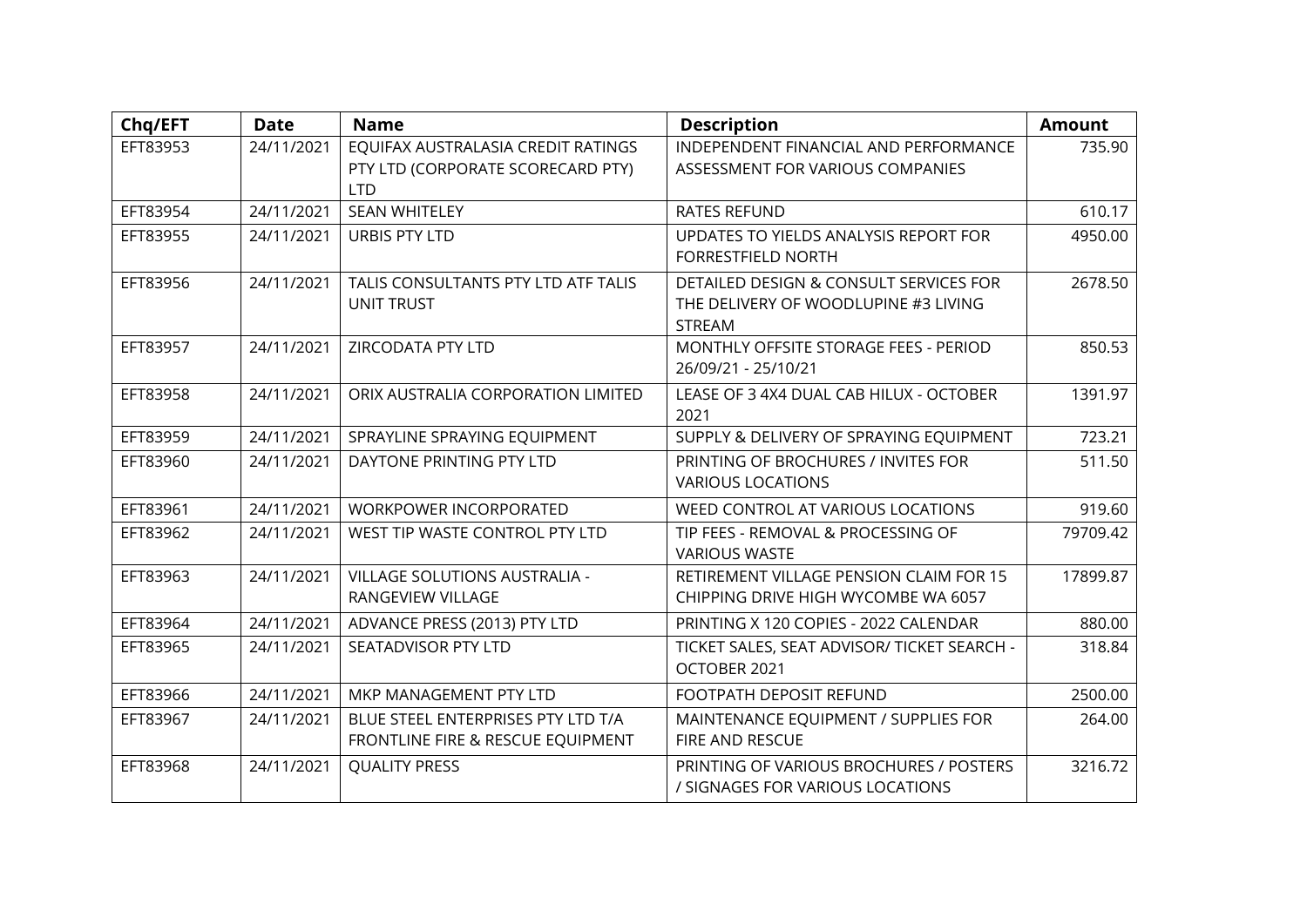| Chq/EFT | Date | Name | Description | Amount |
|---|---|---|---|---|
| EFT83953 | 24/11/2021 | EQUIFAX AUSTRALASIA CREDIT RATINGS PTY LTD (CORPORATE SCORECARD PTY) LTD | INDEPENDENT FINANCIAL AND PERFORMANCE ASSESSMENT FOR VARIOUS COMPANIES | 735.90 |
| EFT83954 | 24/11/2021 | SEAN WHITELEY | RATES REFUND | 610.17 |
| EFT83955 | 24/11/2021 | URBIS PTY LTD | UPDATES TO YIELDS ANALYSIS REPORT FOR FORRESTFIELD NORTH | 4950.00 |
| EFT83956 | 24/11/2021 | TALIS CONSULTANTS PTY LTD ATF TALIS UNIT TRUST | DETAILED DESIGN & CONSULT SERVICES FOR THE DELIVERY OF WOODLUPINE #3 LIVING STREAM | 2678.50 |
| EFT83957 | 24/11/2021 | ZIRCODATA PTY LTD | MONTHLY OFFSITE STORAGE FEES - PERIOD 26/09/21 - 25/10/21 | 850.53 |
| EFT83958 | 24/11/2021 | ORIX AUSTRALIA CORPORATION LIMITED | LEASE OF 3 4X4 DUAL CAB HILUX - OCTOBER 2021 | 1391.97 |
| EFT83959 | 24/11/2021 | SPRAYLINE SPRAYING EQUIPMENT | SUPPLY & DELIVERY OF SPRAYING EQUIPMENT | 723.21 |
| EFT83960 | 24/11/2021 | DAYTONE PRINTING PTY LTD | PRINTING OF BROCHURES / INVITES FOR VARIOUS LOCATIONS | 511.50 |
| EFT83961 | 24/11/2021 | WORKPOWER INCORPORATED | WEED CONTROL AT VARIOUS LOCATIONS | 919.60 |
| EFT83962 | 24/11/2021 | WEST TIP WASTE CONTROL PTY LTD | TIP FEES - REMOVAL & PROCESSING OF VARIOUS WASTE | 79709.42 |
| EFT83963 | 24/11/2021 | VILLAGE SOLUTIONS AUSTRALIA - RANGEVIEW VILLAGE | RETIREMENT VILLAGE PENSION CLAIM FOR 15 CHIPPING DRIVE HIGH WYCOMBE WA 6057 | 17899.87 |
| EFT83964 | 24/11/2021 | ADVANCE PRESS (2013) PTY LTD | PRINTING X 120 COPIES - 2022 CALENDAR | 880.00 |
| EFT83965 | 24/11/2021 | SEATADVISOR PTY LTD | TICKET SALES, SEAT ADVISOR/ TICKET SEARCH - OCTOBER 2021 | 318.84 |
| EFT83966 | 24/11/2021 | MKP MANAGEMENT PTY LTD | FOOTPATH DEPOSIT REFUND | 2500.00 |
| EFT83967 | 24/11/2021 | BLUE STEEL ENTERPRISES PTY LTD T/A FRONTLINE FIRE & RESCUE EQUIPMENT | MAINTENANCE EQUIPMENT / SUPPLIES FOR FIRE AND RESCUE | 264.00 |
| EFT83968 | 24/11/2021 | QUALITY PRESS | PRINTING OF VARIOUS BROCHURES / POSTERS / SIGNAGES FOR VARIOUS LOCATIONS | 3216.72 |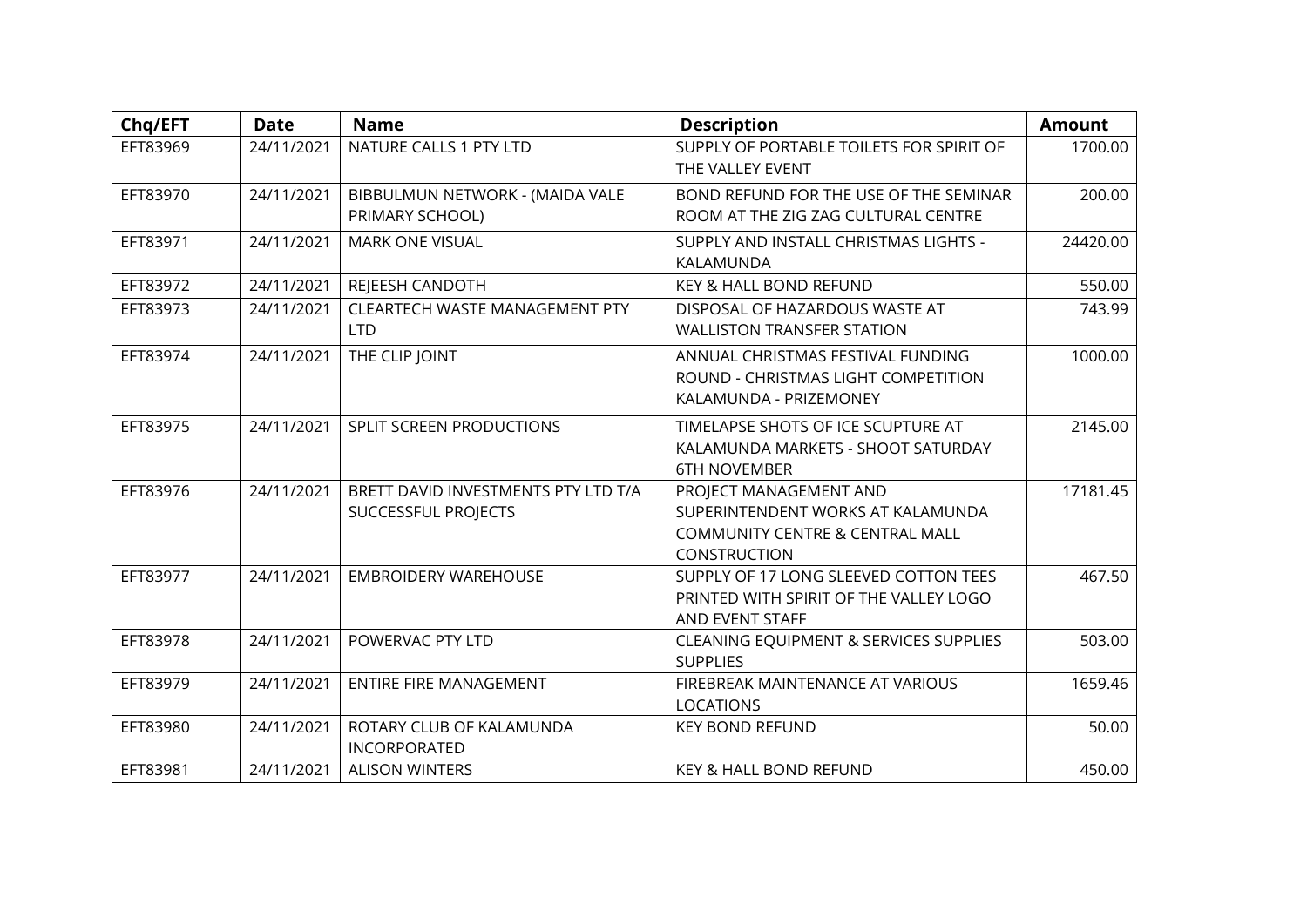| Chq/EFT | Date | Name | Description | Amount |
| --- | --- | --- | --- | --- |
| EFT83969 | 24/11/2021 | NATURE CALLS 1 PTY LTD | SUPPLY OF PORTABLE TOILETS FOR SPIRIT OF THE VALLEY EVENT | 1700.00 |
| EFT83970 | 24/11/2021 | BIBBULMUN NETWORK - (MAIDA VALE PRIMARY SCHOOL) | BOND REFUND FOR THE USE OF THE SEMINAR ROOM AT THE ZIG ZAG CULTURAL CENTRE | 200.00 |
| EFT83971 | 24/11/2021 | MARK ONE VISUAL | SUPPLY AND INSTALL CHRISTMAS LIGHTS - KALAMUNDA | 24420.00 |
| EFT83972 | 24/11/2021 | REJEESH CANDOTH | KEY & HALL BOND REFUND | 550.00 |
| EFT83973 | 24/11/2021 | CLEARTECH WASTE MANAGEMENT PTY LTD | DISPOSAL OF HAZARDOUS WASTE AT WALLISTON TRANSFER STATION | 743.99 |
| EFT83974 | 24/11/2021 | THE CLIP JOINT | ANNUAL CHRISTMAS FESTIVAL FUNDING ROUND - CHRISTMAS LIGHT COMPETITION KALAMUNDA - PRIZEMONEY | 1000.00 |
| EFT83975 | 24/11/2021 | SPLIT SCREEN PRODUCTIONS | TIMELAPSE SHOTS OF ICE SCUPTURE AT KALAMUNDA MARKETS - SHOOT SATURDAY 6TH NOVEMBER | 2145.00 |
| EFT83976 | 24/11/2021 | BRETT DAVID INVESTMENTS PTY LTD T/A SUCCESSFUL PROJECTS | PROJECT MANAGEMENT AND SUPERINTENDENT WORKS AT KALAMUNDA COMMUNITY CENTRE & CENTRAL MALL CONSTRUCTION | 17181.45 |
| EFT83977 | 24/11/2021 | EMBROIDERY WAREHOUSE | SUPPLY OF 17 LONG SLEEVED COTTON TEES PRINTED WITH SPIRIT OF THE VALLEY LOGO AND EVENT STAFF | 467.50 |
| EFT83978 | 24/11/2021 | POWERVAC PTY LTD | CLEANING EQUIPMENT & SERVICES SUPPLIES SUPPLIES | 503.00 |
| EFT83979 | 24/11/2021 | ENTIRE FIRE MANAGEMENT | FIREBREAK MAINTENANCE AT VARIOUS LOCATIONS | 1659.46 |
| EFT83980 | 24/11/2021 | ROTARY CLUB OF KALAMUNDA INCORPORATED | KEY BOND REFUND | 50.00 |
| EFT83981 | 24/11/2021 | ALISON WINTERS | KEY & HALL BOND REFUND | 450.00 |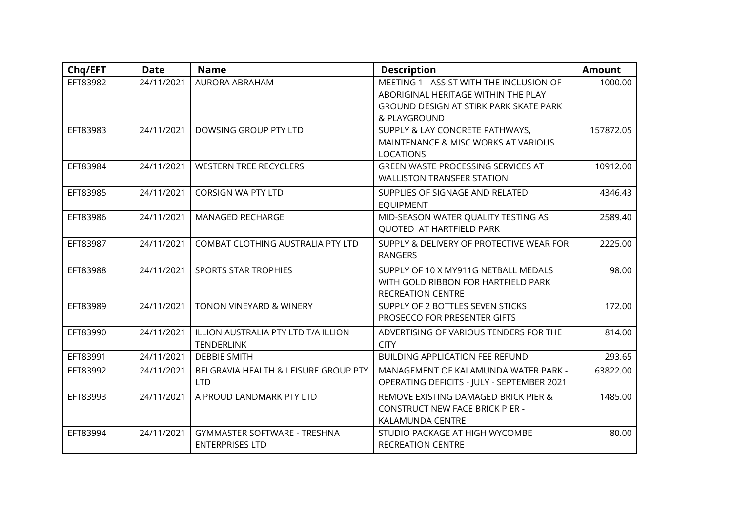| Chq/EFT | Date | Name | Description | Amount |
|---|---|---|---|---|
| EFT83982 | 24/11/2021 | AURORA ABRAHAM | MEETING 1 - ASSIST WITH THE INCLUSION OF ABORIGINAL HERITAGE WITHIN THE PLAY GROUND DESIGN AT STIRK PARK SKATE PARK & PLAYGROUND | 1000.00 |
| EFT83983 | 24/11/2021 | DOWSING GROUP PTY LTD | SUPPLY & LAY CONCRETE PATHWAYS, MAINTENANCE & MISC WORKS AT VARIOUS LOCATIONS | 157872.05 |
| EFT83984 | 24/11/2021 | WESTERN TREE RECYCLERS | GREEN WASTE PROCESSING SERVICES AT WALLISTON TRANSFER STATION | 10912.00 |
| EFT83985 | 24/11/2021 | CORSIGN WA PTY LTD | SUPPLIES OF SIGNAGE AND RELATED EQUIPMENT | 4346.43 |
| EFT83986 | 24/11/2021 | MANAGED RECHARGE | MID-SEASON WATER QUALITY TESTING AS QUOTED AT HARTFIELD PARK | 2589.40 |
| EFT83987 | 24/11/2021 | COMBAT CLOTHING AUSTRALIA PTY LTD | SUPPLY & DELIVERY OF PROTECTIVE WEAR FOR RANGERS | 2225.00 |
| EFT83988 | 24/11/2021 | SPORTS STAR TROPHIES | SUPPLY OF 10 X MY911G NETBALL MEDALS WITH GOLD RIBBON FOR HARTFIELD PARK RECREATION CENTRE | 98.00 |
| EFT83989 | 24/11/2021 | TONON VINEYARD & WINERY | SUPPLY OF 2 BOTTLES SEVEN STICKS PROSECCO FOR PRESENTER GIFTS | 172.00 |
| EFT83990 | 24/11/2021 | ILLION AUSTRALIA PTY LTD T/A ILLION TENDERLINK | ADVERTISING OF VARIOUS TENDERS FOR THE CITY | 814.00 |
| EFT83991 | 24/11/2021 | DEBBIE SMITH | BUILDING APPLICATION FEE REFUND | 293.65 |
| EFT83992 | 24/11/2021 | BELGRAVIA HEALTH & LEISURE GROUP PTY LTD | MANAGEMENT OF KALAMUNDA WATER PARK - OPERATING DEFICITS - JULY - SEPTEMBER 2021 | 63822.00 |
| EFT83993 | 24/11/2021 | A PROUD LANDMARK PTY LTD | REMOVE EXISTING DAMAGED BRICK PIER & CONSTRUCT NEW FACE BRICK PIER - KALAMUNDA CENTRE | 1485.00 |
| EFT83994 | 24/11/2021 | GYMMASTER SOFTWARE - TRESHNA ENTERPRISES LTD | STUDIO PACKAGE AT HIGH WYCOMBE RECREATION CENTRE | 80.00 |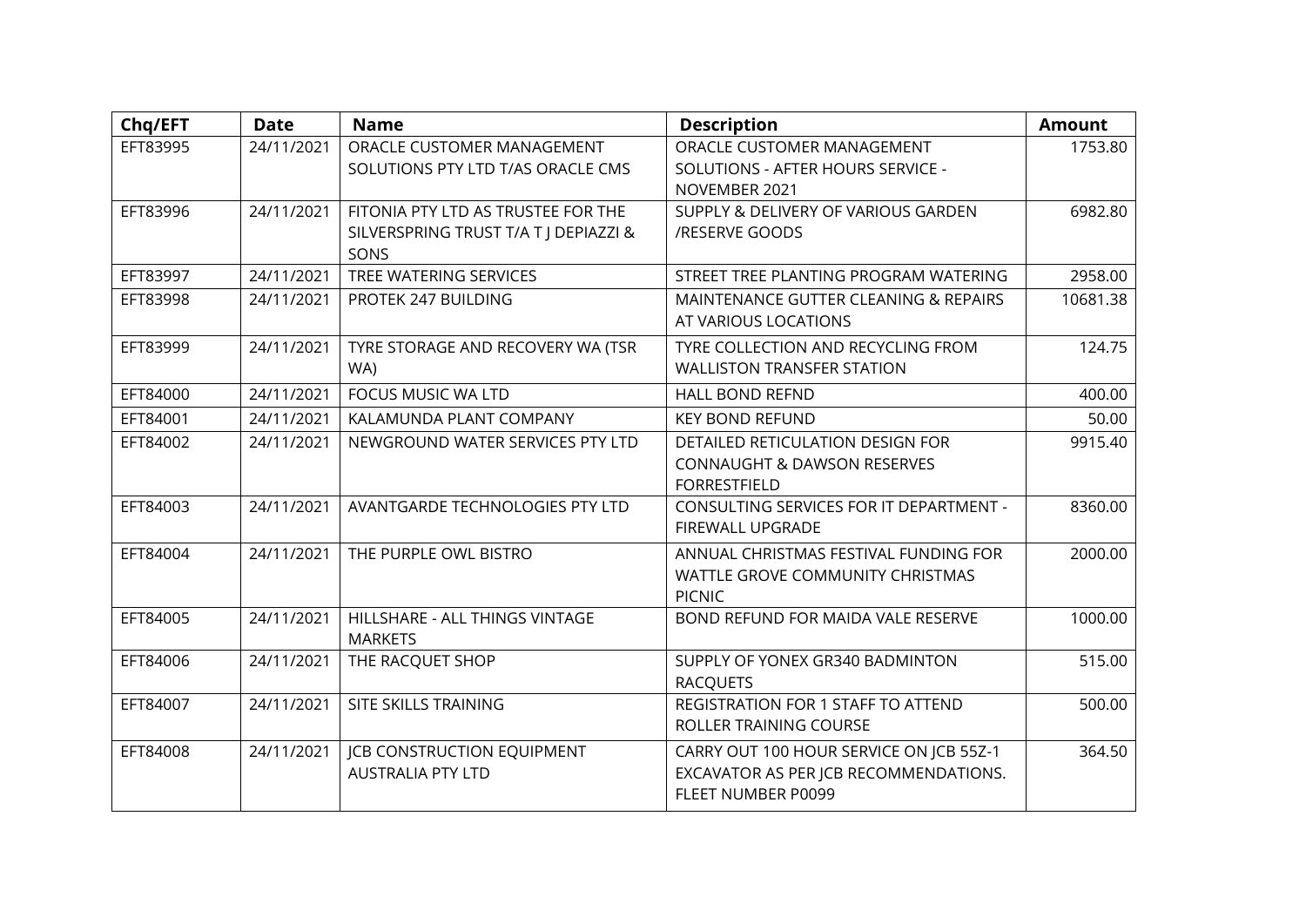| Chq/EFT | Date | Name | Description | Amount |
|---|---|---|---|---|
| EFT83995 | 24/11/2021 | ORACLE CUSTOMER MANAGEMENT SOLUTIONS PTY LTD T/AS ORACLE CMS | ORACLE CUSTOMER MANAGEMENT SOLUTIONS - AFTER HOURS SERVICE - NOVEMBER 2021 | 1753.80 |
| EFT83996 | 24/11/2021 | FITONIA PTY LTD AS TRUSTEE FOR THE SILVERSPRING TRUST T/A T J DEPIAZZI & SONS | SUPPLY & DELIVERY OF VARIOUS GARDEN /RESERVE GOODS | 6982.80 |
| EFT83997 | 24/11/2021 | TREE WATERING SERVICES | STREET TREE PLANTING PROGRAM WATERING | 2958.00 |
| EFT83998 | 24/11/2021 | PROTEK 247 BUILDING | MAINTENANCE GUTTER CLEANING & REPAIRS AT VARIOUS LOCATIONS | 10681.38 |
| EFT83999 | 24/11/2021 | TYRE STORAGE AND RECOVERY WA (TSR WA) | TYRE COLLECTION AND RECYCLING FROM WALLISTON TRANSFER STATION | 124.75 |
| EFT84000 | 24/11/2021 | FOCUS MUSIC WA LTD | HALL BOND REFND | 400.00 |
| EFT84001 | 24/11/2021 | KALAMUNDA PLANT COMPANY | KEY BOND REFUND | 50.00 |
| EFT84002 | 24/11/2021 | NEWGROUND WATER SERVICES PTY LTD | DETAILED RETICULATION DESIGN FOR CONNAUGHT & DAWSON RESERVES FORRESTFIELD | 9915.40 |
| EFT84003 | 24/11/2021 | AVANTGARDE TECHNOLOGIES PTY LTD | CONSULTING SERVICES FOR IT DEPARTMENT - FIREWALL UPGRADE | 8360.00 |
| EFT84004 | 24/11/2021 | THE PURPLE OWL BISTRO | ANNUAL CHRISTMAS FESTIVAL FUNDING FOR WATTLE GROVE COMMUNITY CHRISTMAS PICNIC | 2000.00 |
| EFT84005 | 24/11/2021 | HILLSHARE - ALL THINGS VINTAGE MARKETS | BOND REFUND FOR MAIDA VALE RESERVE | 1000.00 |
| EFT84006 | 24/11/2021 | THE RACQUET SHOP | SUPPLY OF YONEX GR340 BADMINTON RACQUETS | 515.00 |
| EFT84007 | 24/11/2021 | SITE SKILLS TRAINING | REGISTRATION FOR 1 STAFF TO ATTEND ROLLER TRAINING COURSE | 500.00 |
| EFT84008 | 24/11/2021 | JCB CONSTRUCTION EQUIPMENT AUSTRALIA PTY LTD | CARRY OUT 100 HOUR SERVICE ON JCB 55Z-1 EXCAVATOR AS PER JCB RECOMMENDATIONS. FLEET NUMBER P0099 | 364.50 |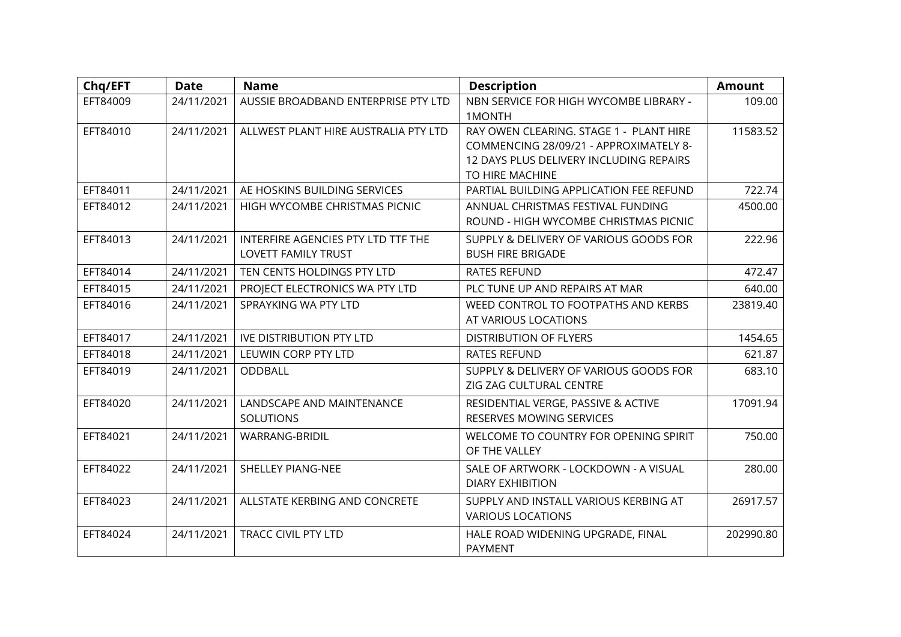| Chq/EFT | Date | Name | Description | Amount |
| --- | --- | --- | --- | --- |
| EFT84009 | 24/11/2021 | AUSSIE BROADBAND ENTERPRISE PTY LTD | NBN SERVICE FOR HIGH WYCOMBE LIBRARY - 1MONTH | 109.00 |
| EFT84010 | 24/11/2021 | ALLWEST PLANT HIRE AUSTRALIA PTY LTD | RAY OWEN CLEARING. STAGE 1 - PLANT HIRE COMMENCING 28/09/21 - APPROXIMATELY 8-12 DAYS PLUS DELIVERY INCLUDING REPAIRS TO HIRE MACHINE | 11583.52 |
| EFT84011 | 24/11/2021 | AE HOSKINS BUILDING SERVICES | PARTIAL BUILDING APPLICATION FEE REFUND | 722.74 |
| EFT84012 | 24/11/2021 | HIGH WYCOMBE CHRISTMAS PICNIC | ANNUAL CHRISTMAS FESTIVAL FUNDING ROUND - HIGH WYCOMBE CHRISTMAS PICNIC | 4500.00 |
| EFT84013 | 24/11/2021 | INTERFIRE AGENCIES PTY LTD TTF THE LOVETT FAMILY TRUST | SUPPLY & DELIVERY OF VARIOUS GOODS FOR BUSH FIRE BRIGADE | 222.96 |
| EFT84014 | 24/11/2021 | TEN CENTS HOLDINGS PTY LTD | RATES REFUND | 472.47 |
| EFT84015 | 24/11/2021 | PROJECT ELECTRONICS WA PTY LTD | PLC TUNE UP AND REPAIRS AT MAR | 640.00 |
| EFT84016 | 24/11/2021 | SPRAYKING WA PTY LTD | WEED CONTROL TO FOOTPATHS AND KERBS AT VARIOUS LOCATIONS | 23819.40 |
| EFT84017 | 24/11/2021 | IVE DISTRIBUTION PTY LTD | DISTRIBUTION OF FLYERS | 1454.65 |
| EFT84018 | 24/11/2021 | LEUWIN CORP PTY LTD | RATES REFUND | 621.87 |
| EFT84019 | 24/11/2021 | ODDBALL | SUPPLY & DELIVERY OF VARIOUS GOODS FOR ZIG ZAG CULTURAL CENTRE | 683.10 |
| EFT84020 | 24/11/2021 | LANDSCAPE AND MAINTENANCE SOLUTIONS | RESIDENTIAL VERGE, PASSIVE & ACTIVE RESERVES MOWING SERVICES | 17091.94 |
| EFT84021 | 24/11/2021 | WARRANG-BRIDIL | WELCOME TO COUNTRY FOR OPENING SPIRIT OF THE VALLEY | 750.00 |
| EFT84022 | 24/11/2021 | SHELLEY PIANG-NEE | SALE OF ARTWORK - LOCKDOWN - A VISUAL DIARY EXHIBITION | 280.00 |
| EFT84023 | 24/11/2021 | ALLSTATE KERBING AND CONCRETE | SUPPLY AND INSTALL VARIOUS KERBING AT VARIOUS LOCATIONS | 26917.57 |
| EFT84024 | 24/11/2021 | TRACC CIVIL PTY LTD | HALE ROAD WIDENING UPGRADE, FINAL PAYMENT | 202990.80 |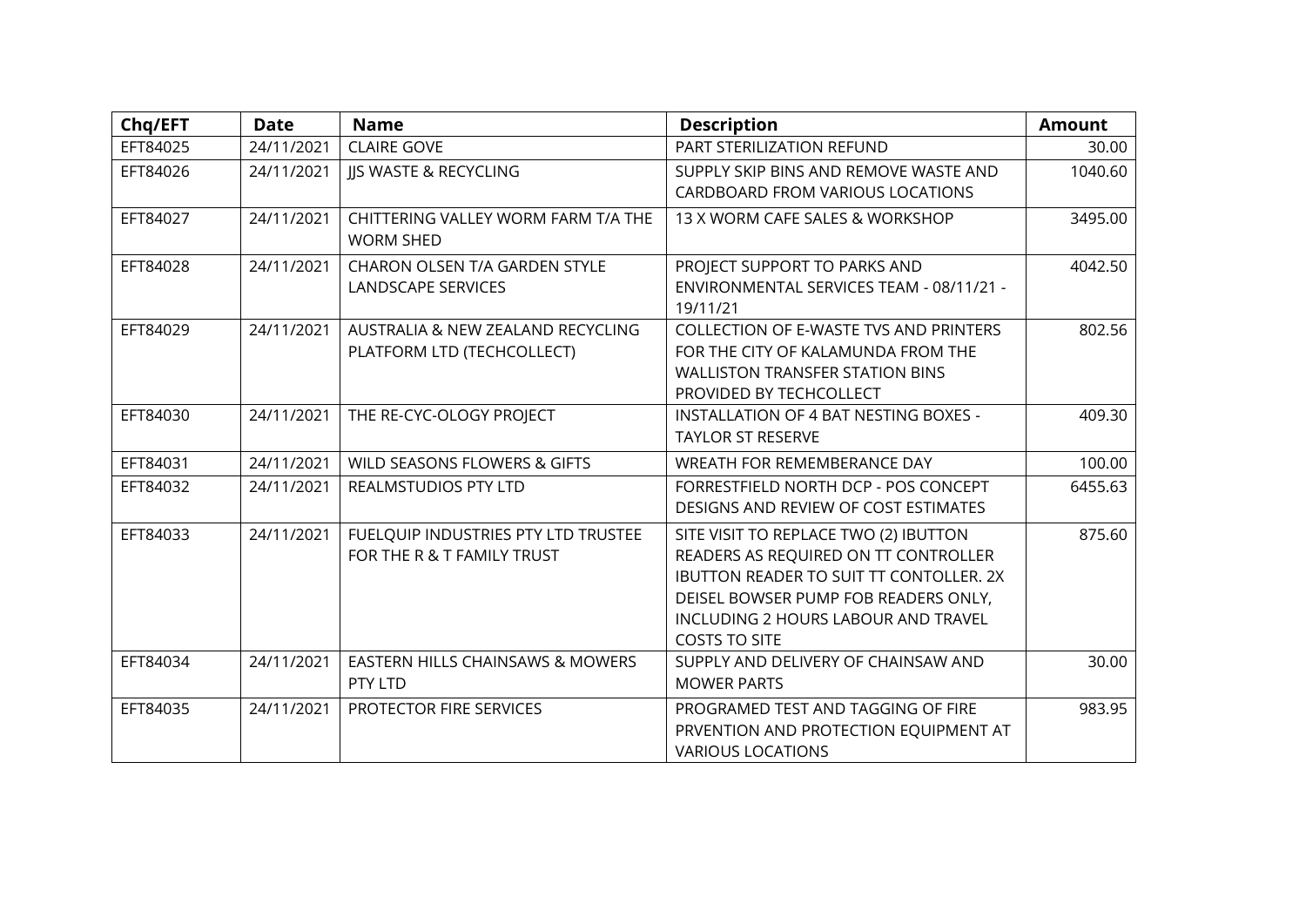| Chq/EFT | Date | Name | Description | Amount |
|---|---|---|---|---|
| EFT84025 | 24/11/2021 | CLAIRE GOVE | PART STERILIZATION REFUND | 30.00 |
| EFT84026 | 24/11/2021 | JJS WASTE & RECYCLING | SUPPLY SKIP BINS AND REMOVE WASTE AND CARDBOARD FROM VARIOUS LOCATIONS | 1040.60 |
| EFT84027 | 24/11/2021 | CHITTERING VALLEY WORM FARM T/A THE WORM SHED | 13 X WORM CAFE SALES & WORKSHOP | 3495.00 |
| EFT84028 | 24/11/2021 | CHARON OLSEN T/A GARDEN STYLE LANDSCAPE SERVICES | PROJECT SUPPORT TO PARKS AND ENVIRONMENTAL SERVICES TEAM - 08/11/21 - 19/11/21 | 4042.50 |
| EFT84029 | 24/11/2021 | AUSTRALIA & NEW ZEALAND RECYCLING PLATFORM LTD (TECHCOLLECT) | COLLECTION OF E-WASTE TVS AND PRINTERS FOR THE CITY OF KALAMUNDA FROM THE WALLISTON TRANSFER STATION BINS PROVIDED BY TECHCOLLECT | 802.56 |
| EFT84030 | 24/11/2021 | THE RE-CYC-OLOGY PROJECT | INSTALLATION OF 4 BAT NESTING BOXES - TAYLOR ST RESERVE | 409.30 |
| EFT84031 | 24/11/2021 | WILD SEASONS FLOWERS & GIFTS | WREATH FOR REMEMBERANCE DAY | 100.00 |
| EFT84032 | 24/11/2021 | REALMSTUDIOS PTY LTD | FORRESTFIELD NORTH DCP - POS CONCEPT DESIGNS AND REVIEW OF COST ESTIMATES | 6455.63 |
| EFT84033 | 24/11/2021 | FUELQUIP INDUSTRIES PTY LTD TRUSTEE FOR THE R & T FAMILY TRUST | SITE VISIT TO REPLACE TWO (2) IBUTTON READERS AS REQUIRED ON TT CONTROLLER IBUTTON READER TO SUIT TT CONTOLLER. 2X DEISEL BOWSER PUMP FOB READERS ONLY, INCLUDING 2 HOURS LABOUR AND TRAVEL COSTS TO SITE | 875.60 |
| EFT84034 | 24/11/2021 | EASTERN HILLS CHAINSAWS & MOWERS PTY LTD | SUPPLY AND DELIVERY OF CHAINSAW AND MOWER PARTS | 30.00 |
| EFT84035 | 24/11/2021 | PROTECTOR FIRE SERVICES | PROGRAMED TEST AND TAGGING OF FIRE PRVENTION AND PROTECTION EQUIPMENT AT VARIOUS LOCATIONS | 983.95 |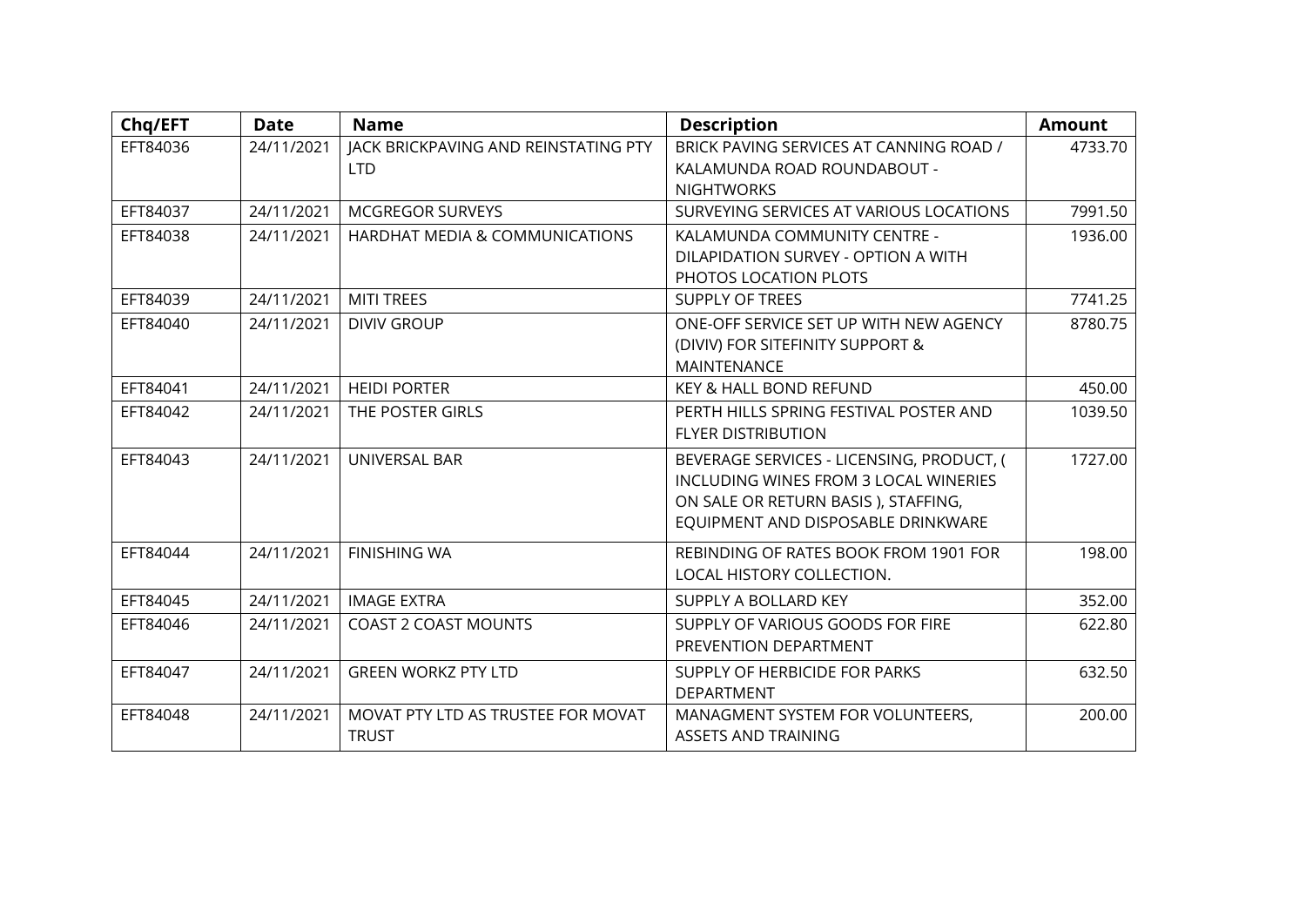| Chq/EFT | Date | Name | Description | Amount |
|---|---|---|---|---|
| EFT84036 | 24/11/2021 | JACK BRICKPAVING AND REINSTATING PTY LTD | BRICK PAVING SERVICES AT CANNING ROAD / KALAMUNDA ROAD ROUNDABOUT - NIGHTWORKS | 4733.70 |
| EFT84037 | 24/11/2021 | MCGREGOR SURVEYS | SURVEYING SERVICES AT VARIOUS LOCATIONS | 7991.50 |
| EFT84038 | 24/11/2021 | HARDHAT MEDIA & COMMUNICATIONS | KALAMUNDA COMMUNITY CENTRE - DILAPIDATION SURVEY - OPTION A WITH PHOTOS LOCATION PLOTS | 1936.00 |
| EFT84039 | 24/11/2021 | MITI TREES | SUPPLY OF TREES | 7741.25 |
| EFT84040 | 24/11/2021 | DIVIV GROUP | ONE-OFF SERVICE SET UP WITH NEW AGENCY (DIVIV) FOR SITEFINITY SUPPORT & MAINTENANCE | 8780.75 |
| EFT84041 | 24/11/2021 | HEIDI PORTER | KEY & HALL BOND REFUND | 450.00 |
| EFT84042 | 24/11/2021 | THE POSTER GIRLS | PERTH HILLS SPRING FESTIVAL POSTER AND FLYER DISTRIBUTION | 1039.50 |
| EFT84043 | 24/11/2021 | UNIVERSAL BAR | BEVERAGE SERVICES - LICENSING, PRODUCT, ( INCLUDING WINES FROM 3 LOCAL WINERIES ON SALE OR RETURN BASIS ), STAFFING, EQUIPMENT AND DISPOSABLE DRINKWARE | 1727.00 |
| EFT84044 | 24/11/2021 | FINISHING WA | REBINDING OF RATES BOOK FROM 1901 FOR LOCAL HISTORY COLLECTION. | 198.00 |
| EFT84045 | 24/11/2021 | IMAGE EXTRA | SUPPLY A BOLLARD KEY | 352.00 |
| EFT84046 | 24/11/2021 | COAST 2 COAST MOUNTS | SUPPLY OF VARIOUS GOODS FOR FIRE PREVENTION DEPARTMENT | 622.80 |
| EFT84047 | 24/11/2021 | GREEN WORKZ PTY LTD | SUPPLY OF HERBICIDE FOR PARKS DEPARTMENT | 632.50 |
| EFT84048 | 24/11/2021 | MOVAT PTY LTD AS TRUSTEE FOR MOVAT TRUST | MANAGMENT SYSTEM FOR VOLUNTEERS, ASSETS AND TRAINING | 200.00 |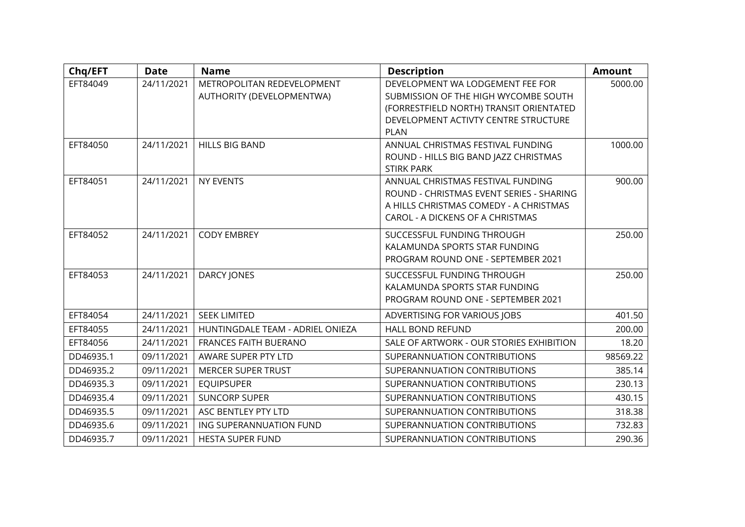| Chq/EFT | Date | Name | Description | Amount |
|---|---|---|---|---|
| EFT84049 | 24/11/2021 | METROPOLITAN REDEVELOPMENT AUTHORITY (DEVELOPMENTWA) | DEVELOPMENT WA LODGEMENT FEE FOR SUBMISSION OF THE HIGH WYCOMBE SOUTH (FORRESTFIELD NORTH) TRANSIT ORIENTATED DEVELOPMENT ACTIVTY CENTRE STRUCTURE PLAN | 5000.00 |
| EFT84050 | 24/11/2021 | HILLS BIG BAND | ANNUAL CHRISTMAS FESTIVAL FUNDING ROUND - HILLS BIG BAND JAZZ CHRISTMAS STIRK PARK | 1000.00 |
| EFT84051 | 24/11/2021 | NY EVENTS | ANNUAL CHRISTMAS FESTIVAL FUNDING ROUND - CHRISTMAS EVENT SERIES - SHARING A HILLS CHRISTMAS COMEDY - A CHRISTMAS CAROL - A DICKENS OF A CHRISTMAS | 900.00 |
| EFT84052 | 24/11/2021 | CODY EMBREY | SUCCESSFUL FUNDING THROUGH KALAMUNDA SPORTS STAR FUNDING PROGRAM ROUND ONE - SEPTEMBER 2021 | 250.00 |
| EFT84053 | 24/11/2021 | DARCY JONES | SUCCESSFUL FUNDING THROUGH KALAMUNDA SPORTS STAR FUNDING PROGRAM ROUND ONE - SEPTEMBER 2021 | 250.00 |
| EFT84054 | 24/11/2021 | SEEK LIMITED | ADVERTISING FOR VARIOUS JOBS | 401.50 |
| EFT84055 | 24/11/2021 | HUNTINGDALE TEAM - ADRIEL ONIEZA | HALL BOND REFUND | 200.00 |
| EFT84056 | 24/11/2021 | FRANCES FAITH BUERANO | SALE OF ARTWORK - OUR STORIES EXHIBITION | 18.20 |
| DD46935.1 | 09/11/2021 | AWARE SUPER PTY LTD | SUPERANNUATION CONTRIBUTIONS | 98569.22 |
| DD46935.2 | 09/11/2021 | MERCER SUPER TRUST | SUPERANNUATION CONTRIBUTIONS | 385.14 |
| DD46935.3 | 09/11/2021 | EQUIPSUPER | SUPERANNUATION CONTRIBUTIONS | 230.13 |
| DD46935.4 | 09/11/2021 | SUNCORP SUPER | SUPERANNUATION CONTRIBUTIONS | 430.15 |
| DD46935.5 | 09/11/2021 | ASC BENTLEY PTY LTD | SUPERANNUATION CONTRIBUTIONS | 318.38 |
| DD46935.6 | 09/11/2021 | ING SUPERANNUATION FUND | SUPERANNUATION CONTRIBUTIONS | 732.83 |
| DD46935.7 | 09/11/2021 | HESTA SUPER FUND | SUPERANNUATION CONTRIBUTIONS | 290.36 |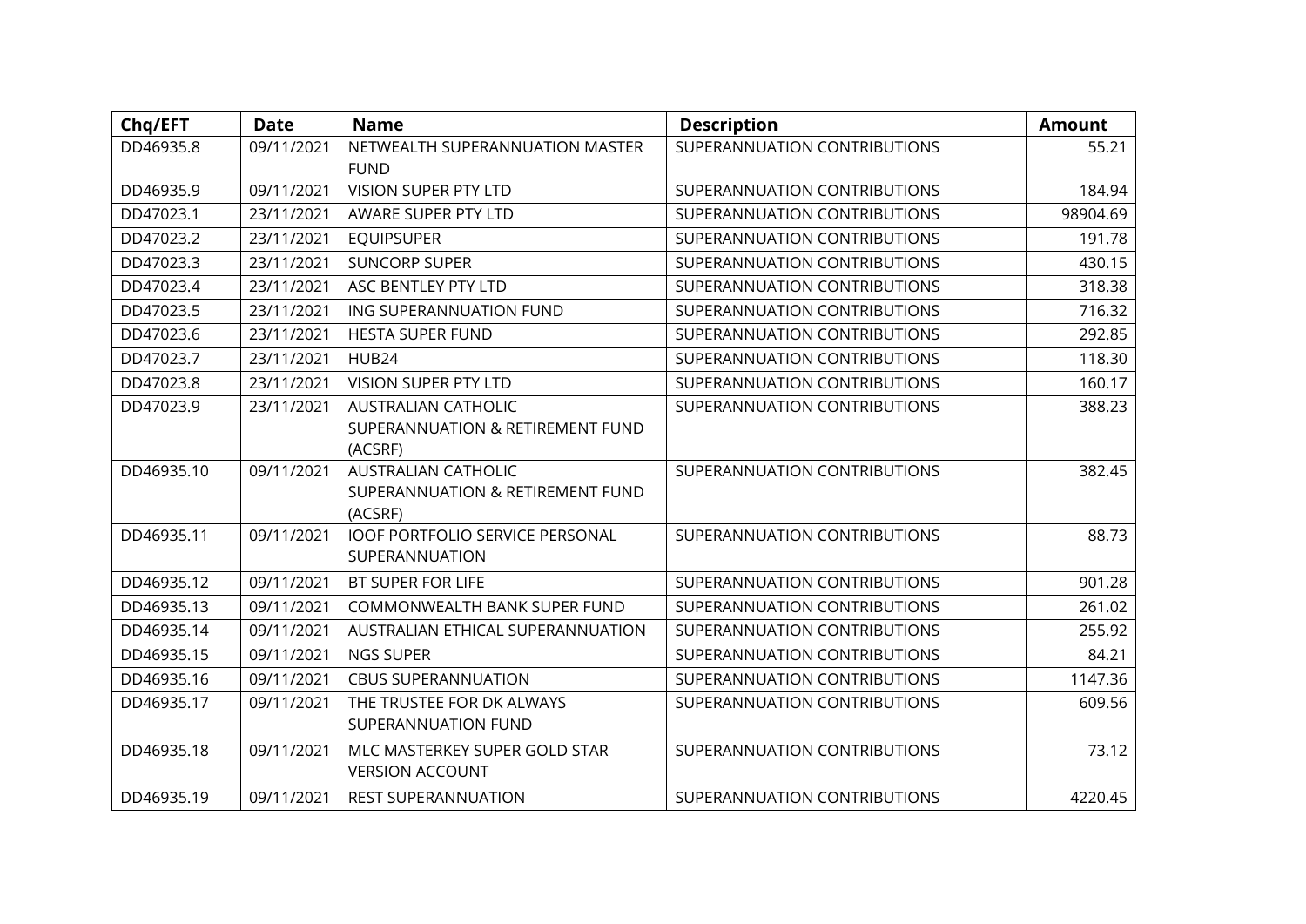| Chq/EFT | Date | Name | Description | Amount |
|---|---|---|---|---|
| DD46935.8 | 09/11/2021 | NETWEALTH SUPERANNUATION MASTER FUND | SUPERANNUATION CONTRIBUTIONS | 55.21 |
| DD46935.9 | 09/11/2021 | VISION SUPER PTY LTD | SUPERANNUATION CONTRIBUTIONS | 184.94 |
| DD47023.1 | 23/11/2021 | AWARE SUPER PTY LTD | SUPERANNUATION CONTRIBUTIONS | 98904.69 |
| DD47023.2 | 23/11/2021 | EQUIPSUPER | SUPERANNUATION CONTRIBUTIONS | 191.78 |
| DD47023.3 | 23/11/2021 | SUNCORP SUPER | SUPERANNUATION CONTRIBUTIONS | 430.15 |
| DD47023.4 | 23/11/2021 | ASC BENTLEY PTY LTD | SUPERANNUATION CONTRIBUTIONS | 318.38 |
| DD47023.5 | 23/11/2021 | ING SUPERANNUATION FUND | SUPERANNUATION CONTRIBUTIONS | 716.32 |
| DD47023.6 | 23/11/2021 | HESTA SUPER FUND | SUPERANNUATION CONTRIBUTIONS | 292.85 |
| DD47023.7 | 23/11/2021 | HUB24 | SUPERANNUATION CONTRIBUTIONS | 118.30 |
| DD47023.8 | 23/11/2021 | VISION SUPER PTY LTD | SUPERANNUATION CONTRIBUTIONS | 160.17 |
| DD47023.9 | 23/11/2021 | AUSTRALIAN CATHOLIC SUPERANNUATION & RETIREMENT FUND (ACSRF) | SUPERANNUATION CONTRIBUTIONS | 388.23 |
| DD46935.10 | 09/11/2021 | AUSTRALIAN CATHOLIC SUPERANNUATION & RETIREMENT FUND (ACSRF) | SUPERANNUATION CONTRIBUTIONS | 382.45 |
| DD46935.11 | 09/11/2021 | IOOF PORTFOLIO SERVICE PERSONAL SUPERANNUATION | SUPERANNUATION CONTRIBUTIONS | 88.73 |
| DD46935.12 | 09/11/2021 | BT SUPER FOR LIFE | SUPERANNUATION CONTRIBUTIONS | 901.28 |
| DD46935.13 | 09/11/2021 | COMMONWEALTH BANK SUPER FUND | SUPERANNUATION CONTRIBUTIONS | 261.02 |
| DD46935.14 | 09/11/2021 | AUSTRALIAN ETHICAL SUPERANNUATION | SUPERANNUATION CONTRIBUTIONS | 255.92 |
| DD46935.15 | 09/11/2021 | NGS SUPER | SUPERANNUATION CONTRIBUTIONS | 84.21 |
| DD46935.16 | 09/11/2021 | CBUS SUPERANNUATION | SUPERANNUATION CONTRIBUTIONS | 1147.36 |
| DD46935.17 | 09/11/2021 | THE TRUSTEE FOR DK ALWAYS SUPERANNUATION FUND | SUPERANNUATION CONTRIBUTIONS | 609.56 |
| DD46935.18 | 09/11/2021 | MLC MASTERKEY SUPER GOLD STAR VERSION ACCOUNT | SUPERANNUATION CONTRIBUTIONS | 73.12 |
| DD46935.19 | 09/11/2021 | REST SUPERANNUATION | SUPERANNUATION CONTRIBUTIONS | 4220.45 |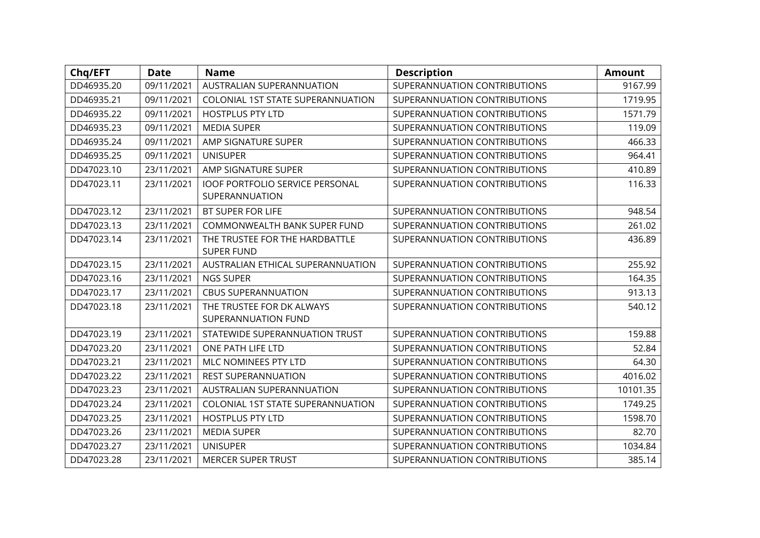| Chq/EFT | Date | Name | Description | Amount |
|---|---|---|---|---|
| DD46935.20 | 09/11/2021 | AUSTRALIAN SUPERANNUATION | SUPERANNUATION CONTRIBUTIONS | 9167.99 |
| DD46935.21 | 09/11/2021 | COLONIAL 1ST STATE SUPERANNUATION | SUPERANNUATION CONTRIBUTIONS | 1719.95 |
| DD46935.22 | 09/11/2021 | HOSTPLUS PTY LTD | SUPERANNUATION CONTRIBUTIONS | 1571.79 |
| DD46935.23 | 09/11/2021 | MEDIA SUPER | SUPERANNUATION CONTRIBUTIONS | 119.09 |
| DD46935.24 | 09/11/2021 | AMP SIGNATURE SUPER | SUPERANNUATION CONTRIBUTIONS | 466.33 |
| DD46935.25 | 09/11/2021 | UNISUPER | SUPERANNUATION CONTRIBUTIONS | 964.41 |
| DD47023.10 | 23/11/2021 | AMP SIGNATURE SUPER | SUPERANNUATION CONTRIBUTIONS | 410.89 |
| DD47023.11 | 23/11/2021 | IOOF PORTFOLIO SERVICE PERSONAL SUPERANNUATION | SUPERANNUATION CONTRIBUTIONS | 116.33 |
| DD47023.12 | 23/11/2021 | BT SUPER FOR LIFE | SUPERANNUATION CONTRIBUTIONS | 948.54 |
| DD47023.13 | 23/11/2021 | COMMONWEALTH BANK SUPER FUND | SUPERANNUATION CONTRIBUTIONS | 261.02 |
| DD47023.14 | 23/11/2021 | THE TRUSTEE FOR THE HARDBATTLE SUPER FUND | SUPERANNUATION CONTRIBUTIONS | 436.89 |
| DD47023.15 | 23/11/2021 | AUSTRALIAN ETHICAL SUPERANNUATION | SUPERANNUATION CONTRIBUTIONS | 255.92 |
| DD47023.16 | 23/11/2021 | NGS SUPER | SUPERANNUATION CONTRIBUTIONS | 164.35 |
| DD47023.17 | 23/11/2021 | CBUS SUPERANNUATION | SUPERANNUATION CONTRIBUTIONS | 913.13 |
| DD47023.18 | 23/11/2021 | THE TRUSTEE FOR DK ALWAYS SUPERANNUATION FUND | SUPERANNUATION CONTRIBUTIONS | 540.12 |
| DD47023.19 | 23/11/2021 | STATEWIDE SUPERANNUATION TRUST | SUPERANNUATION CONTRIBUTIONS | 159.88 |
| DD47023.20 | 23/11/2021 | ONE PATH LIFE LTD | SUPERANNUATION CONTRIBUTIONS | 52.84 |
| DD47023.21 | 23/11/2021 | MLC NOMINEES PTY LTD | SUPERANNUATION CONTRIBUTIONS | 64.30 |
| DD47023.22 | 23/11/2021 | REST SUPERANNUATION | SUPERANNUATION CONTRIBUTIONS | 4016.02 |
| DD47023.23 | 23/11/2021 | AUSTRALIAN SUPERANNUATION | SUPERANNUATION CONTRIBUTIONS | 10101.35 |
| DD47023.24 | 23/11/2021 | COLONIAL 1ST STATE SUPERANNUATION | SUPERANNUATION CONTRIBUTIONS | 1749.25 |
| DD47023.25 | 23/11/2021 | HOSTPLUS PTY LTD | SUPERANNUATION CONTRIBUTIONS | 1598.70 |
| DD47023.26 | 23/11/2021 | MEDIA SUPER | SUPERANNUATION CONTRIBUTIONS | 82.70 |
| DD47023.27 | 23/11/2021 | UNISUPER | SUPERANNUATION CONTRIBUTIONS | 1034.84 |
| DD47023.28 | 23/11/2021 | MERCER SUPER TRUST | SUPERANNUATION CONTRIBUTIONS | 385.14 |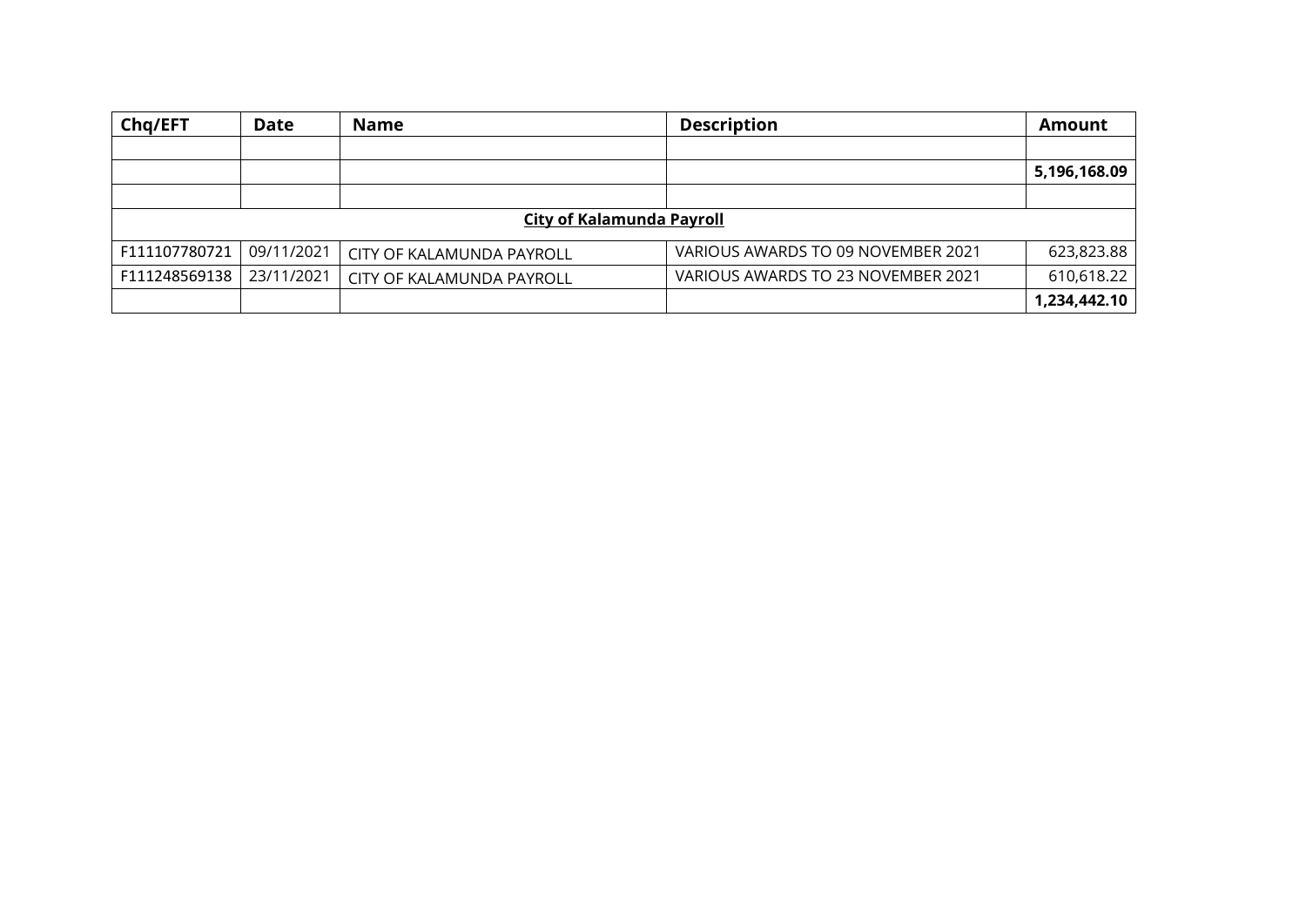| Chq/EFT | Date | Name | Description | Amount |
|---|---|---|---|---|
| | | | | |
| | | | | **5,196,168.09** |
| | | | | |
| **City of Kalamunda Payroll** | | | | |
| F111107780721 | 09/11/2021 | CITY OF KALAMUNDA PAYROLL | VARIOUS AWARDS TO 09 NOVEMBER 2021 | 623,823.88 |
| F111248569138 | 23/11/2021 | CITY OF KALAMUNDA PAYROLL | VARIOUS AWARDS TO 23 NOVEMBER 2021 | 610,618.22 |
| | | | | **1,234,442.10** |